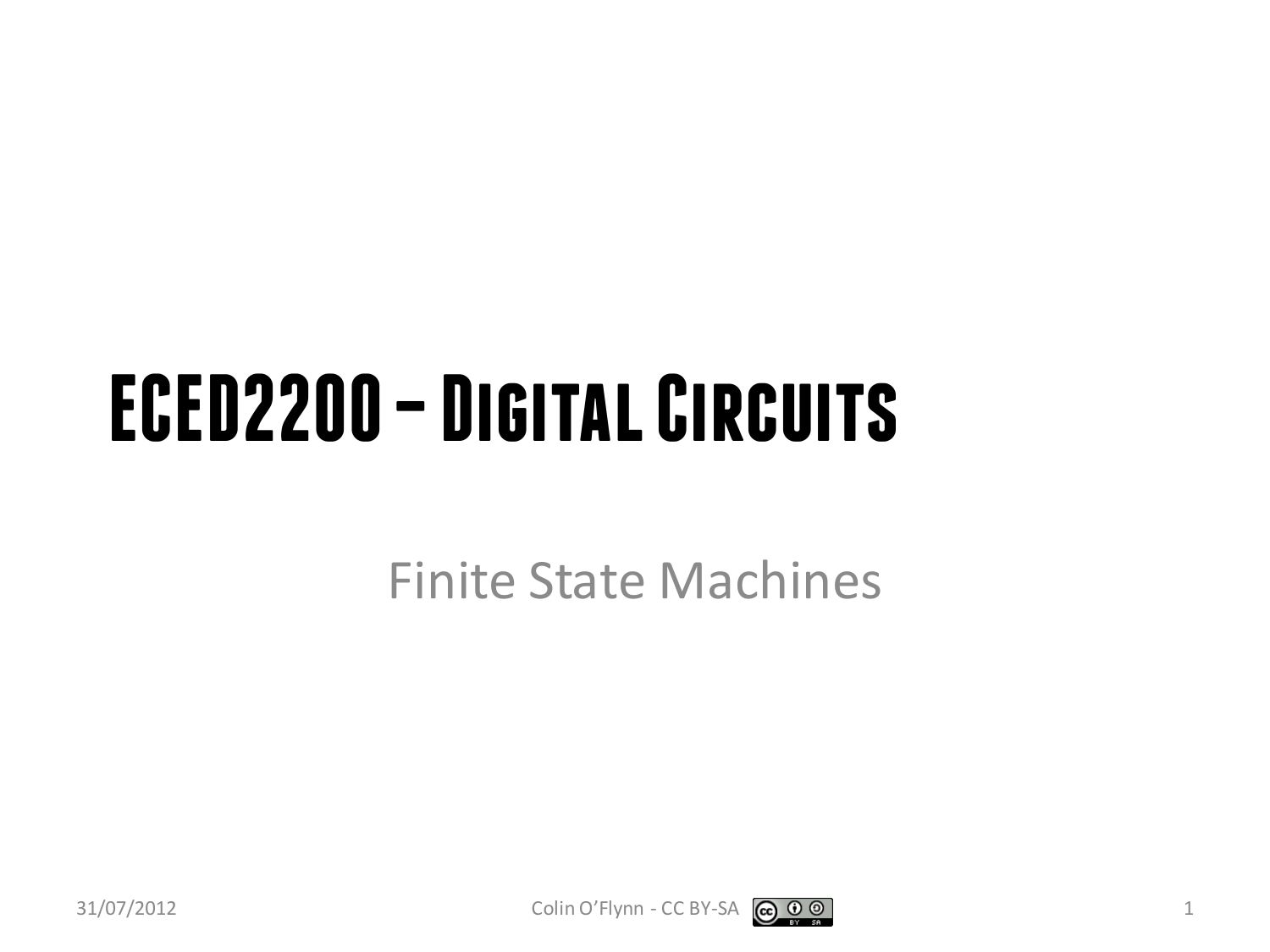# ECED2200 – Digital Circuits

Finite State Machines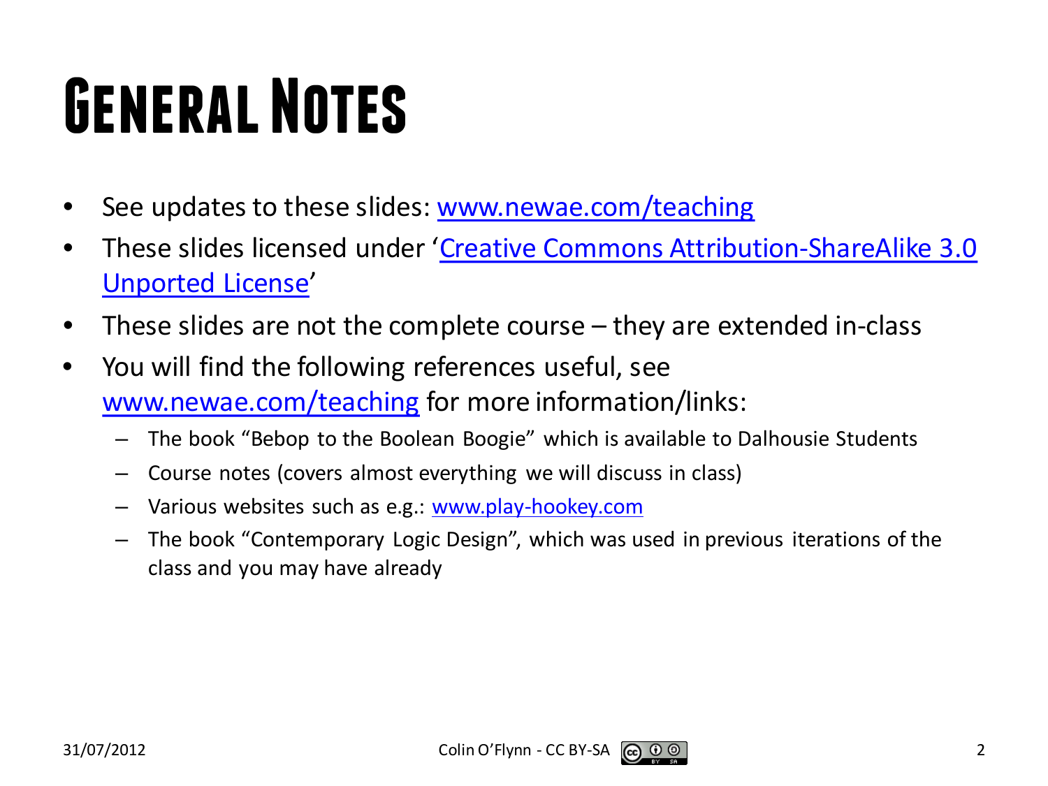# General Notes

- See updates to these slides: www.newae.com/teaching
- These slides licensed under 'Creative Commons Attribution-ShareAlike 3.0 Unported License'
- These slides are not the complete course – they are extended in-class
- You will find the following references useful, see www.newae.com/teaching for more information/links:
  - The book "Bebop to the Boolean Boogie" which is available to Dalhousie Students
  - Course notes (covers almost everything we will discuss in class)
  - Various websites such as e.g.: www.play-hookey.com
  - The book "Contemporary Logic Design", which was used in previous iterations of the class and you may have already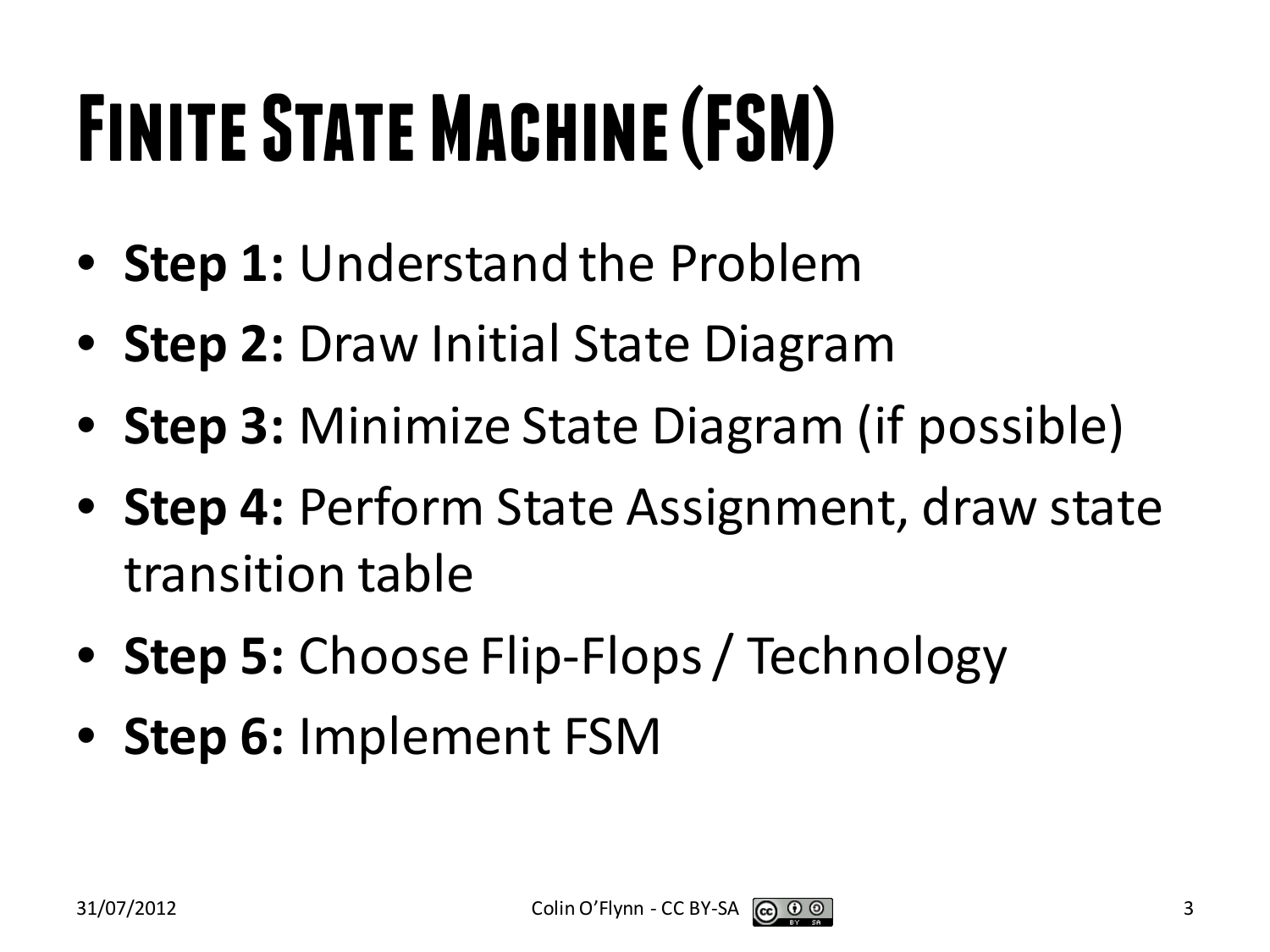# Finite State Machine (FSM)

- **Step 1:** Understand the Problem
- **Step 2:** Draw Initial State Diagram
- **Step 3:** Minimize State Diagram (if possible)
- **Step 4:** Perform State Assignment, draw state transition table
- **Step 5:** Choose Flip-Flops / Technology
- **Step 6:** Implement FSM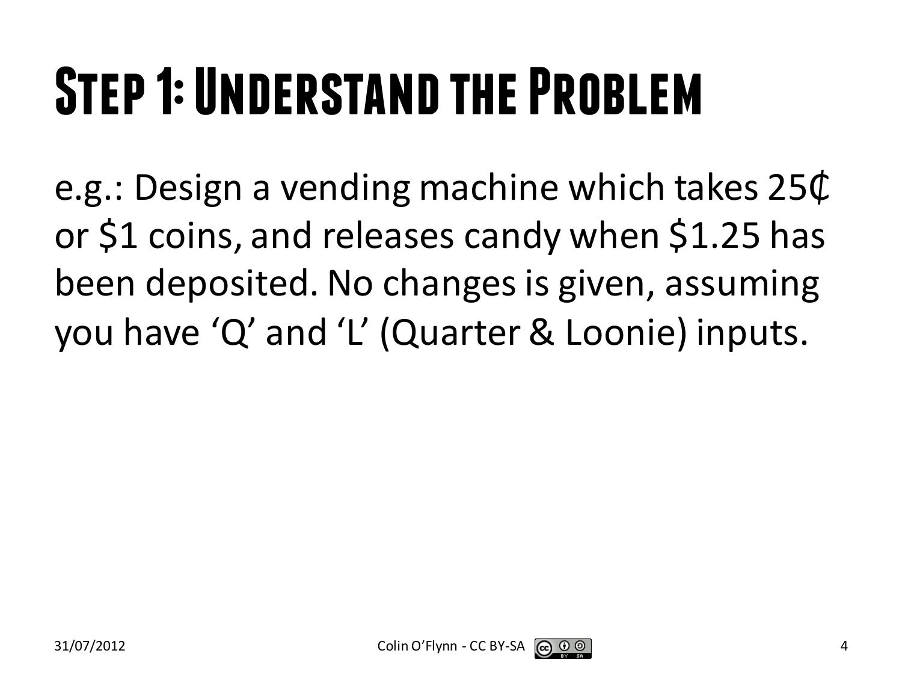# Step 1: Understand the Problem

e.g.: Design a vending machine which takes 25₵ or $1 coins, and releases candy when $1.25 has been deposited. No changes is given, assuming you have ‘Q’ and ‘L’ (Quarter & Loonie) inputs.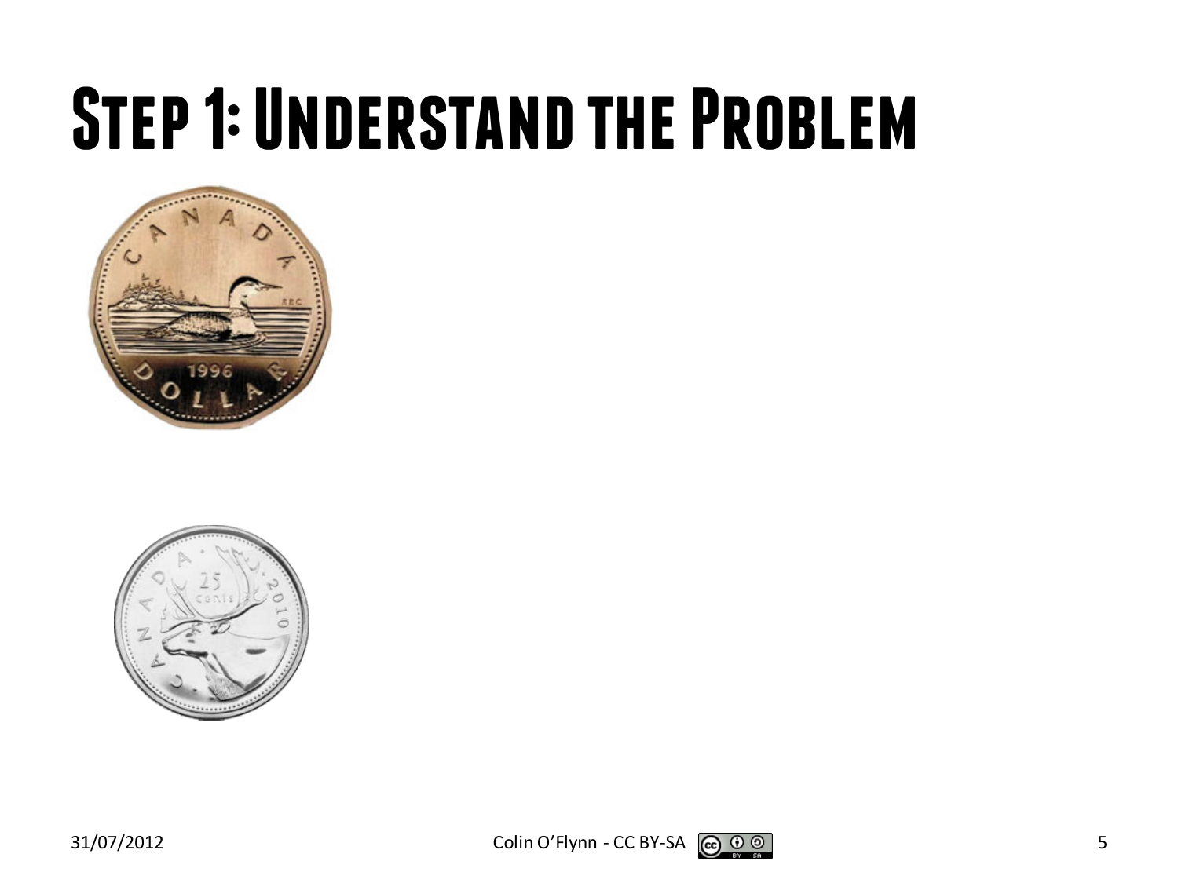# Step 1: Understand the Problem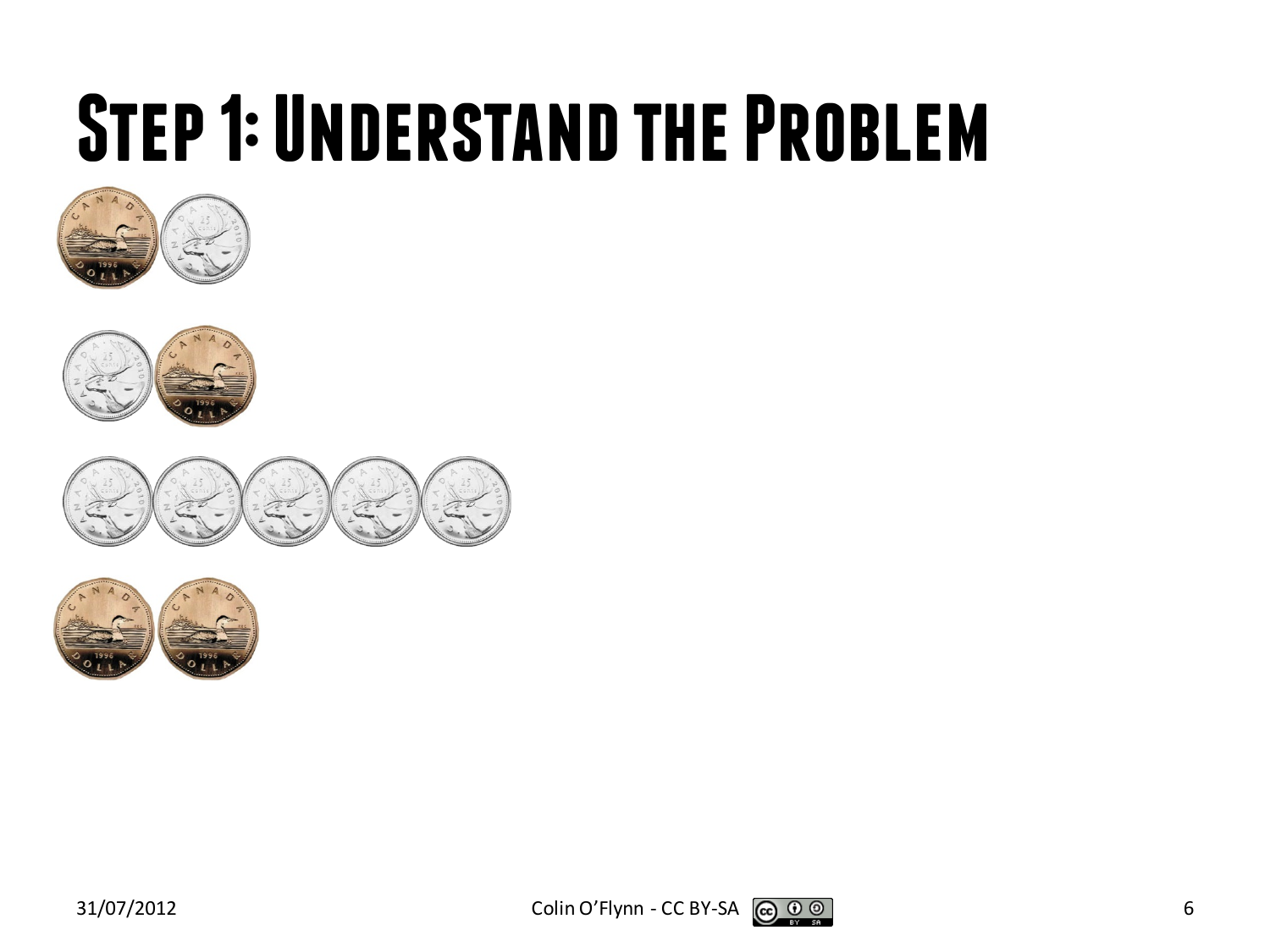# Step 1: Understand the Problem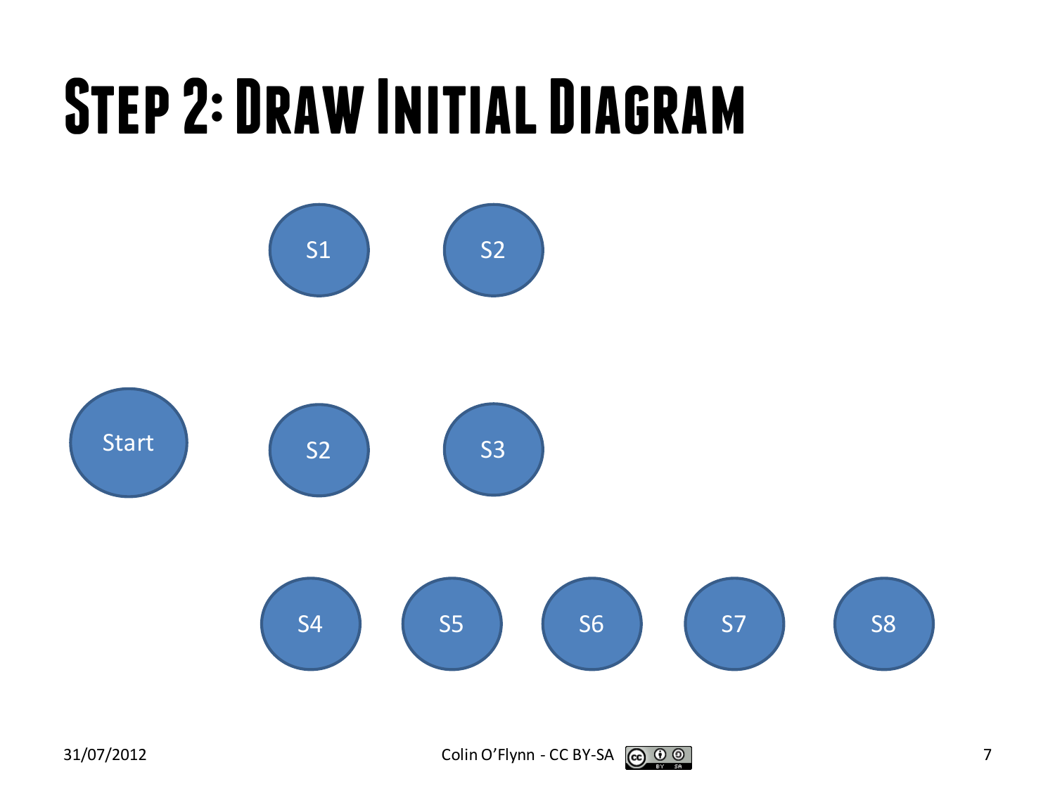# Step 2: Draw Initial Diagram

S1 S2

Start S2 S3

S4 S5 S6 S7 S8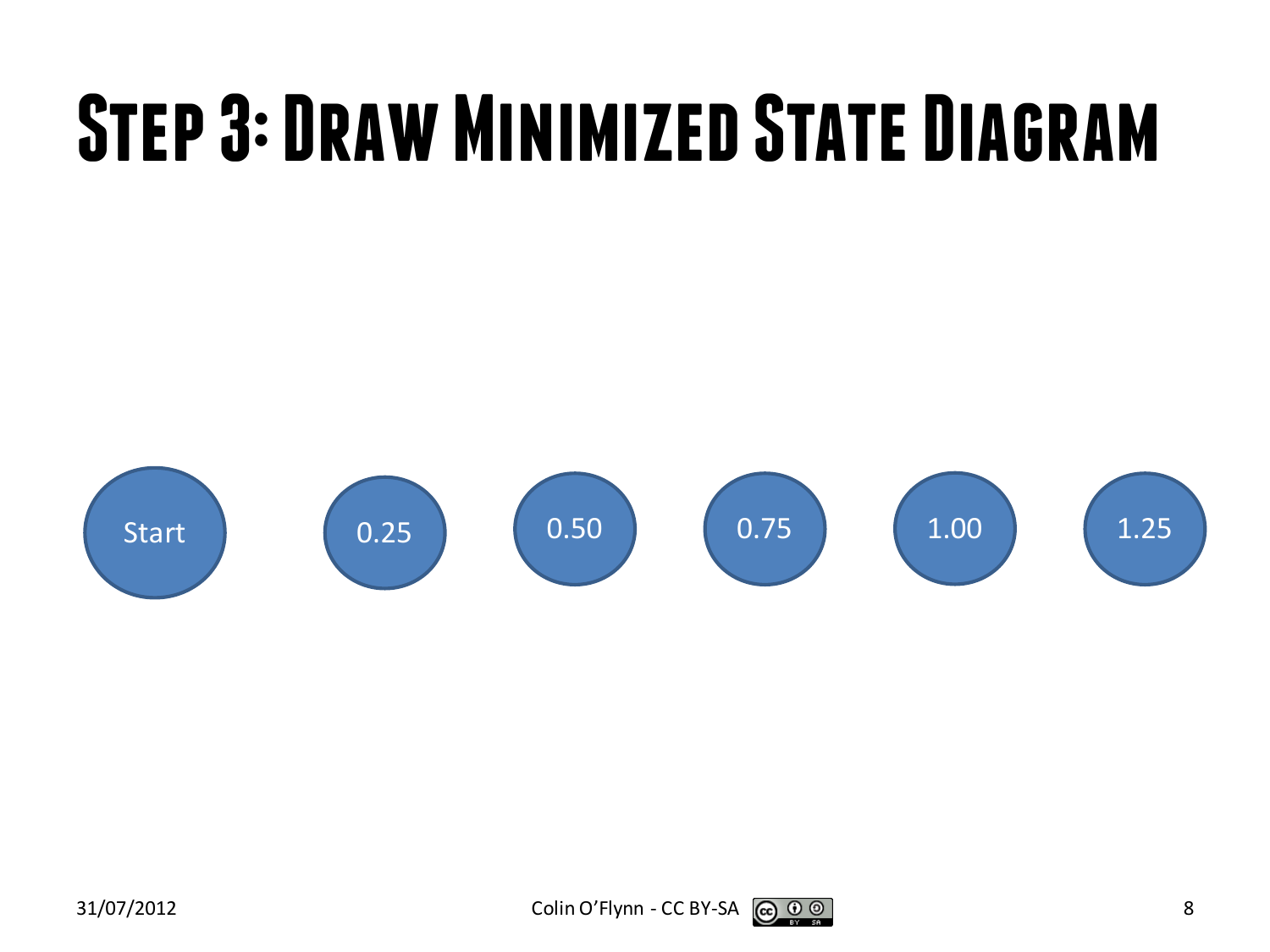# Step 3: Draw Minimized State Diagram

Start

0.25

0.50

0.75

1.00

1.25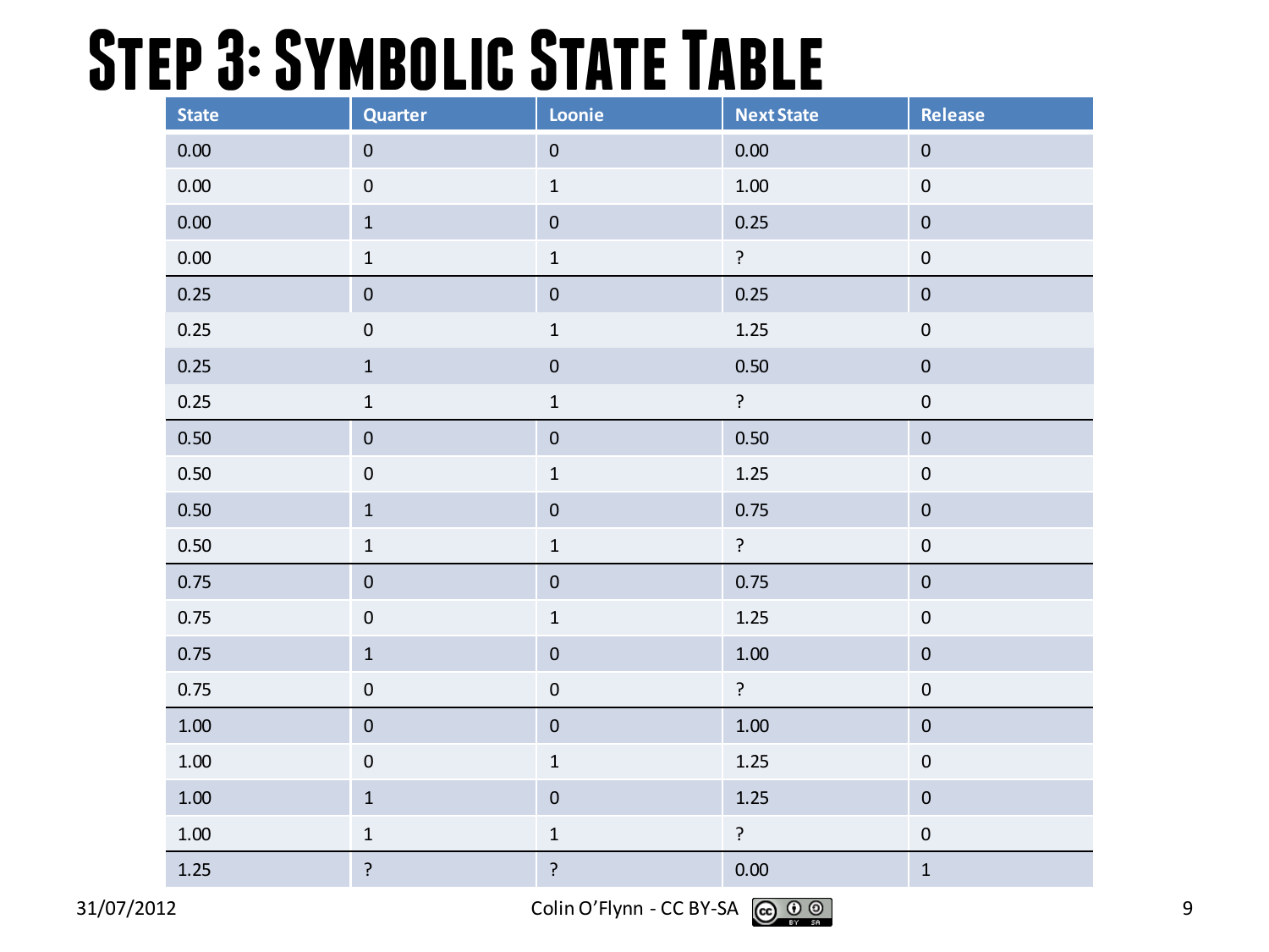# Step 3: Symbolic State Table

| State | Quarter | Loonie | Next State | Release |
|---|---|---|---|---|
| 0.00 | 0 | 0 | 0.00 | 0 |
| 0.00 | 0 | 1 | 1.00 | 0 |
| 0.00 | 1 | 0 | 0.25 | 0 |
| 0.00 | 1 | 1 | ? | 0 |
| 0.25 | 0 | 0 | 0.25 | 0 |
| 0.25 | 0 | 1 | 1.25 | 0 |
| 0.25 | 1 | 0 | 0.50 | 0 |
| 0.25 | 1 | 1 | ? | 0 |
| 0.50 | 0 | 0 | 0.50 | 0 |
| 0.50 | 0 | 1 | 1.25 | 0 |
| 0.50 | 1 | 0 | 0.75 | 0 |
| 0.50 | 1 | 1 | ? | 0 |
| 0.75 | 0 | 0 | 0.75 | 0 |
| 0.75 | 0 | 1 | 1.25 | 0 |
| 0.75 | 1 | 0 | 1.00 | 0 |
| 0.75 | 0 | 0 | ? | 0 |
| 1.00 | 0 | 0 | 1.00 | 0 |
| 1.00 | 0 | 1 | 1.25 | 0 |
| 1.00 | 1 | 0 | 1.25 | 0 |
| 1.00 | 1 | 1 | ? | 0 |
| 1.25 | ? | ? | 0.00 | 1 |

31/07/2012 Colin O'Flynn - CC BY-SA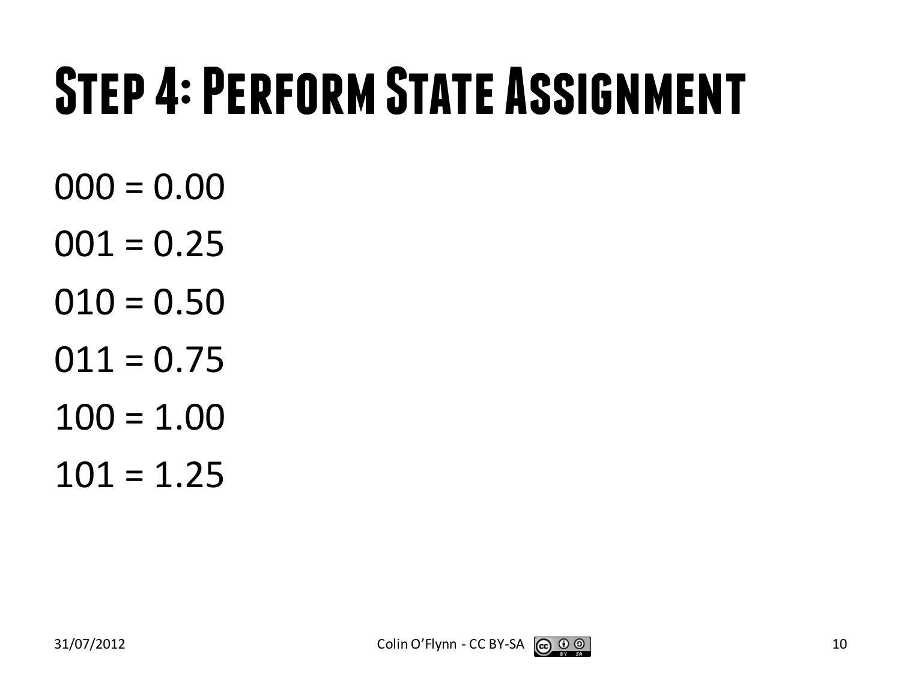# Step 4: Perform State Assignment

000 = 0.00

001 = 0.25

010 = 0.50

011 = 0.75

100 = 1.00

101 = 1.25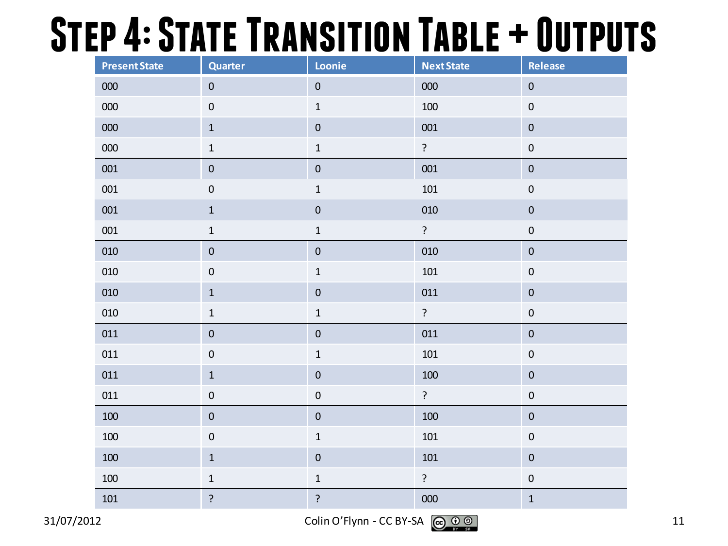# Step 4: State Transition Table + Outputs

| Present State | Quarter | Loonie | Next State | Release |
|---|---|---|---|---|
| 000 | 0 | 0 | 000 | 0 |
| 000 | 0 | 1 | 100 | 0 |
| 000 | 1 | 0 | 001 | 0 |
| 000 | 1 | 1 | ? | 0 |
| 001 | 0 | 0 | 001 | 0 |
| 001 | 0 | 1 | 101 | 0 |
| 001 | 1 | 0 | 010 | 0 |
| 001 | 1 | 1 | ? | 0 |
| 010 | 0 | 0 | 010 | 0 |
| 010 | 0 | 1 | 101 | 0 |
| 010 | 1 | 0 | 011 | 0 |
| 010 | 1 | 1 | ? | 0 |
| 011 | 0 | 0 | 011 | 0 |
| 011 | 0 | 1 | 101 | 0 |
| 011 | 1 | 0 | 100 | 0 |
| 011 | 0 | 0 | ? | 0 |
| 100 | 0 | 0 | 100 | 0 |
| 100 | 0 | 1 | 101 | 0 |
| 100 | 1 | 0 | 101 | 0 |
| 100 | 1 | 1 | ? | 0 |
| 101 | ? | ? | 000 | 1 |

31/07/2012 Colin O'Flynn - CC BY-SA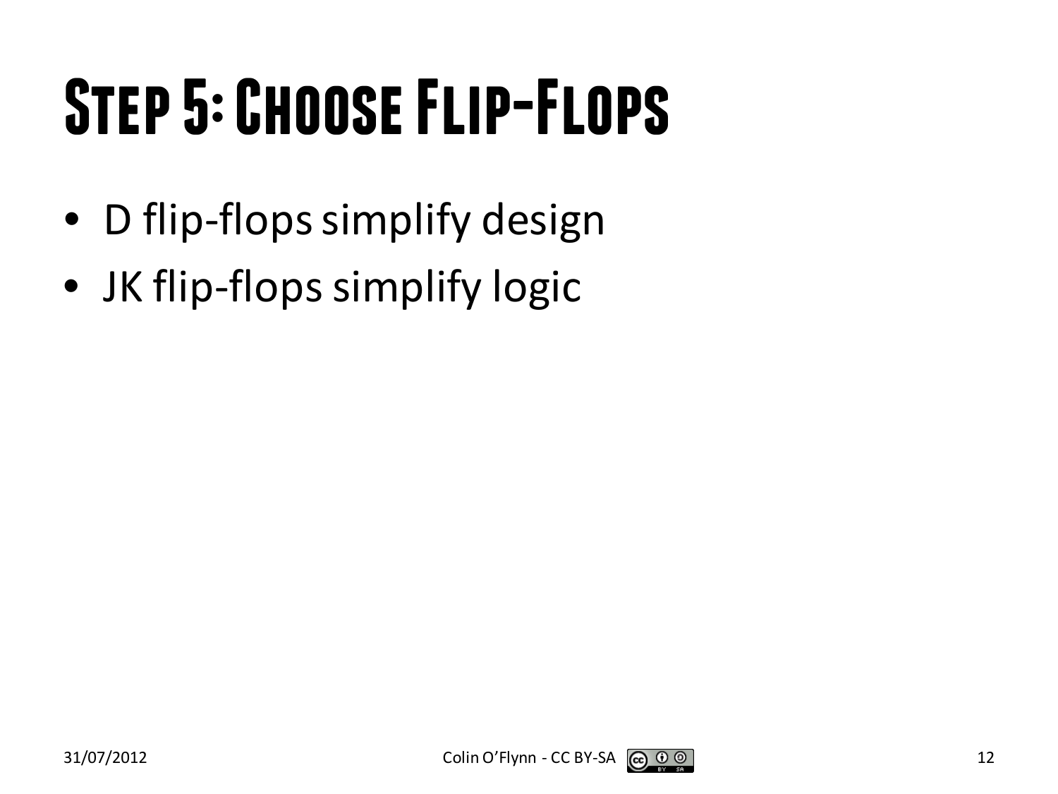# Step 5: Choose Flip-Flops

- D flip-flops simplify design
- JK flip-flops simplify logic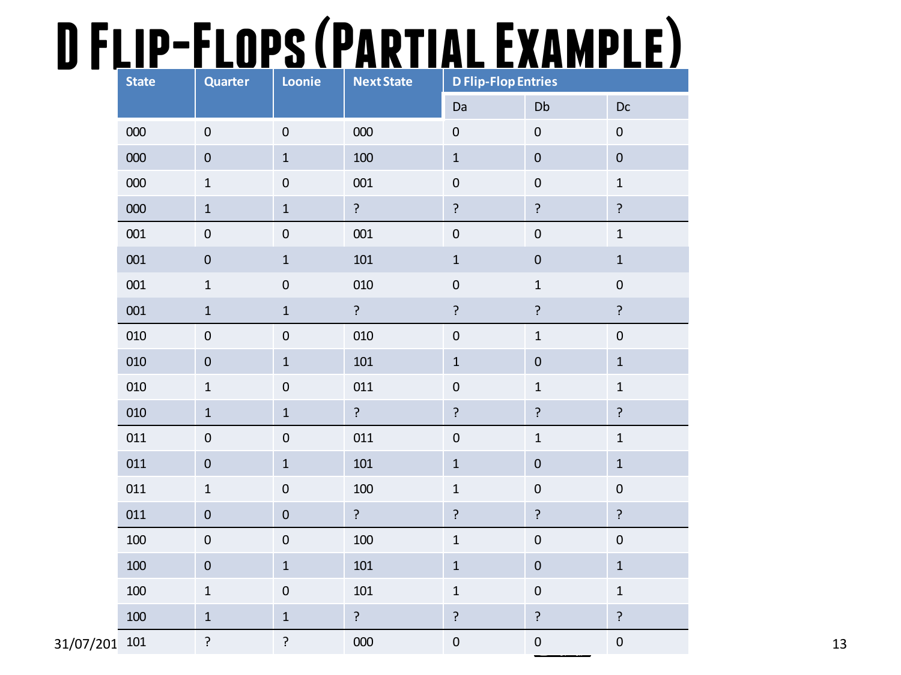# D Flip-Flops (Partial Example)

| State | Quarter | Loonie | Next State | D Flip-Flop Entries | | |
|---|---|---|---|---|---|---|
| | | | | Da | Db | Dc |
| 000 | 0 | 0 | 000 | 0 | 0 | 0 |
| 000 | 0 | 1 | 100 | 1 | 0 | 0 |
| 000 | 1 | 0 | 001 | 0 | 0 | 1 |
| 000 | 1 | 1 | ? | ? | ? | ? |
| 001 | 0 | 0 | 001 | 0 | 0 | 1 |
| 001 | 0 | 1 | 101 | 1 | 0 | 1 |
| 001 | 1 | 0 | 010 | 0 | 1 | 0 |
| 001 | 1 | 1 | ? | ? | ? | ? |
| 010 | 0 | 0 | 010 | 0 | 1 | 0 |
| 010 | 0 | 1 | 101 | 1 | 0 | 1 |
| 010 | 1 | 0 | 011 | 0 | 1 | 1 |
| 010 | 1 | 1 | ? | ? | ? | ? |
| 011 | 0 | 0 | 011 | 0 | 1 | 1 |
| 011 | 0 | 1 | 101 | 1 | 0 | 1 |
| 011 | 1 | 0 | 100 | 1 | 0 | 0 |
| 011 | 0 | 0 | ? | ? | ? | ? |
| 100 | 0 | 0 | 100 | 1 | 0 | 0 |
| 100 | 0 | 1 | 101 | 1 | 0 | 1 |
| 100 | 1 | 0 | 101 | 1 | 0 | 1 |
| 100 | 1 | 1 | ? | ? | ? | ? |
| 101 | ? | ? | 000 | 0 | 0 | 0 |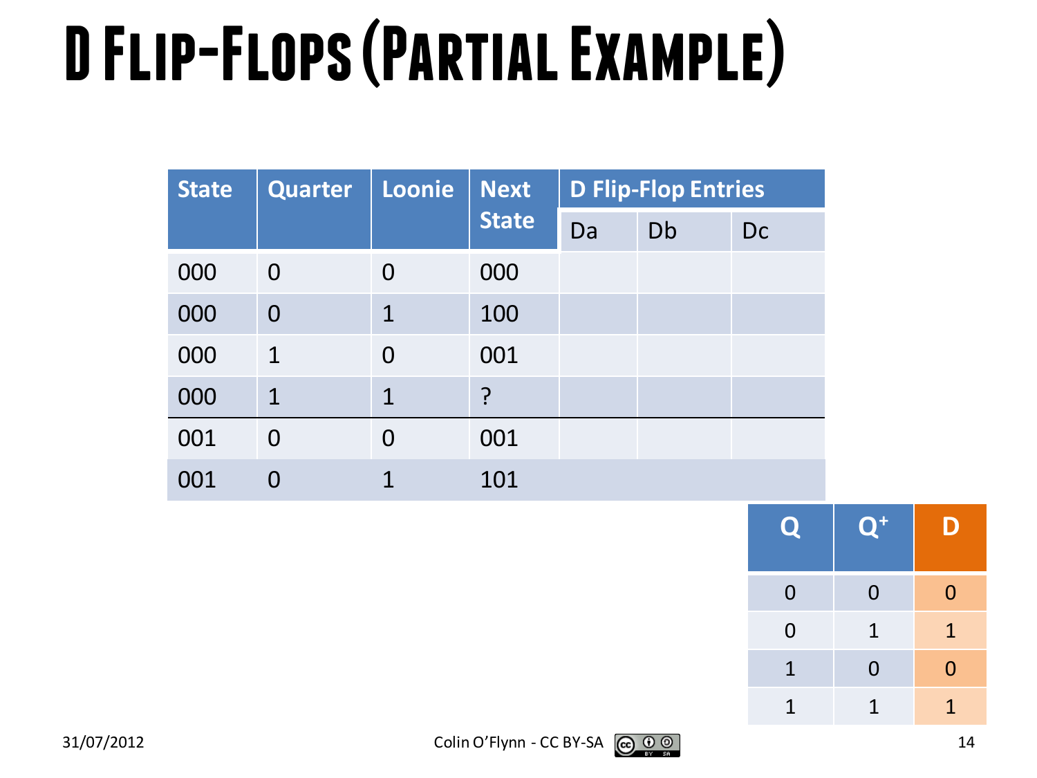# D Flip-Flops (Partial Example)

| State | Quarter | Loonie | Next State | D Flip-Flop Entries | | |
|---|---|---|---|---|---|---|
| | | | | Da | Db | Dc |
| 000 | 0 | 0 | 000 | | | |
| 000 | 0 | 1 | 100 | | | |
| 000 | 1 | 0 | 001 | | | |
| 000 | 1 | 1 | ? | | | |
| 001 | 0 | 0 | 001 | | | |
| 001 | 0 | 1 | 101 | | | |

| Q | $Q^+$ | D |
|---|---|---|
| 0 | 0 | 0 |
| 0 | 1 | 1 |
| 1 | 0 | 0 |
| 1 | 1 | 1 |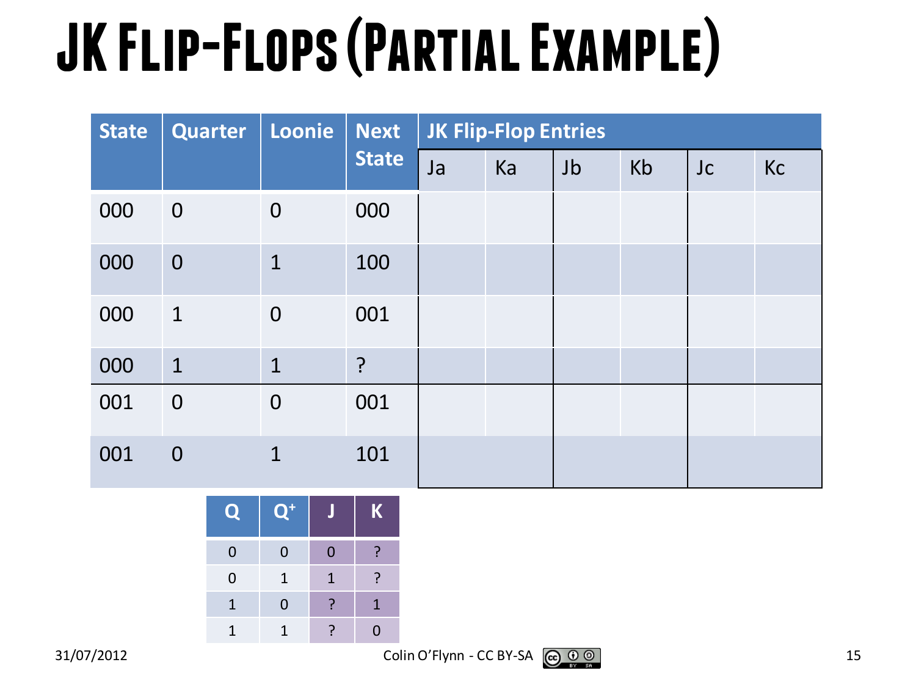# JK Flip-Flops (Partial Example)

| State | Quarter | Loonie | Next State | JK Flip-Flop Entries | | | | | |
|---|---|---|---|---|---|---|---|---|---|
| | | | | Ja | Ka | Jb | Kb | Jc | Kc |
| 000 | 0 | 0 | 000 | | | | | | |
| 000 | 0 | 1 | 100 | | | | | | |
| 000 | 1 | 0 | 001 | | | | | | |
| 000 | 1 | 1 | ? | | | | | | |
| 001 | 0 | 0 | 001 | | | | | | |
| 001 | 0 | 1 | 101 | | | | | | |

| Q | $Q^+$ | J | K |
|---|---|---|---|
| 0 | 0 | 0 | ? |
| 0 | 1 | 1 | ? |
| 1 | 0 | ? | 1 |
| 1 | 1 | ? | 0 |

31/07/2012 Colin O'Flynn - CC BY-SA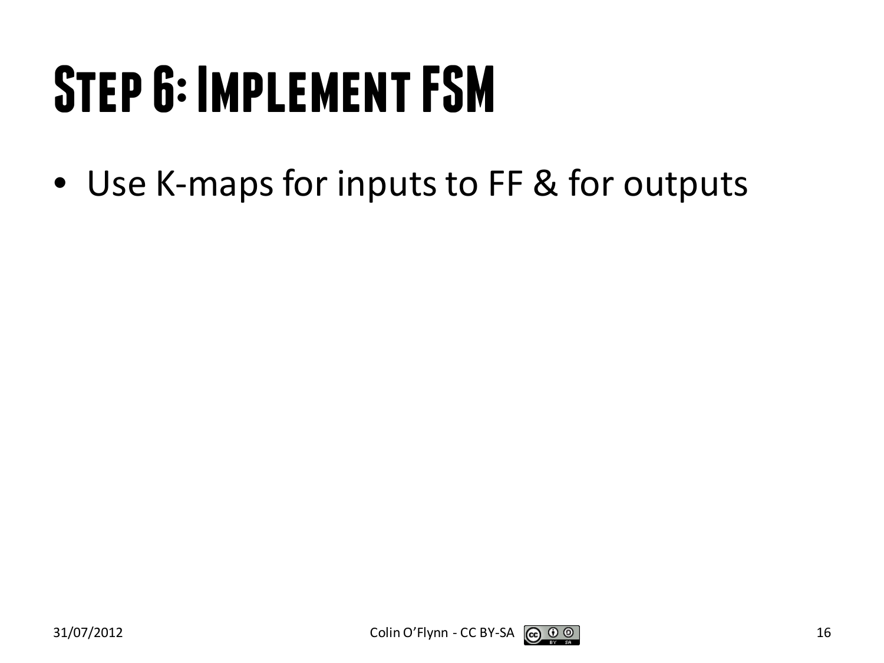# Step 6: Implement FSM

- Use K-maps for inputs to FF & for outputs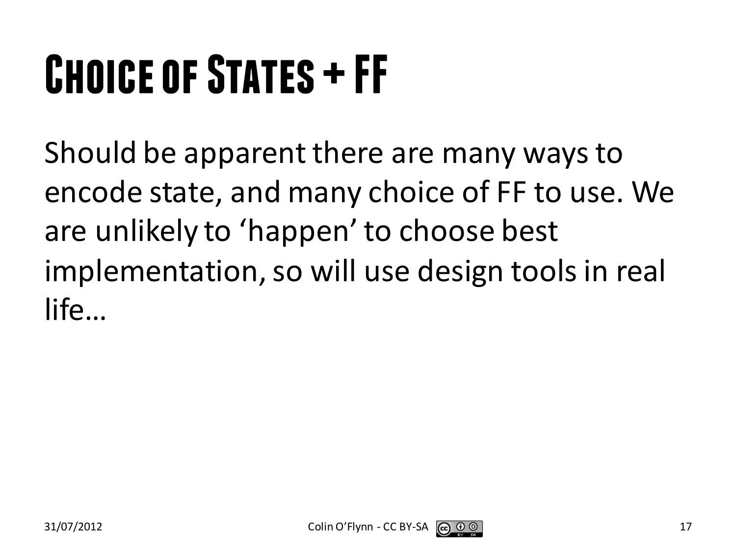# Choice of States + FF

Should be apparent there are many ways to encode state, and many choice of FF to use. We are unlikely to 'happen' to choose best implementation, so will use design tools in real life…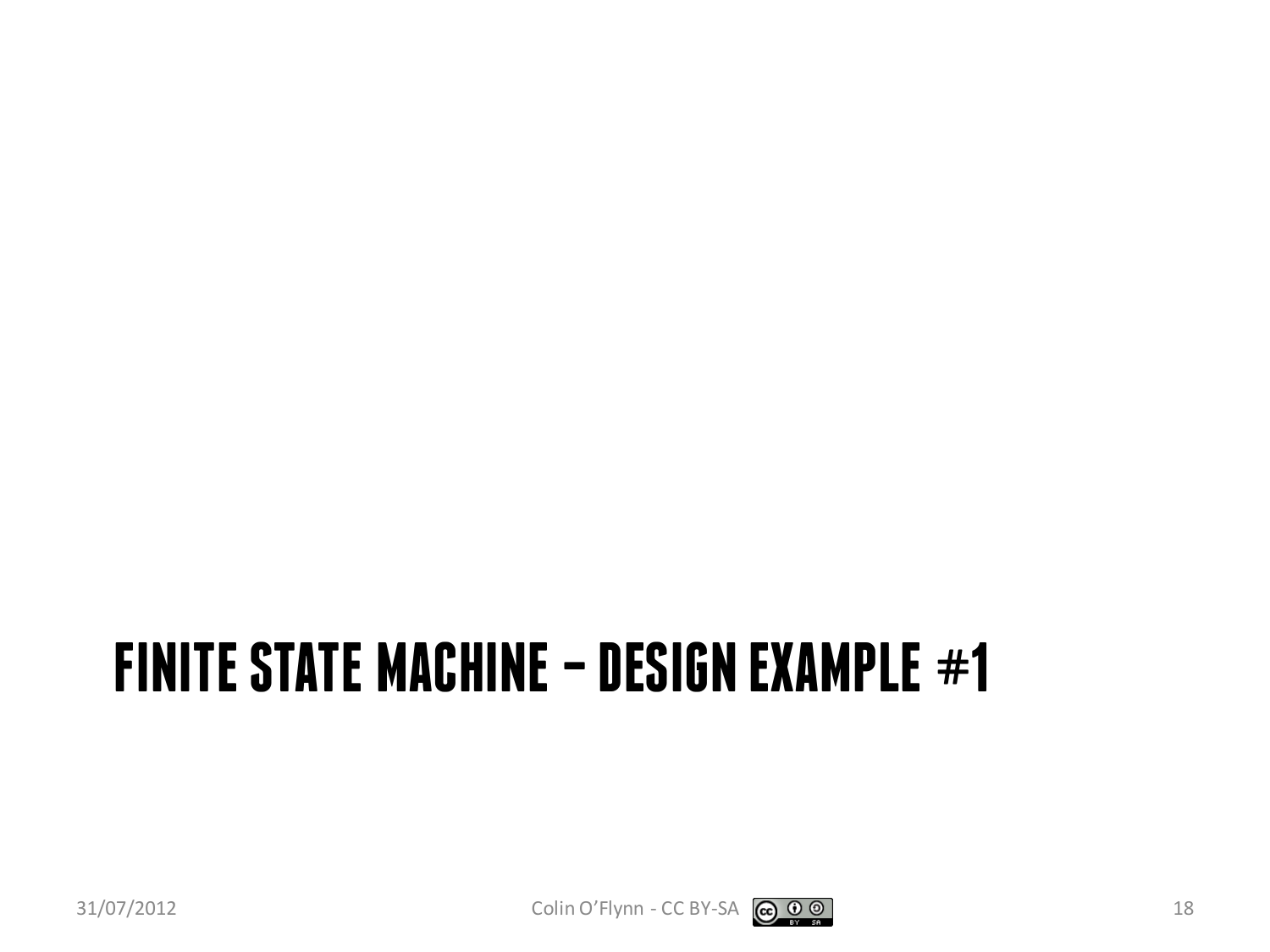# FINITE STATE MACHINE – DESIGN EXAMPLE #1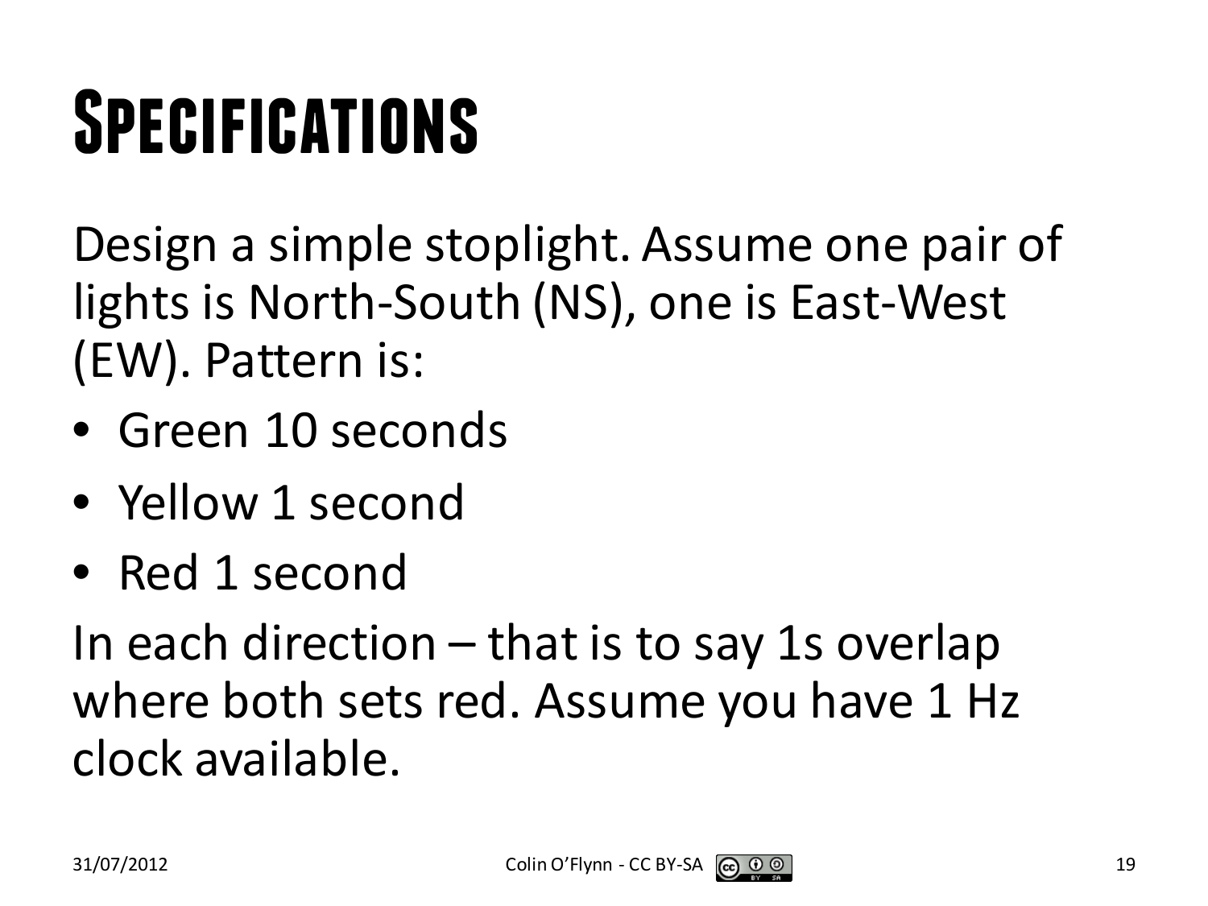# Specifications

Design a simple stoplight. Assume one pair of lights is North-South (NS), one is East-West (EW). Pattern is:

- Green 10 seconds
- Yellow 1 second
- Red 1 second

In each direction – that is to say 1s overlap where both sets red. Assume you have 1 Hz clock available.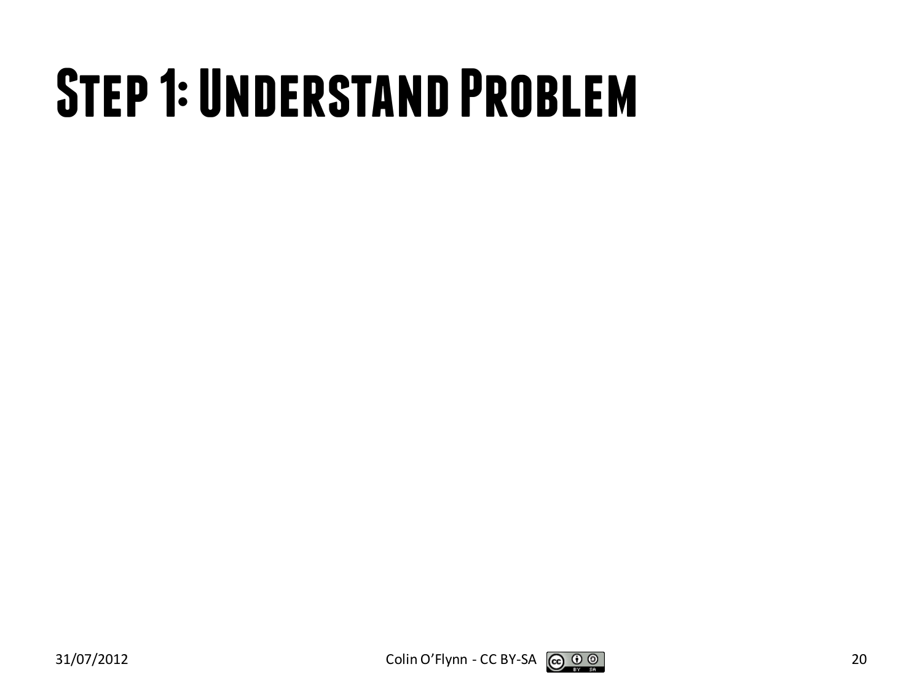# Step 1: Understand Problem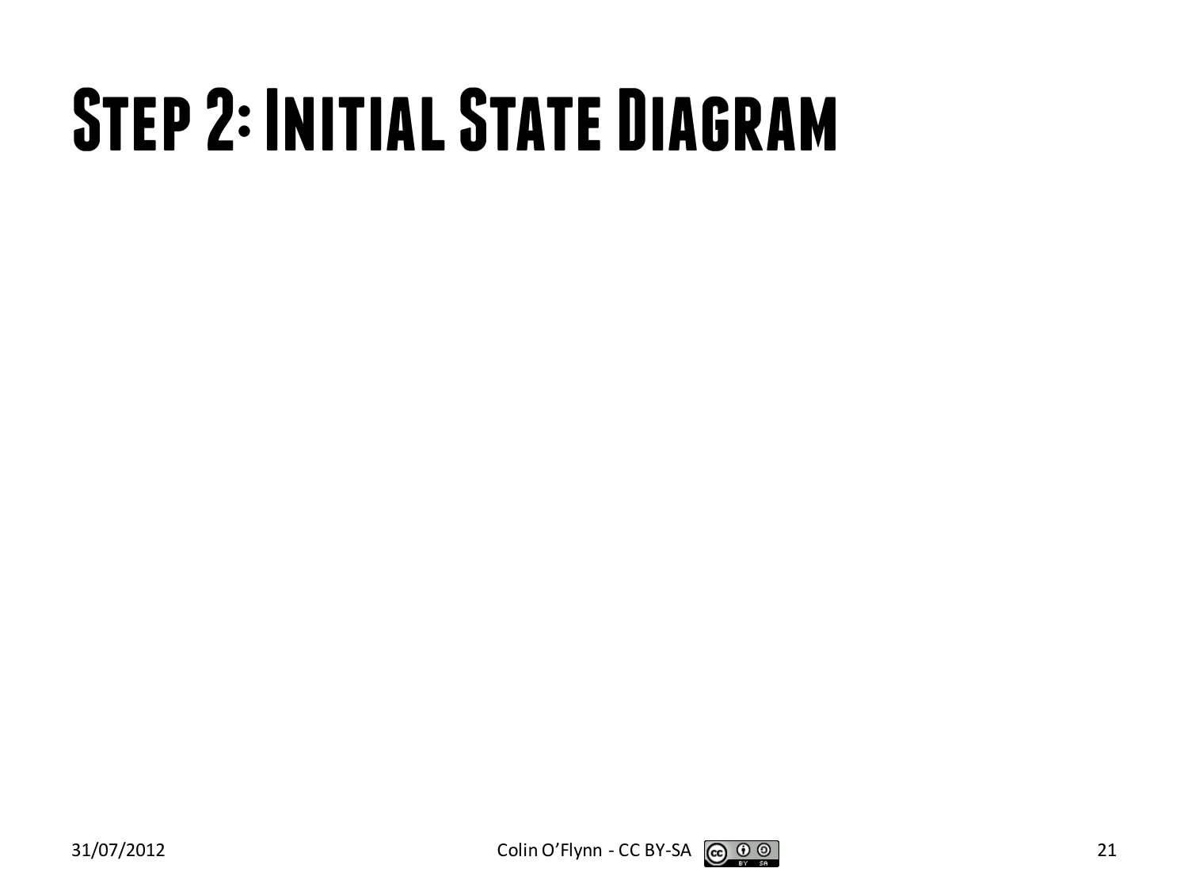# Step 2: Initial State Diagram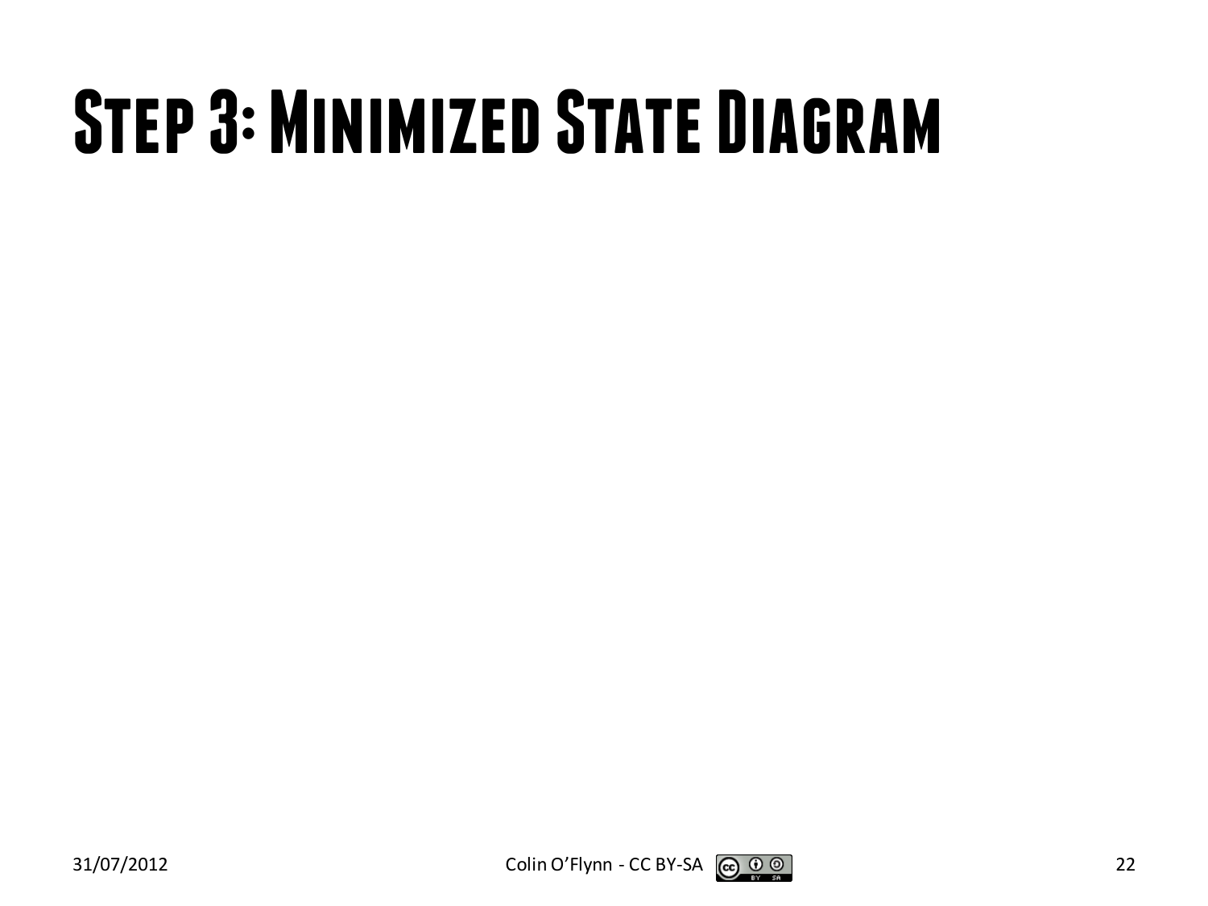# Step 3: Minimized State Diagram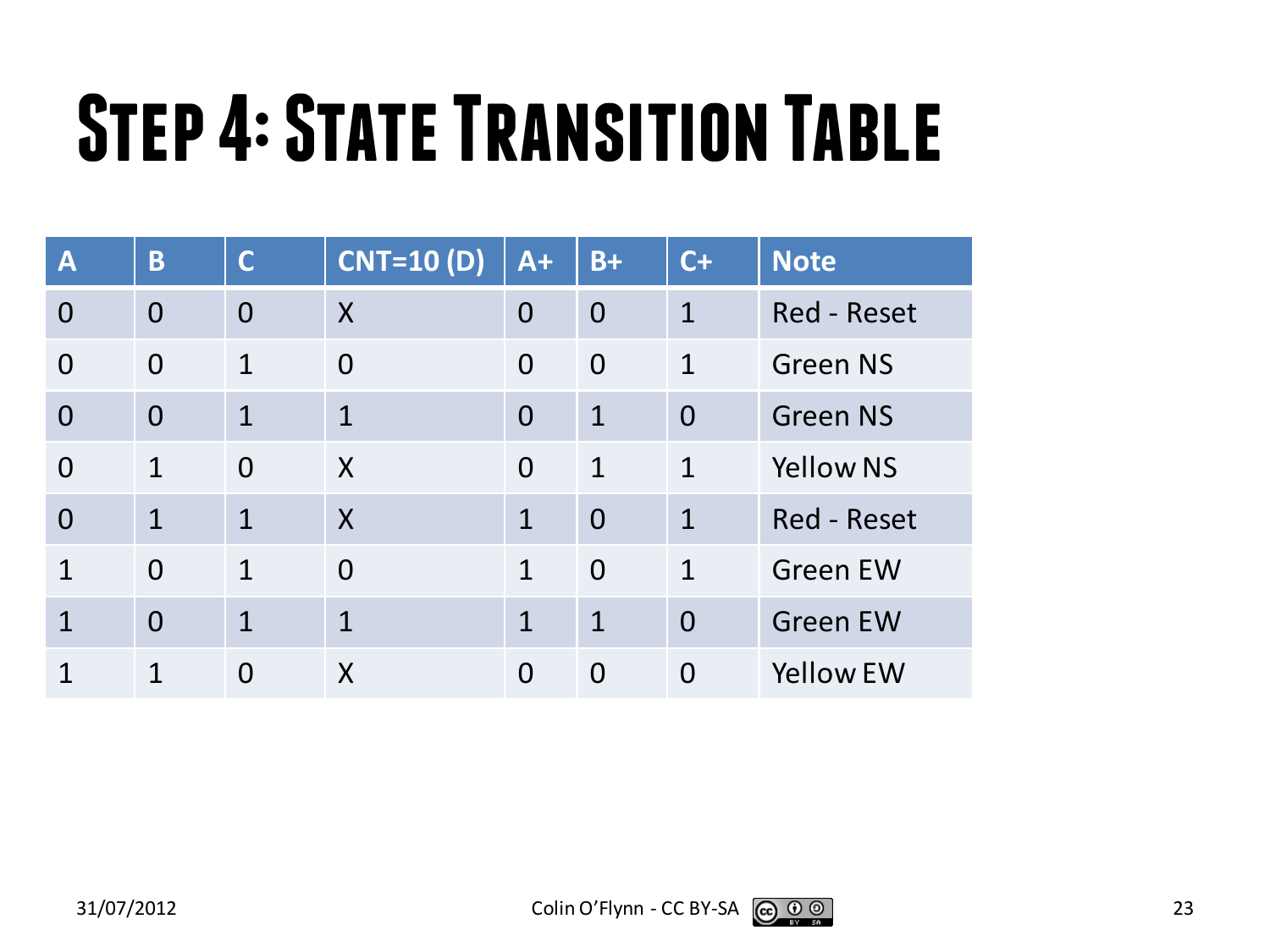# Step 4: State Transition Table

| A | B | C | CNT=10 (D) | A+ | B+ | C+ | Note |
|---|---|---|---|---|---|---|---|
| 0 | 0 | 0 | X | 0 | 0 | 1 | Red - Reset |
| 0 | 0 | 1 | 0 | 0 | 0 | 1 | Green NS |
| 0 | 0 | 1 | 1 | 0 | 1 | 0 | Green NS |
| 0 | 1 | 0 | X | 0 | 1 | 1 | Yellow NS |
| 0 | 1 | 1 | X | 1 | 0 | 1 | Red - Reset |
| 1 | 0 | 1 | 0 | 1 | 0 | 1 | Green EW |
| 1 | 0 | 1 | 1 | 1 | 1 | 0 | Green EW |
| 1 | 1 | 0 | X | 0 | 0 | 0 | Yellow EW |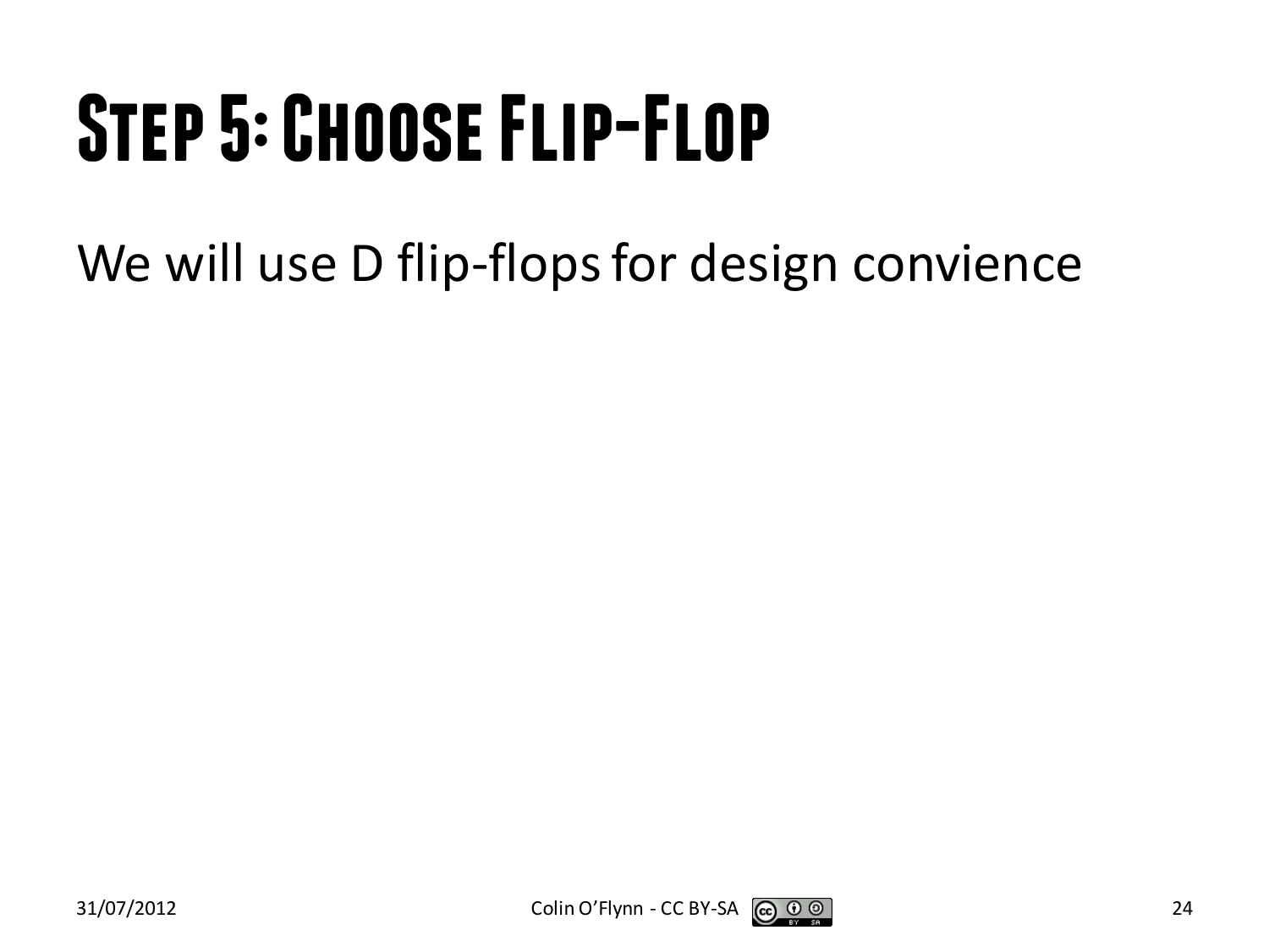# Step 5: Choose Flip-Flop

We will use D flip-flops for design convience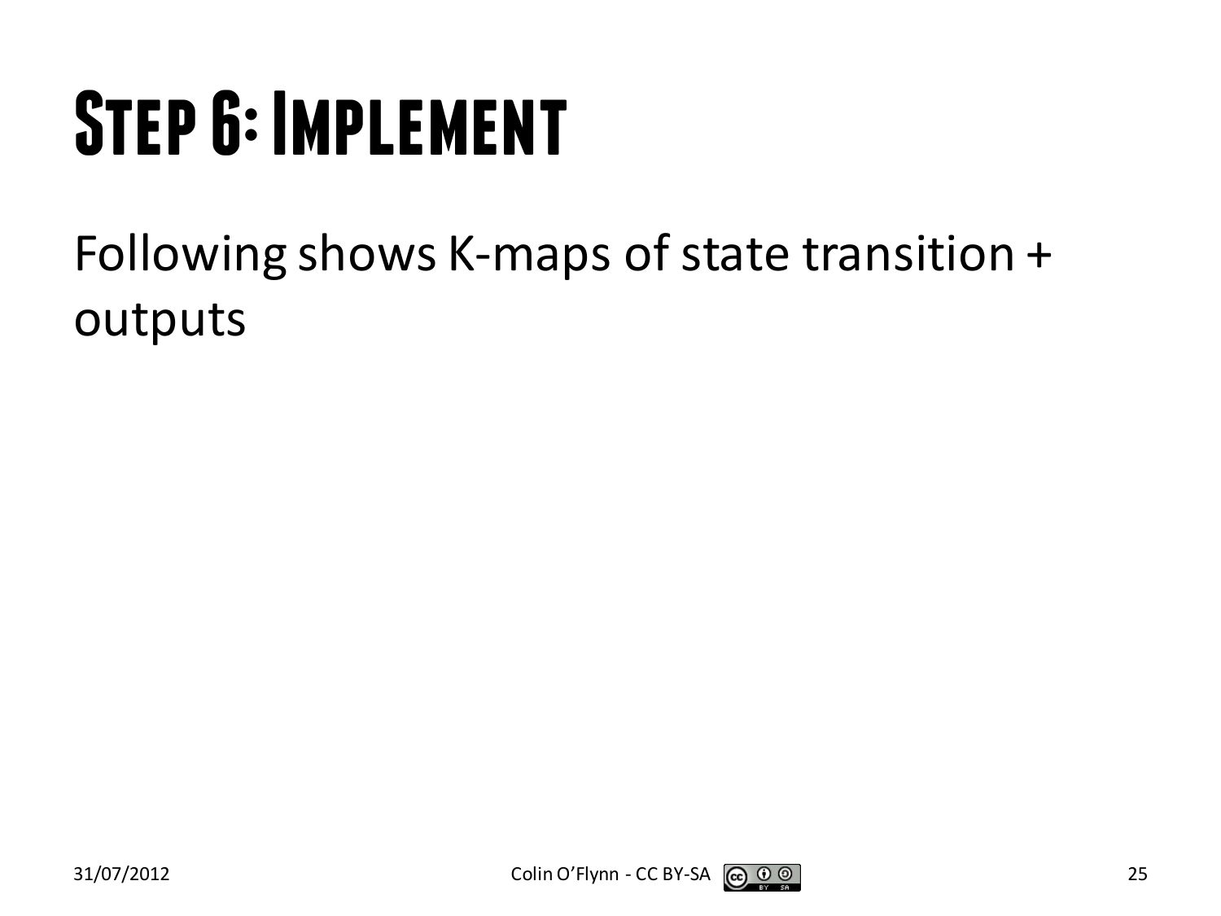# Step 6: Implement

Following shows K-maps of state transition + outputs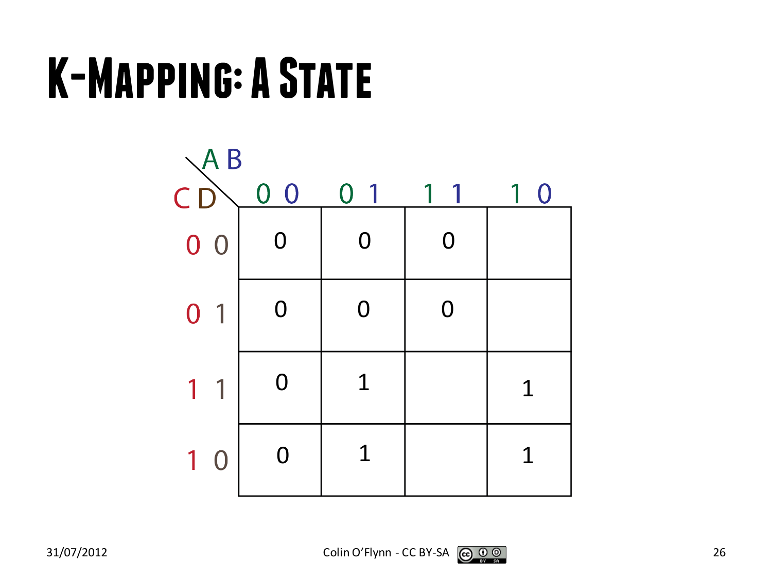# K-Mapping: A State

| CD \ AB | 0 0 | 0 1 | 1 1 | 1 0 |
|---|---|---|---|---|
| 0 0 | 0 | 0 | 0 | |
| 0 1 | 0 | 0 | 0 | |
| 1 1 | 0 | 1 | | 1 |
| 1 0 | 0 | 1 | | 1 |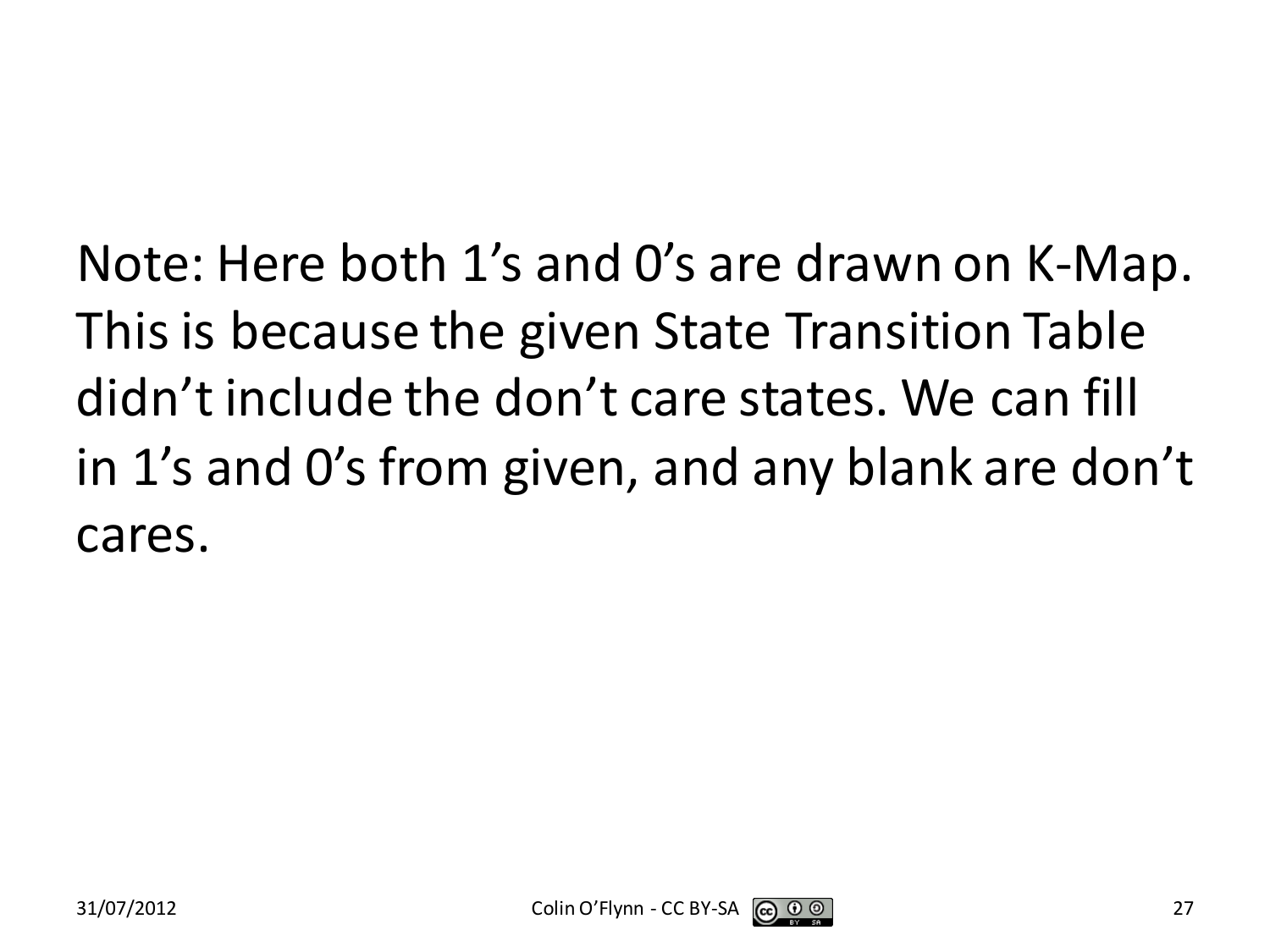Note: Here both 1's and 0's are drawn on K-Map. This is because the given State Transition Table didn't include the don't care states. We can fill in 1's and 0's from given, and any blank are don't cares.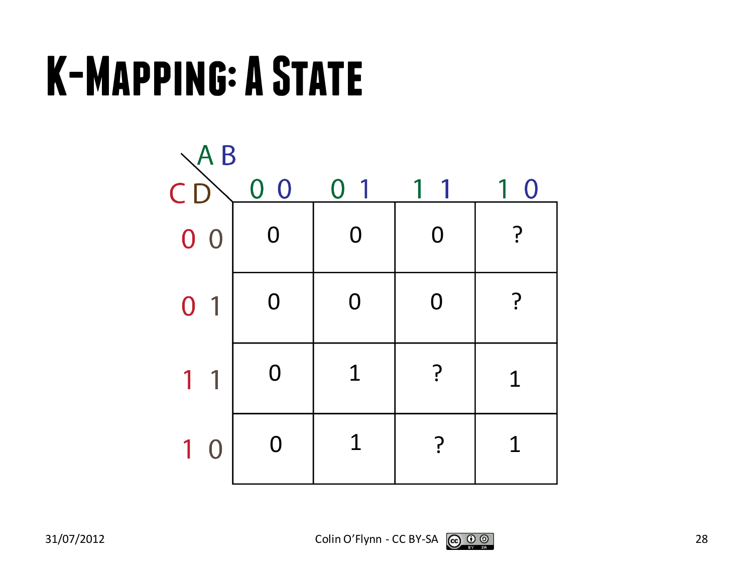# K-Mapping: A State

| CD \ AB | 0 0 | 0 1 | 1 1 | 1 0 |
|---|---|---|---|---|
| 0 0 | 0 | 0 | 0 | ? |
| 0 1 | 0 | 0 | 0 | ? |
| 1 1 | 0 | 1 | ? | 1 |
| 1 0 | 0 | 1 | ? | 1 |

31/07/2012

Colin O'Flynn - CC BY-SA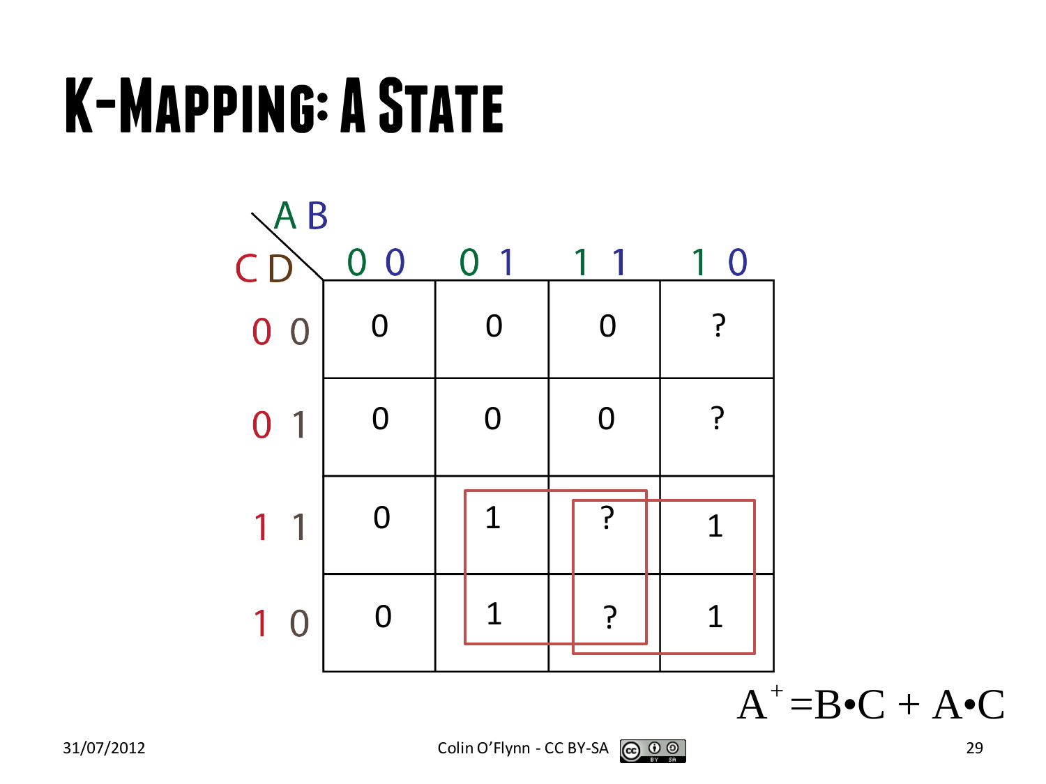# K-Mapping: A State

| CD \ AB | 0 0 | 0 1 | 1 1 | 1 0 |
|---|---|---|---|---|
| 0 0 | 0 | 0 | 0 | ? |
| 0 1 | 0 | 0 | 0 | ? |
| 1 1 | 0 | 1 | ? | 1 |
| 1 0 | 0 | 1 | ? | 1 |

$$A^{+} = B \cdot C + A \cdot C$$

31/07/2012

Colin O'Flynn - CC BY-SA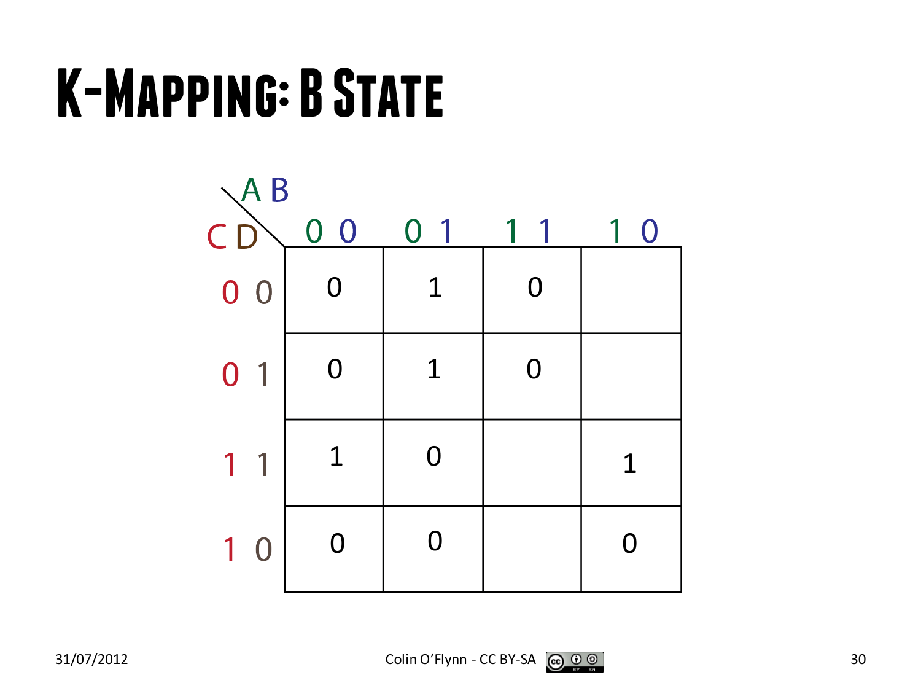# K-Mapping: B State

| CD \ AB | 0 0 | 0 1 | 1 1 | 1 0 |
|---|---|---|---|---|
| 0 0 | 0 | 1 | 0 | |
| 0 1 | 0 | 1 | 0 | |
| 1 1 | 1 | 0 | | 1 |
| 1 0 | 0 | 0 | | 0 |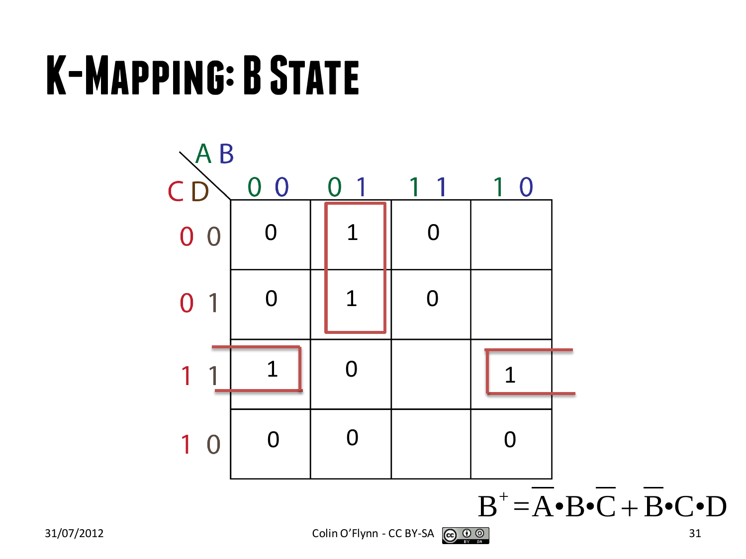# K-Mapping: B State

| CD \ AB | 00 | 01 | 11 | 10 |
|---|---|---|---|---|
| 00 | 0 | 1 | 0 | |
| 01 | 0 | 1 | 0 | |
| 11 | 1 | 0 | | 1 |
| 10 | 0 | 0 | | 0 |

$$B^{+} = \overline{A} \bullet B \bullet \overline{C} + \overline{B} \bullet C \bullet D$$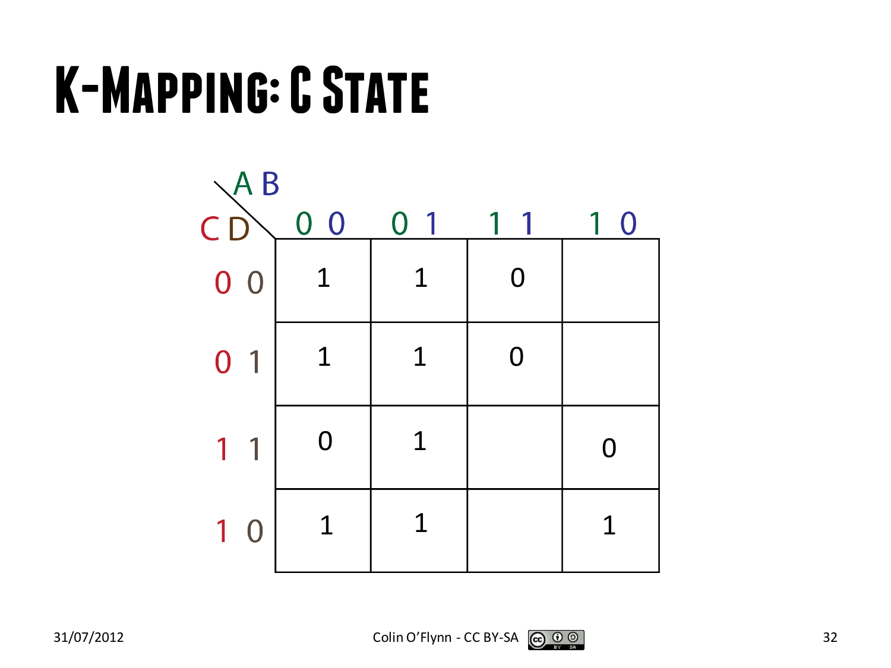# K-Mapping: C State

| CD \ AB | 0 0 | 0 1 | 1 1 | 1 0 |
|---|---|---|---|---|
| 0 0 | 1 | 1 | 0 | |
| 0 1 | 1 | 1 | 0 | |
| 1 1 | 0 | 1 | | 0 |
| 1 0 | 1 | 1 | | 1 |

Colin O'Flynn - CC BY-SA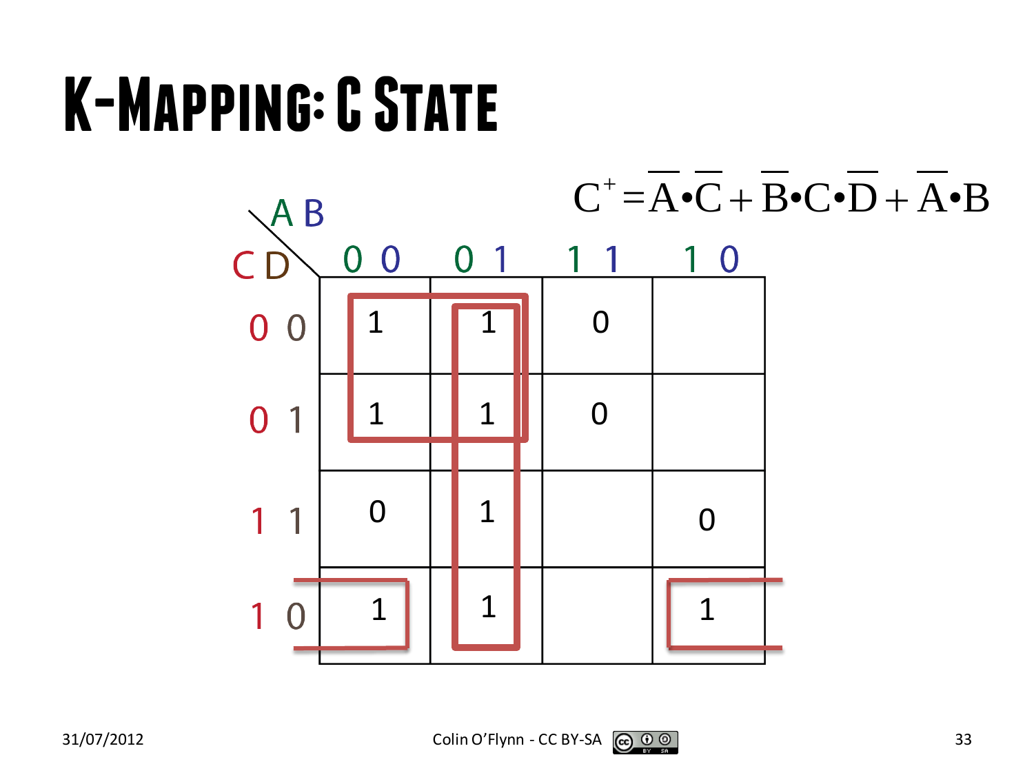# K-Mapping: C State

$$C^{+} = \overline{A} \bullet \overline{C} + \overline{B} \bullet C \bullet \overline{D} + \overline{A} \bullet B$$

| CD \ AB | 00 | 01 | 11 | 10 |
|---|---|---|---|---|
| 00 | 1 | 1 | 0 | |
| 01 | 1 | 1 | 0 | |
| 11 | 0 | 1 | | 0 |
| 10 | 1 | 1 | | 1 |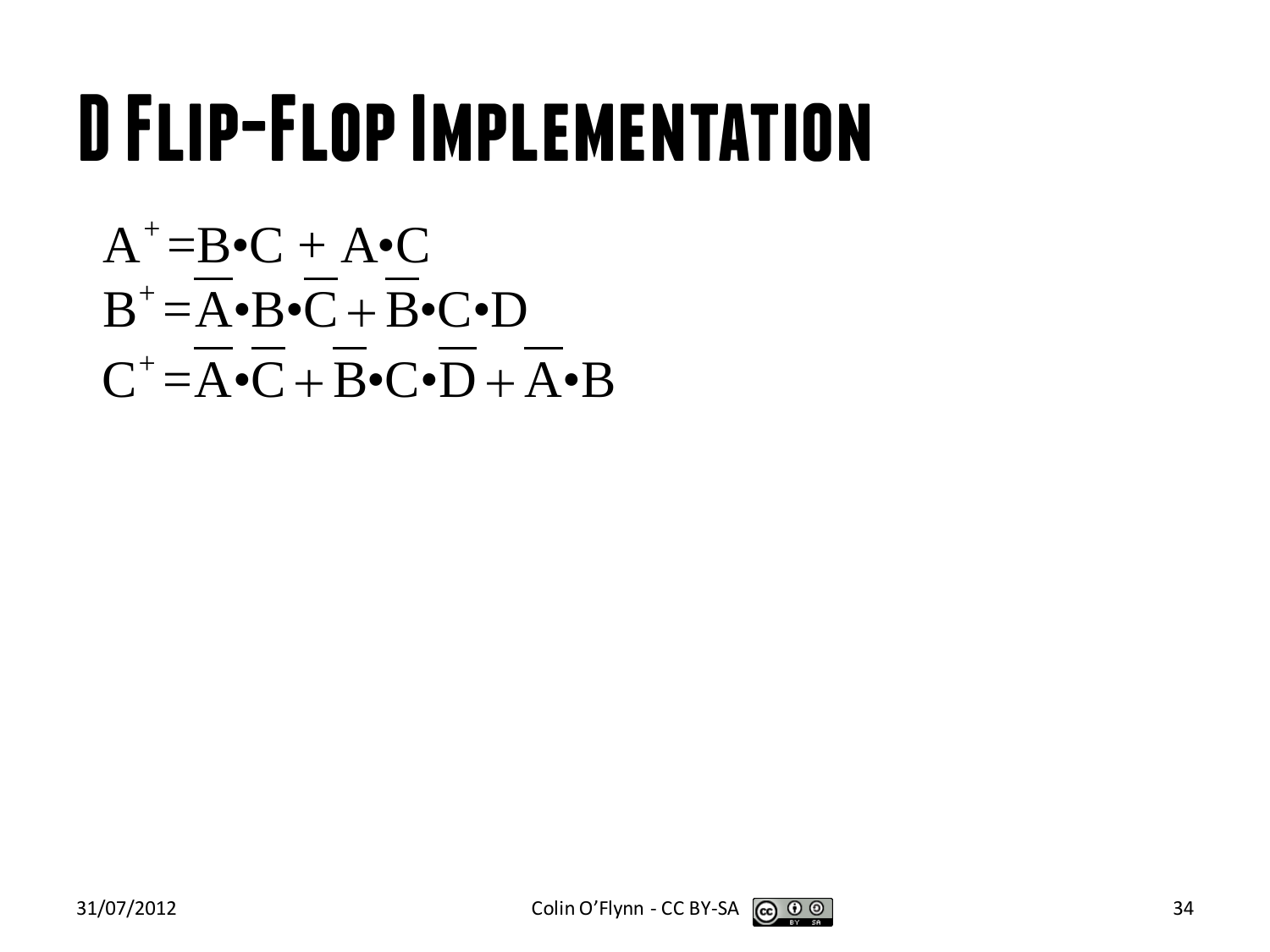# D Flip-Flop Implementation

$$A^{+} = B \bullet C + A \bullet C$$

$$B^{+} = \overline{A} \bullet B \bullet \overline{C} + \overline{B} \bullet C \bullet D$$

$$C^{+} = \overline{A} \bullet \overline{C} + \overline{B} \bullet C \bullet \overline{D} + \overline{A} \bullet B$$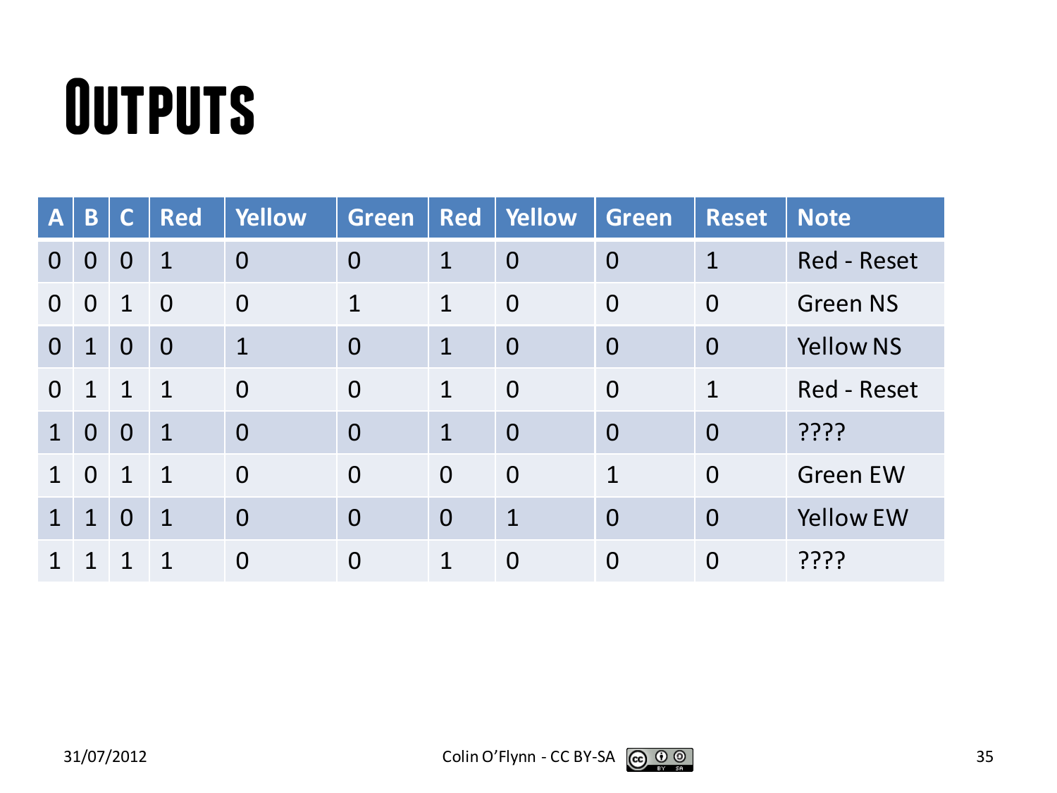# Outputs

| A | B | C | Red | Yellow | Green | Red | Yellow | Green | Reset | Note |
|---|---|---|---|---|---|---|---|---|---|---|
| 0 | 0 | 0 | 1 | 0 | 0 | 1 | 0 | 0 | 1 | Red - Reset |
| 0 | 0 | 1 | 0 | 0 | 1 | 1 | 0 | 0 | 0 | Green NS |
| 0 | 1 | 0 | 0 | 1 | 0 | 1 | 0 | 0 | 0 | Yellow NS |
| 0 | 1 | 1 | 1 | 0 | 0 | 1 | 0 | 0 | 1 | Red - Reset |
| 1 | 0 | 0 | 1 | 0 | 0 | 1 | 0 | 0 | 0 | ???? |
| 1 | 0 | 1 | 1 | 0 | 0 | 0 | 0 | 1 | 0 | Green EW |
| 1 | 1 | 0 | 1 | 0 | 0 | 0 | 1 | 0 | 0 | Yellow EW |
| 1 | 1 | 1 | 1 | 0 | 0 | 1 | 0 | 0 | 0 | ???? |

31/07/2012

Colin O'Flynn - CC BY-SA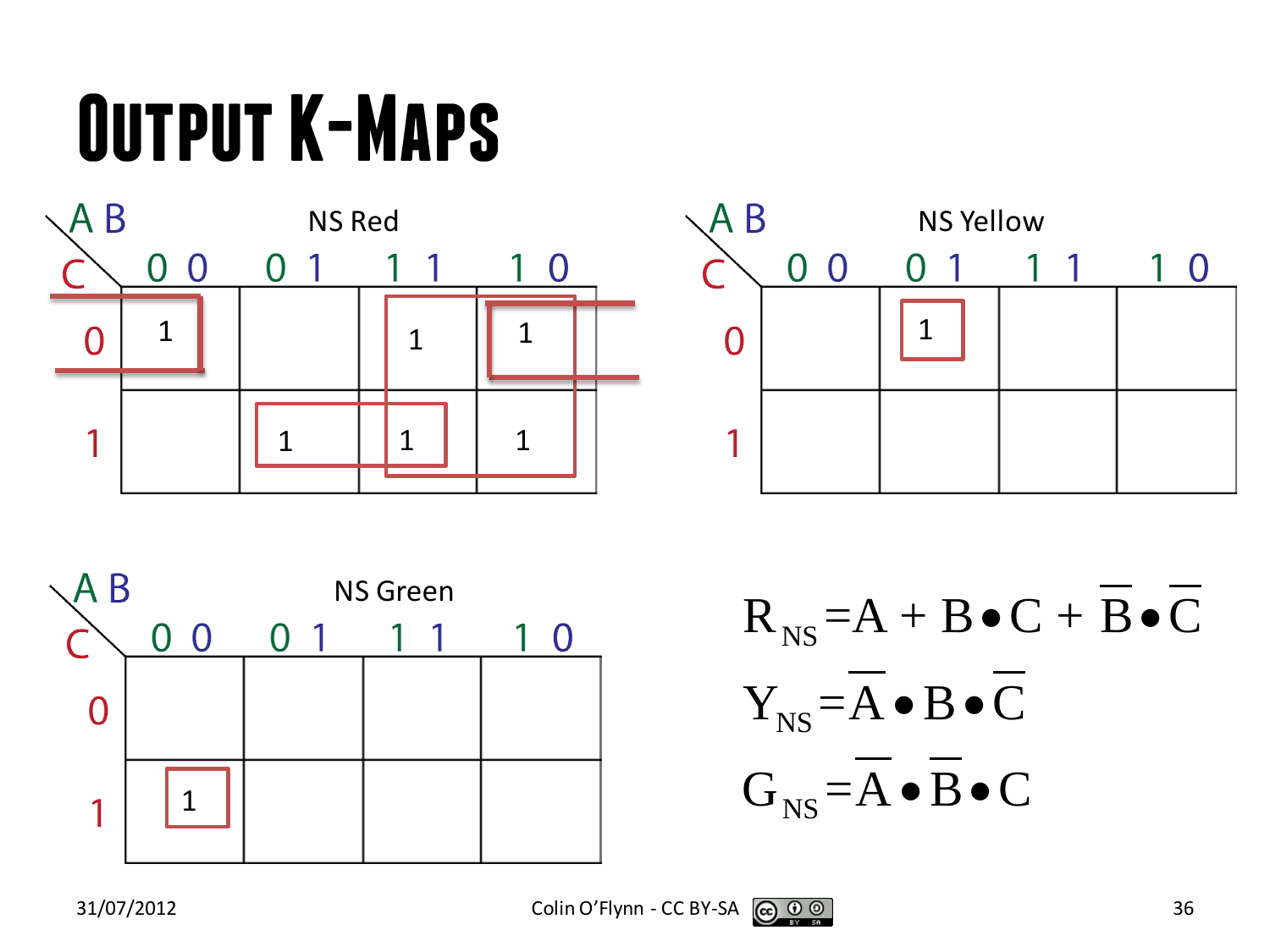# Output K-Maps

**NS Red**

| C \ AB | 00 | 01 | 11 | 10 |
|---|---|---|---|---|
| 0 | 1 | | 1 | 1 |
| 1 | | 1 | 1 | 1 |

**NS Yellow**

| C \ AB | 00 | 01 | 11 | 10 |
|---|---|---|---|---|
| 0 | | 1 | | |
| 1 | | | | |

**NS Green**

| C \ AB | 00 | 01 | 11 | 10 |
|---|---|---|---|---|
| 0 | | | | |
| 1 | 1 | | | |

$$R_{NS} = A + B \bullet C + \overline{B} \bullet \overline{C}$$

$$Y_{NS} = \overline{A} \bullet B \bullet \overline{C}$$

$$G_{NS} = \overline{A} \bullet \overline{B} \bullet C$$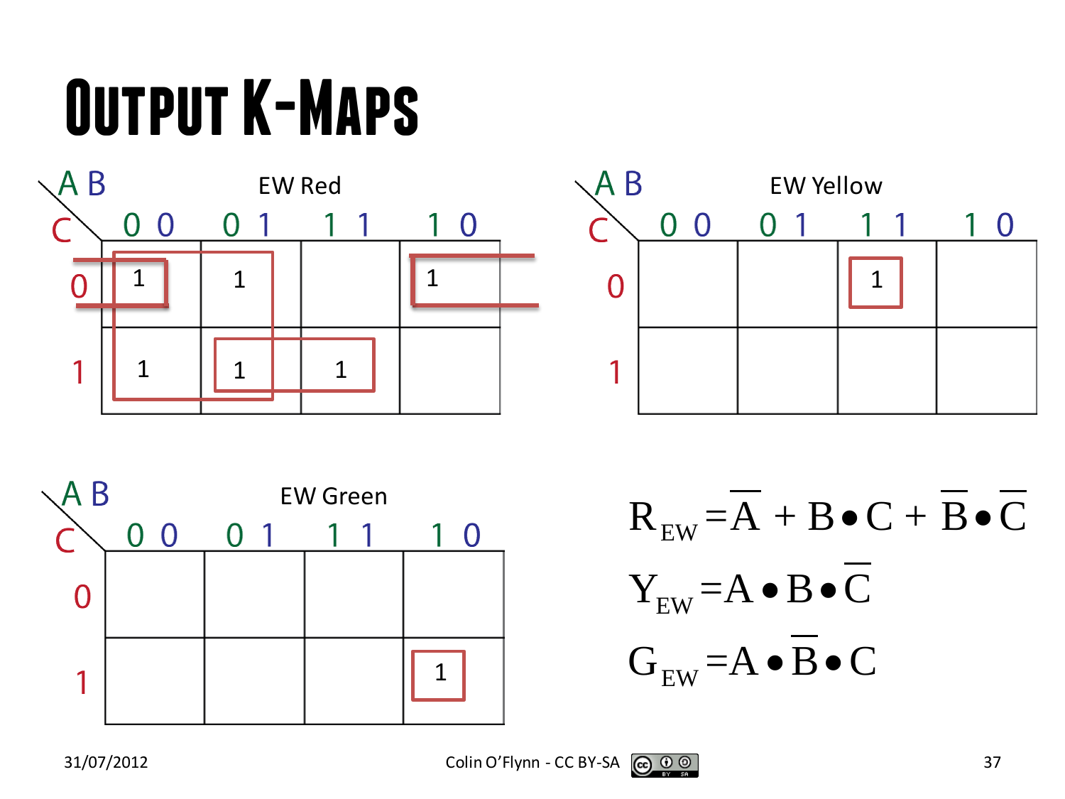# Output K-Maps

**EW Red**

| C \ AB | 00 | 01 | 11 | 10 |
|---|---|---|---|---|
| 0 | 1 | 1 | | 1 |
| 1 | 1 | 1 | 1 | |

**EW Yellow**

| C \ AB | 00 | 01 | 11 | 10 |
|---|---|---|---|---|
| 0 | | | 1 | |
| 1 | | | | |

**EW Green**

| C \ AB | 00 | 01 | 11 | 10 |
|---|---|---|---|---|
| 0 | | | | |
| 1 | | | | 1 |

$$R_{EW} = \overline{A} + B \bullet C + \overline{B} \bullet \overline{C}$$

$$Y_{EW} = A \bullet B \bullet \overline{C}$$

$$G_{EW} = A \bullet \overline{B} \bullet C$$

31/07/2012

Colin O'Flynn - CC BY-SA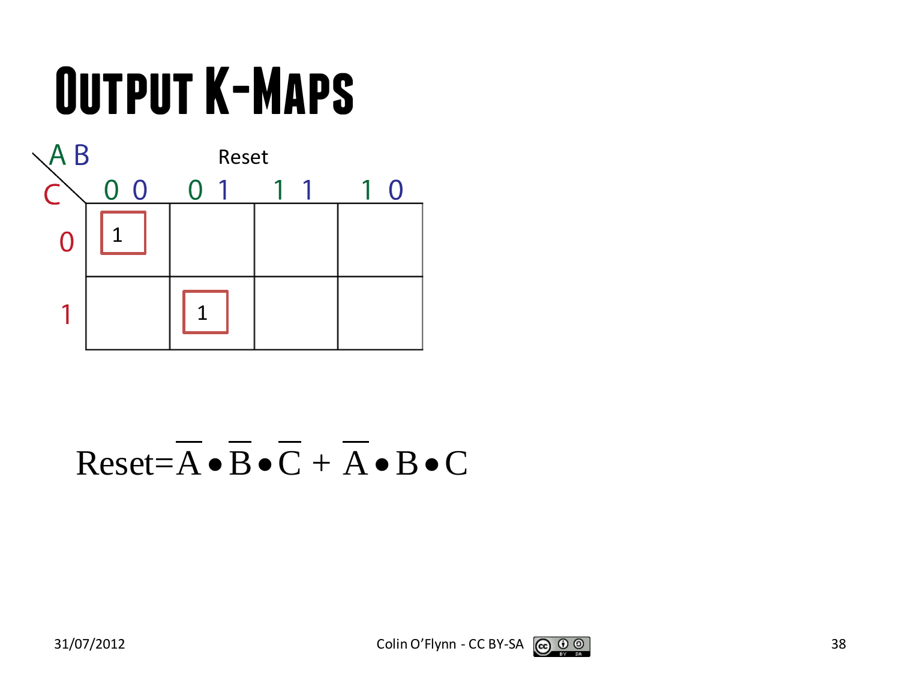# Output K-Maps

Reset

| C \ AB | 00 | 01 | 11 | 10 |
|---|---|---|---|---|
| 0 | 1 | | | |
| 1 | | 1 | | |

$$\text{Reset}=\overline{A}\bullet\overline{B}\bullet\overline{C}+\overline{A}\bullet B\bullet C$$

31/07/2012

Colin O'Flynn - CC BY-SA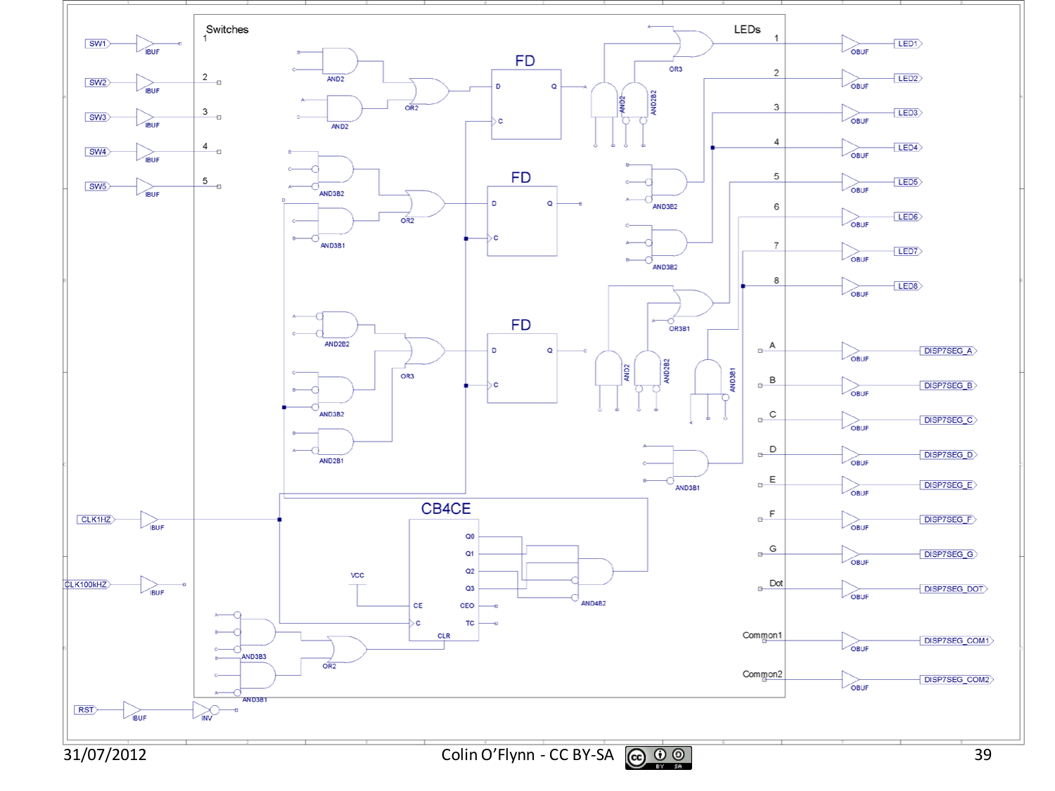Switches

LEDs

SW1, SW2, SW3, SW4, SW5 — IBUF — 1, 2, 3, 4, 5

FD (D, C, Q) ×3

AND2, AND2, OR2, OR3, AND2, AND2B2

AND3B2, AND3B1, OR2, AND3B2, AND3B2

AND2B2, AND3B2, AND2B1, OR3

AND2, AND2B2, OR3B1, AND3B1, AND3B1

CB4CE (Q0, Q1, Q2, Q3, CE, CEO, C, TC, CLR), VCC, AND4B2

AND3B3, AND3B1, OR2

CLK1HZ — IBUF

CLK100kHZ — IBUF

RST — IBUF — INV

1 — OBUF — LED1
2 — OBUF — LED2
3 — OBUF — LED3
4 — OBUF — LED4
5 — OBUF — LED5
6 — OBUF — LED6
7 — OBUF — LED7
8 — OBUF — LED8
A — OBUF — DISP7SEG_A
B — OBUF — DISP7SEG_B
C — OBUF — DISP7SEG_C
D — OBUF — DISP7SEG_D
E — OBUF — DISP7SEG_E
F — OBUF — DISP7SEG_F
G — OBUF — DISP7SEG_G
Dot — OBUF — DISP7SEG_DOT
Common1 — OBUF — DISP7SEG_COM1
Common2 — OBUF — DISP7SEG_COM2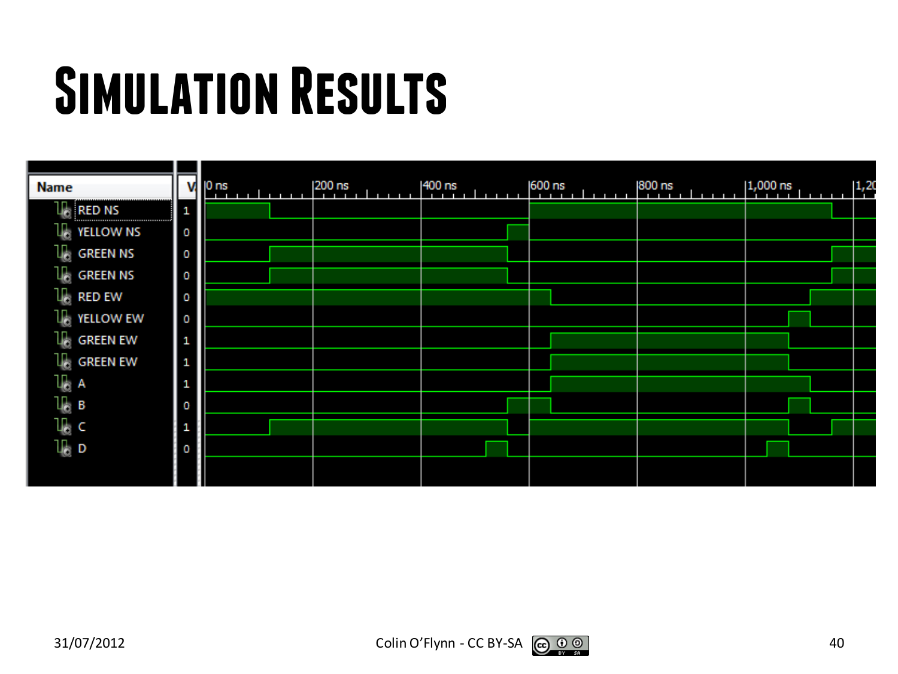# Simulation Results

| Name | Value |
| --- | --- |
| RED NS | 1 |
| YELLOW NS | 0 |
| GREEN NS | 0 |
| GREEN NS | 0 |
| RED EW | 0 |
| YELLOW EW | 0 |
| GREEN EW | 1 |
| GREEN EW | 1 |
| A | 1 |
| B | 0 |
| C | 1 |
| D | 0 |

0 ns, 200 ns, 400 ns, 600 ns, 800 ns, 1,000 ns, 1,20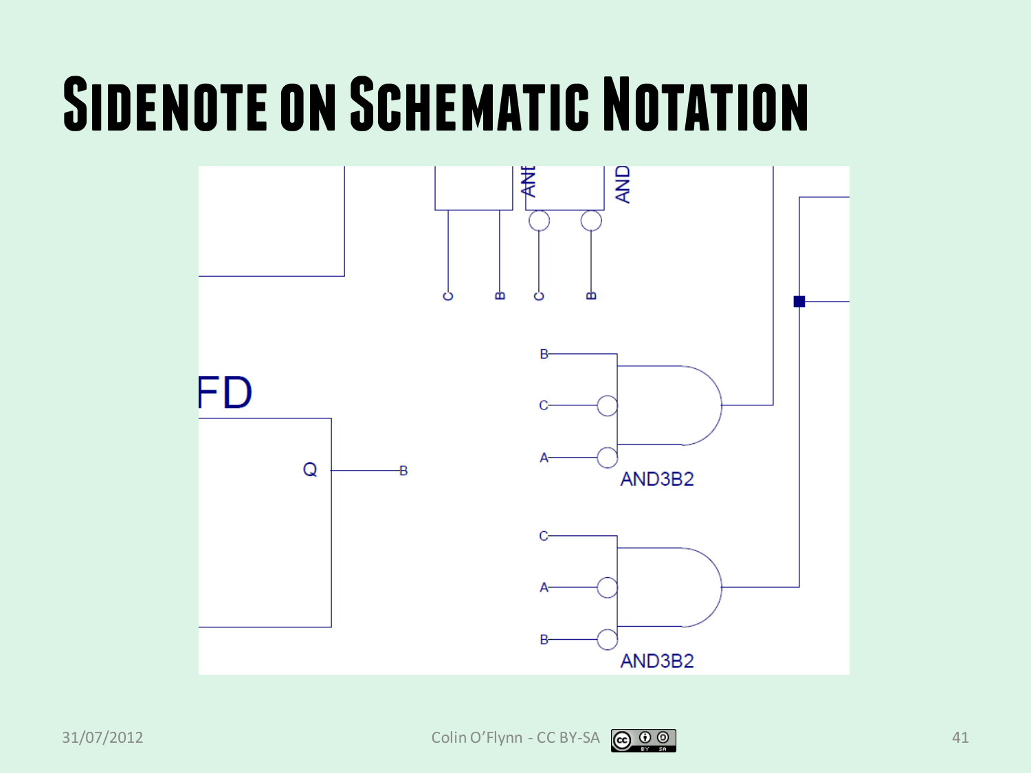# Sidenote on Schematic Notation

AND

AND

C B C B

FD

Q B

B C A

AND3B2

C A B

AND3B2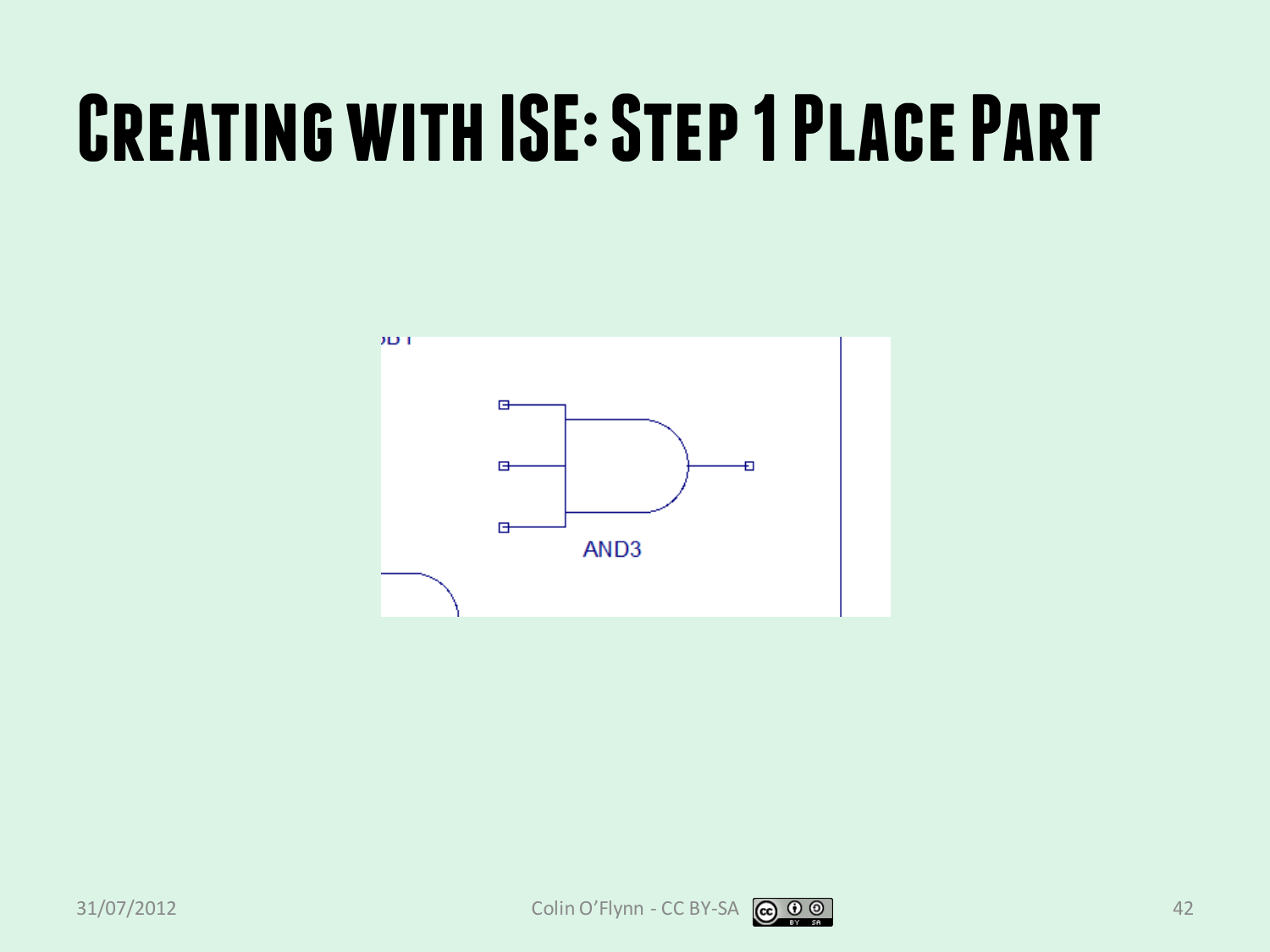# Creating with ISE: Step 1 Place Part

AND3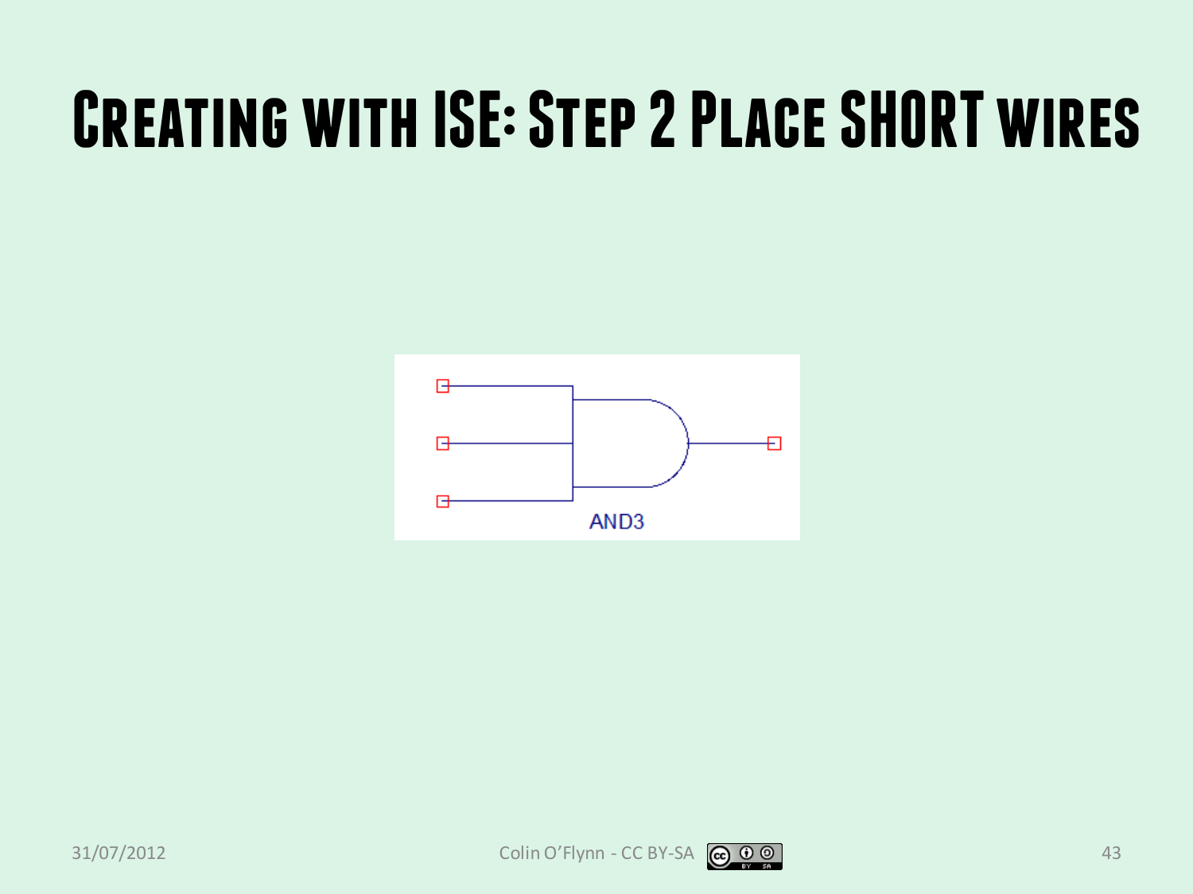# Creating with ISE: Step 2 Place SHORT wires

AND3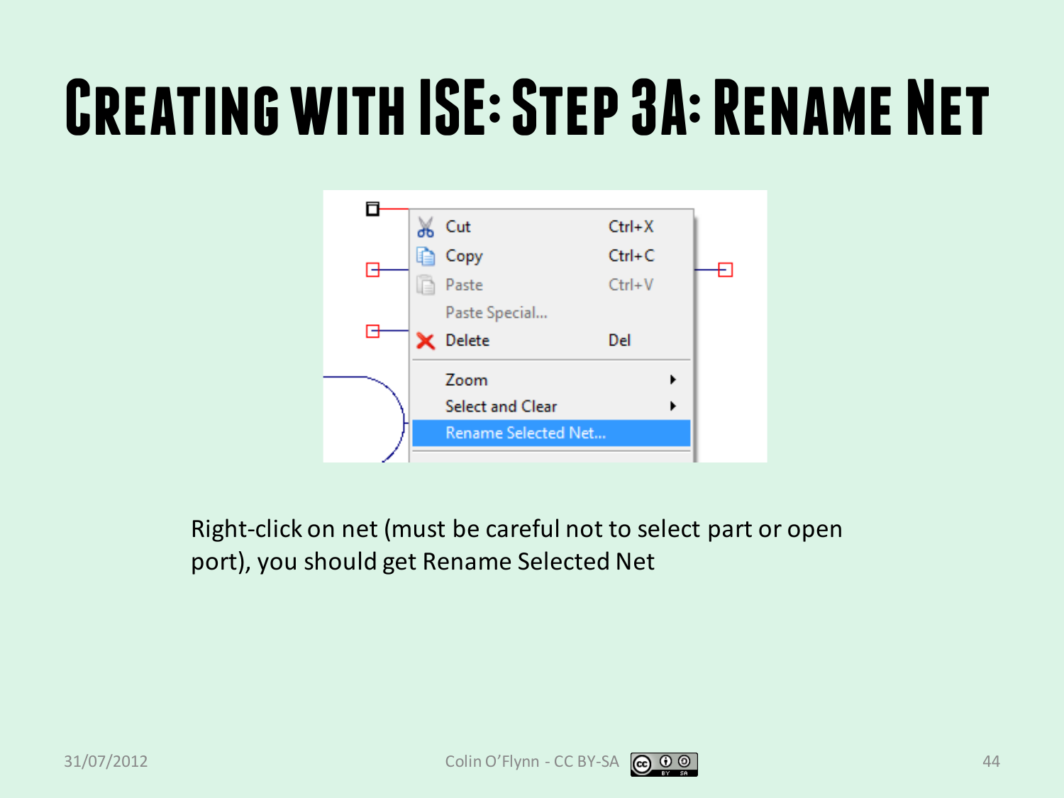# Creating with ISE: Step 3A: Rename Net

Right-click on net (must be careful not to select part or open port), you should get Rename Selected Net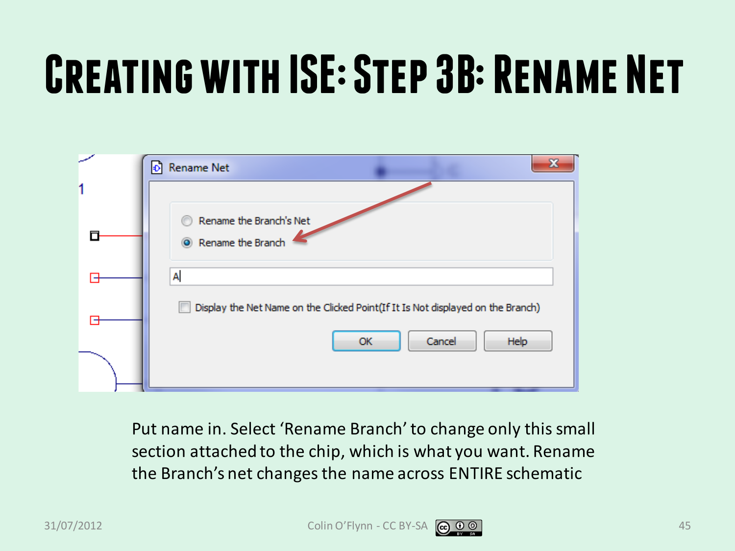# Creating with ISE: Step 3B: Rename Net

Put name in. Select 'Rename Branch' to change only this small section attached to the chip, which is what you want. Rename the Branch's net changes the name across ENTIRE schematic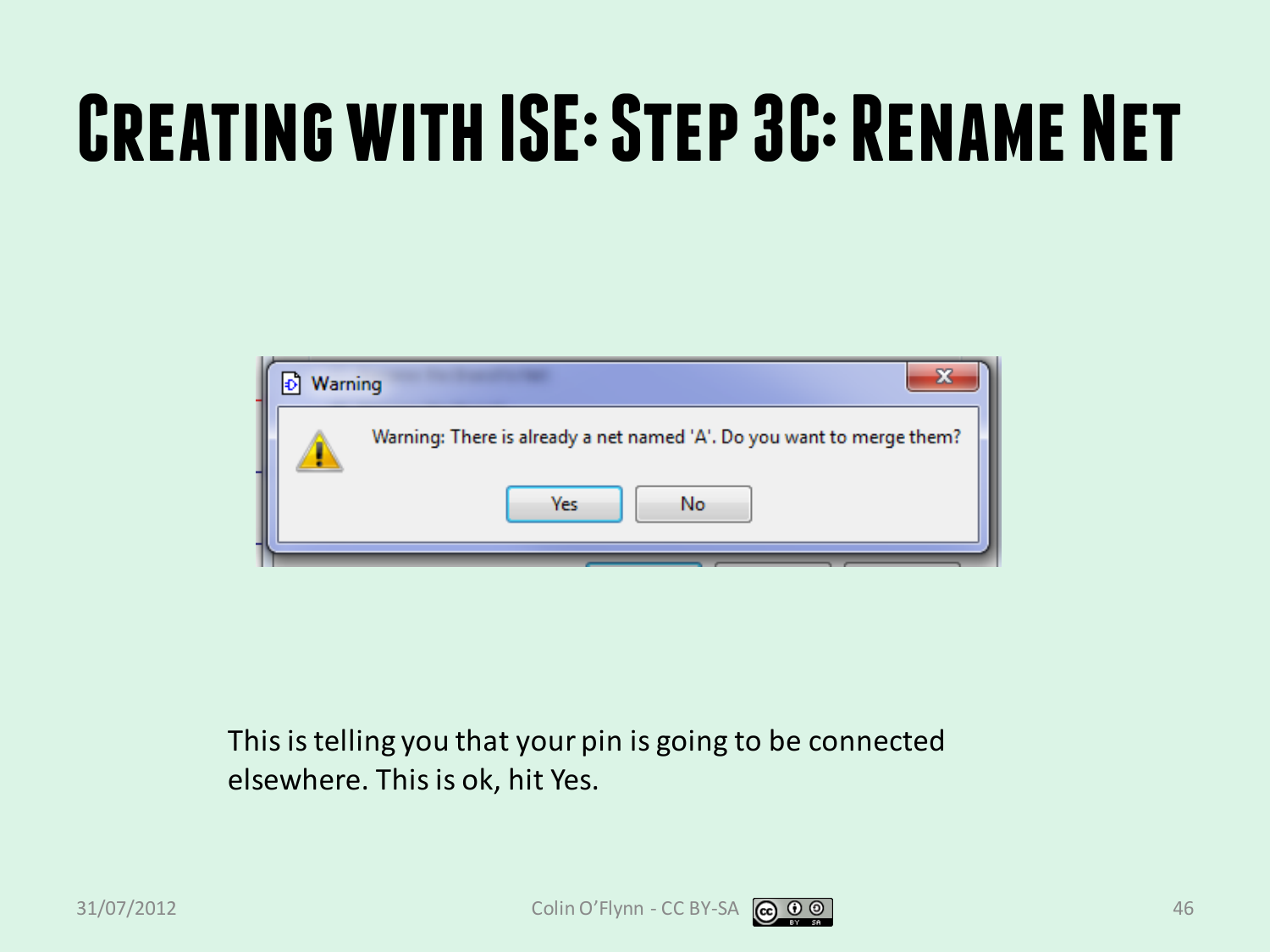# Creating with ISE: Step 3C: Rename Net

Warning

Warning: There is already a net named 'A'. Do you want to merge them?

Yes No

This is telling you that your pin is going to be connected elsewhere. This is ok, hit Yes.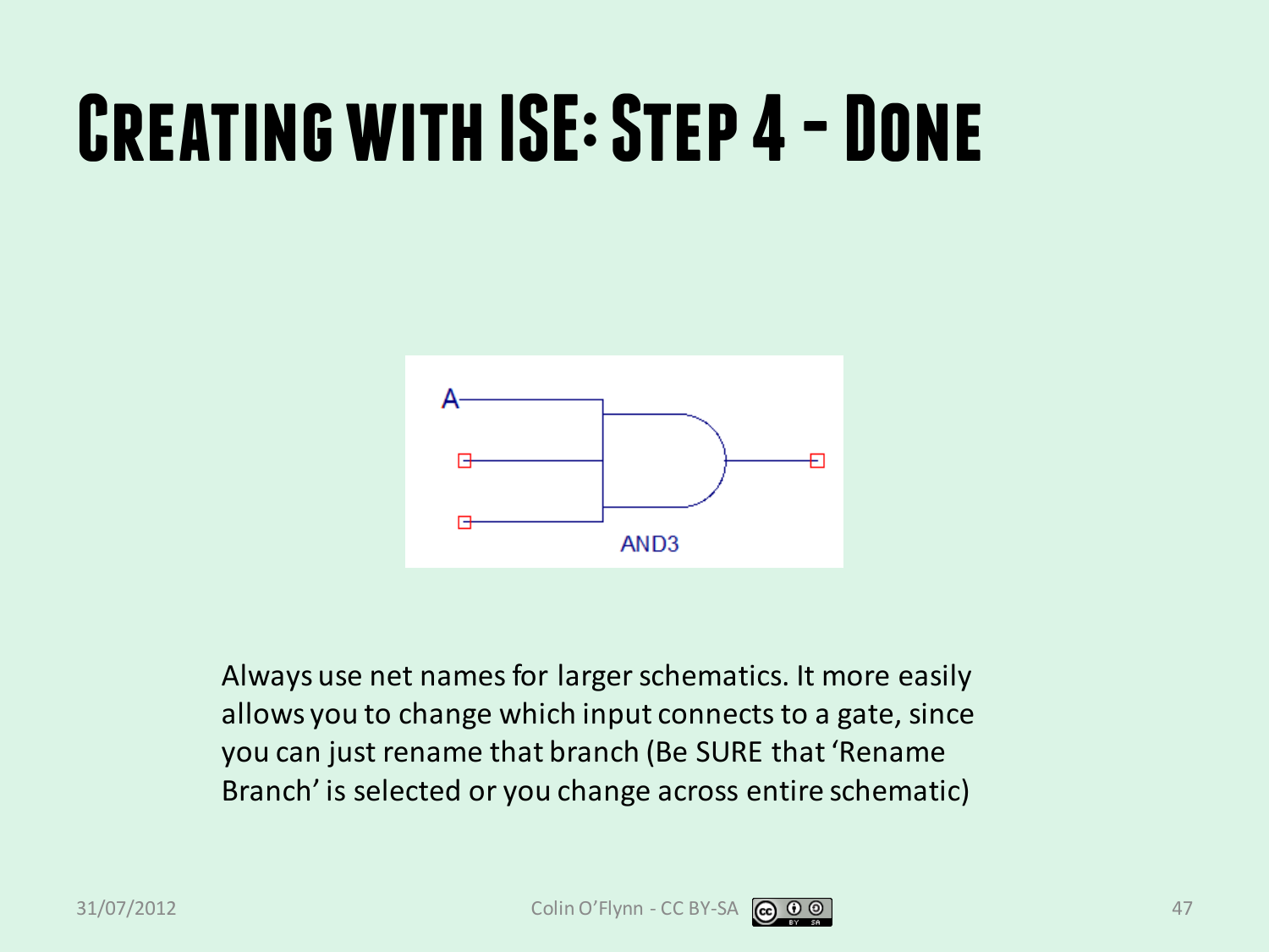# Creating with ISE: Step 4 - Done

A

AND3

Always use net names for larger schematics. It more easily allows you to change which input connects to a gate, since you can just rename that branch (Be SURE that 'Rename Branch' is selected or you change across entire schematic)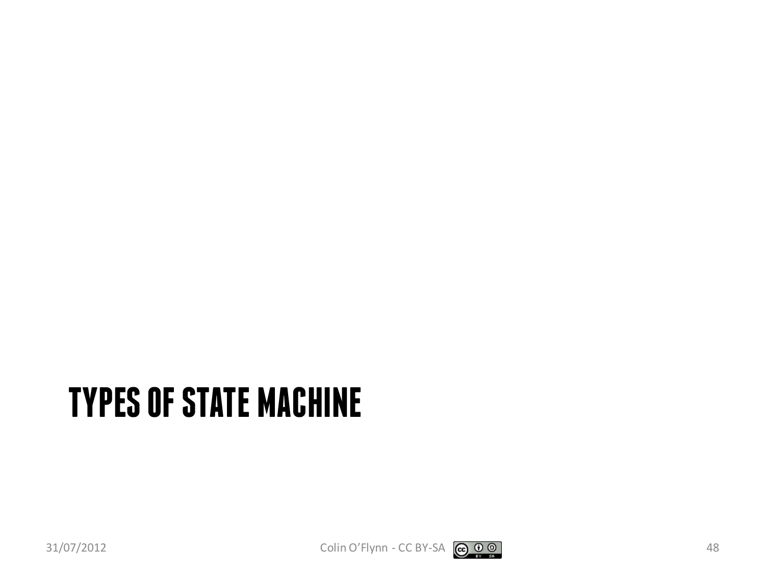# TYPES OF STATE MACHINE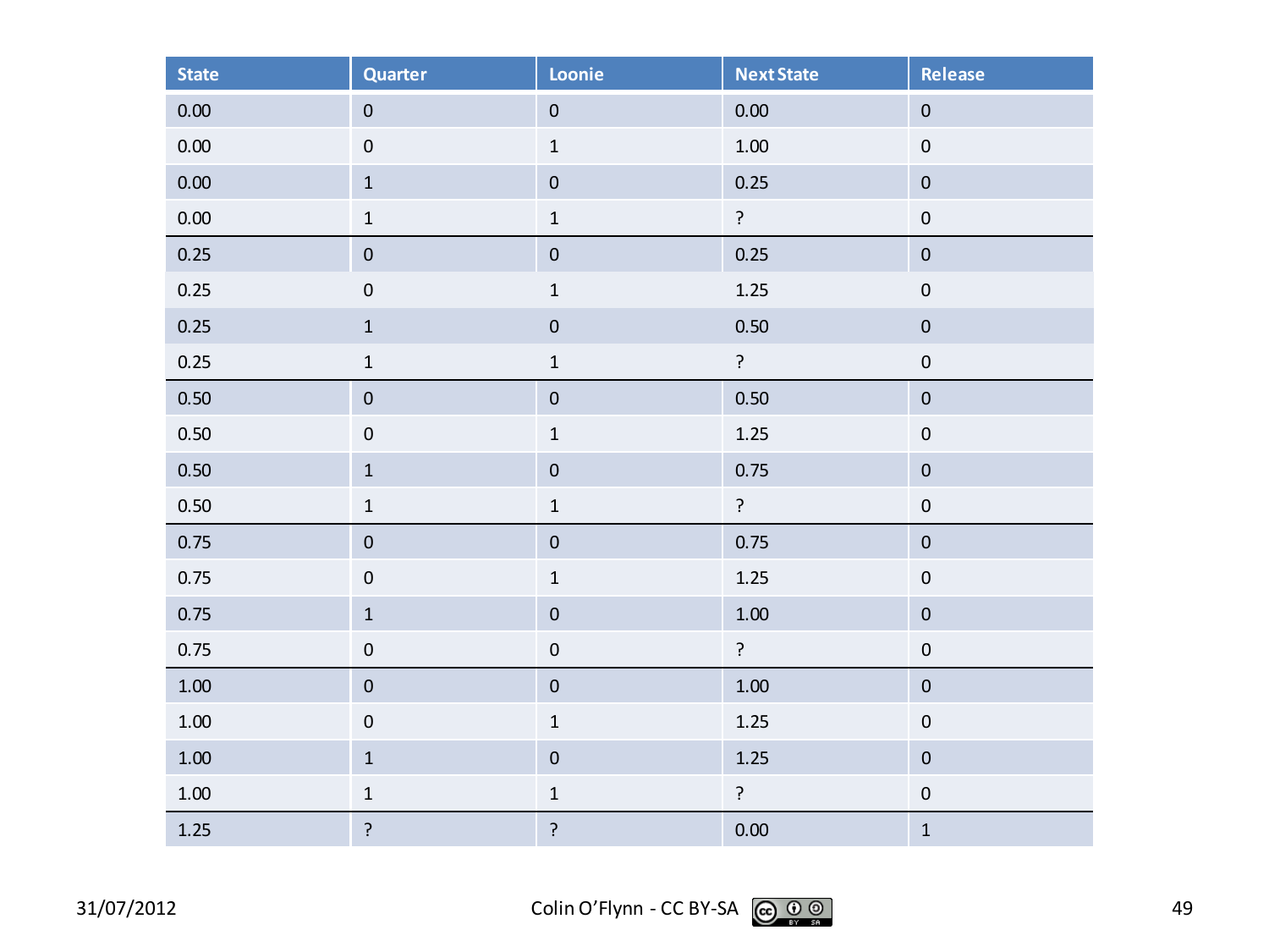| State | Quarter | Loonie | Next State | Release |
|---|---|---|---|---|
| 0.00 | 0 | 0 | 0.00 | 0 |
| 0.00 | 0 | 1 | 1.00 | 0 |
| 0.00 | 1 | 0 | 0.25 | 0 |
| 0.00 | 1 | 1 | ? | 0 |
| 0.25 | 0 | 0 | 0.25 | 0 |
| 0.25 | 0 | 1 | 1.25 | 0 |
| 0.25 | 1 | 0 | 0.50 | 0 |
| 0.25 | 1 | 1 | ? | 0 |
| 0.50 | 0 | 0 | 0.50 | 0 |
| 0.50 | 0 | 1 | 1.25 | 0 |
| 0.50 | 1 | 0 | 0.75 | 0 |
| 0.50 | 1 | 1 | ? | 0 |
| 0.75 | 0 | 0 | 0.75 | 0 |
| 0.75 | 0 | 1 | 1.25 | 0 |
| 0.75 | 1 | 0 | 1.00 | 0 |
| 0.75 | 0 | 0 | ? | 0 |
| 1.00 | 0 | 0 | 1.00 | 0 |
| 1.00 | 0 | 1 | 1.25 | 0 |
| 1.00 | 1 | 0 | 1.25 | 0 |
| 1.00 | 1 | 1 | ? | 0 |
| 1.25 | ? | ? | 0.00 | 1 |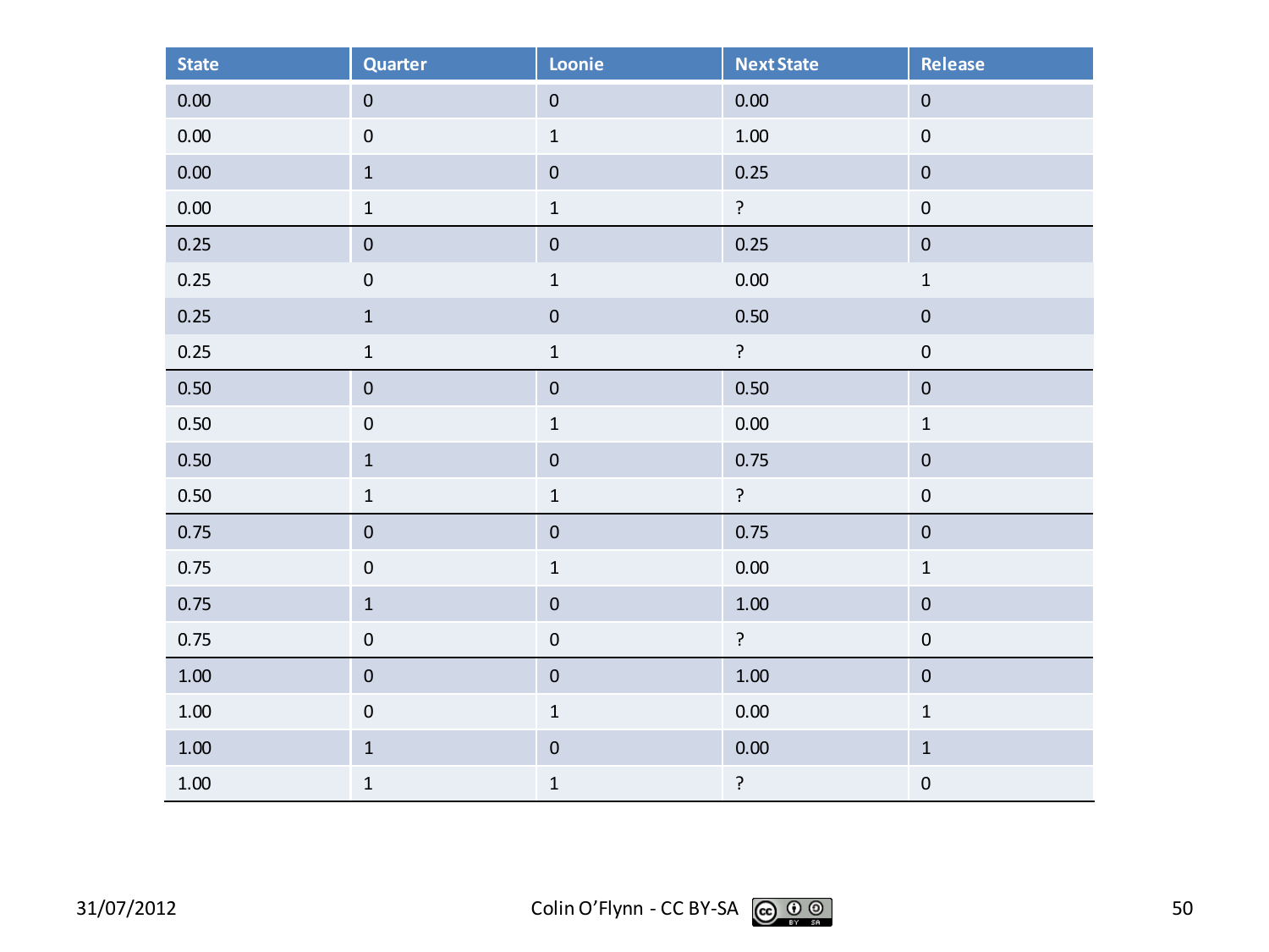| State | Quarter | Loonie | Next State | Release |
|---|---|---|---|---|
| 0.00 | 0 | 0 | 0.00 | 0 |
| 0.00 | 0 | 1 | 1.00 | 0 |
| 0.00 | 1 | 0 | 0.25 | 0 |
| 0.00 | 1 | 1 | ? | 0 |
| 0.25 | 0 | 0 | 0.25 | 0 |
| 0.25 | 0 | 1 | 0.00 | 1 |
| 0.25 | 1 | 0 | 0.50 | 0 |
| 0.25 | 1 | 1 | ? | 0 |
| 0.50 | 0 | 0 | 0.50 | 0 |
| 0.50 | 0 | 1 | 0.00 | 1 |
| 0.50 | 1 | 0 | 0.75 | 0 |
| 0.50 | 1 | 1 | ? | 0 |
| 0.75 | 0 | 0 | 0.75 | 0 |
| 0.75 | 0 | 1 | 0.00 | 1 |
| 0.75 | 1 | 0 | 1.00 | 0 |
| 0.75 | 0 | 0 | ? | 0 |
| 1.00 | 0 | 0 | 1.00 | 0 |
| 1.00 | 0 | 1 | 0.00 | 1 |
| 1.00 | 1 | 0 | 0.00 | 1 |
| 1.00 | 1 | 1 | ? | 0 |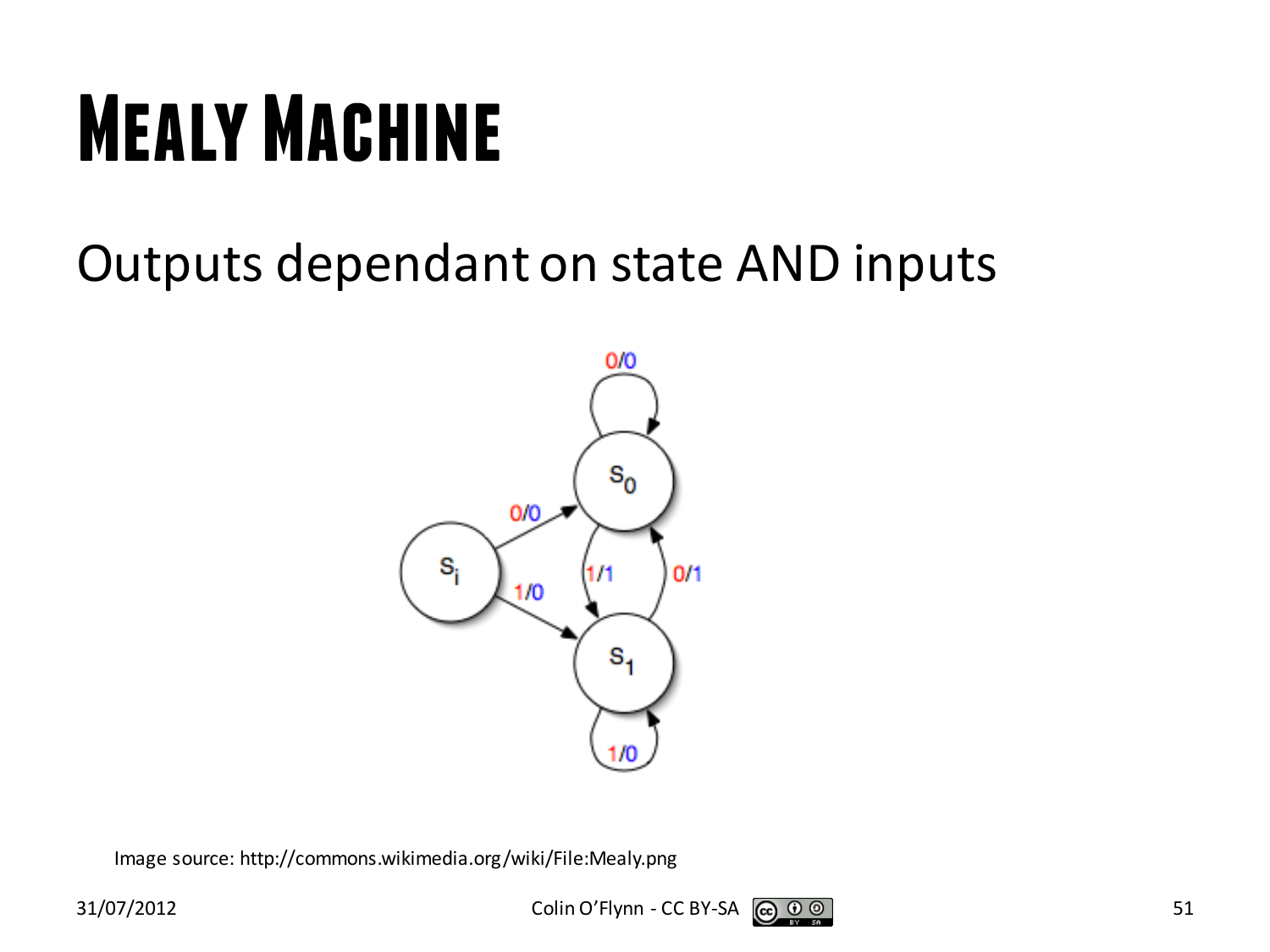# Mealy Machine

Outputs dependant on state AND inputs

Image source: http://commons.wikimedia.org/wiki/File:Mealy.png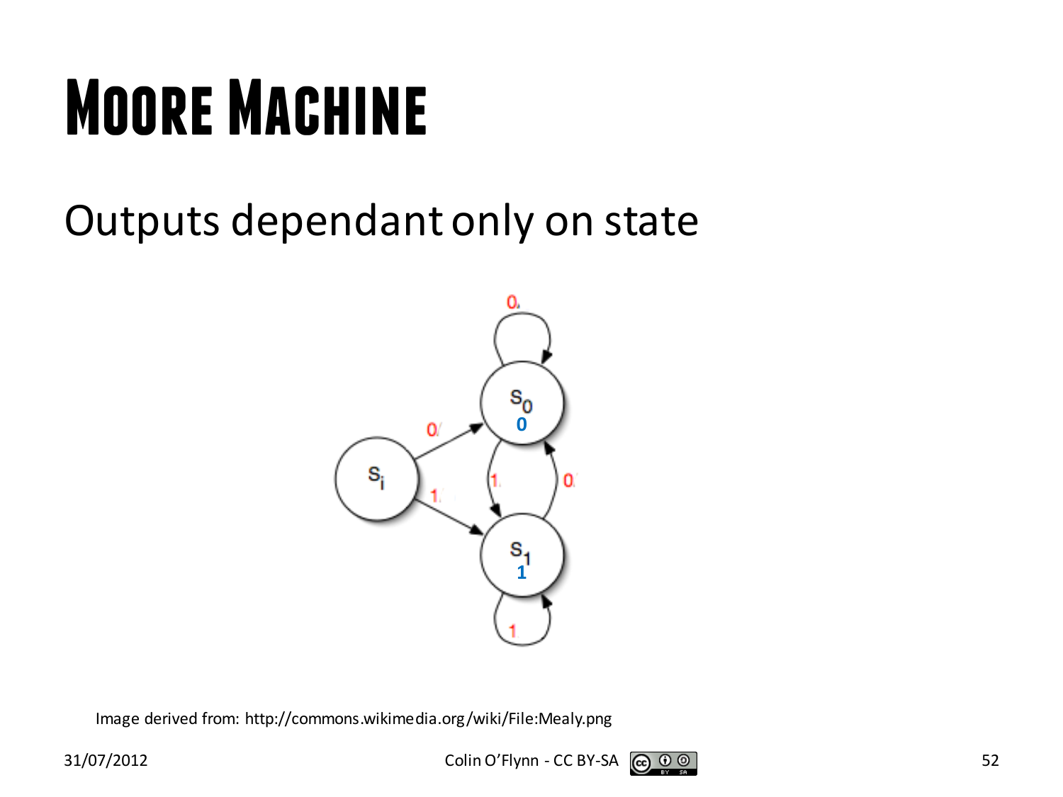# Moore Machine

Outputs dependant only on state

Image derived from: http://commons.wikimedia.org/wiki/File:Mealy.png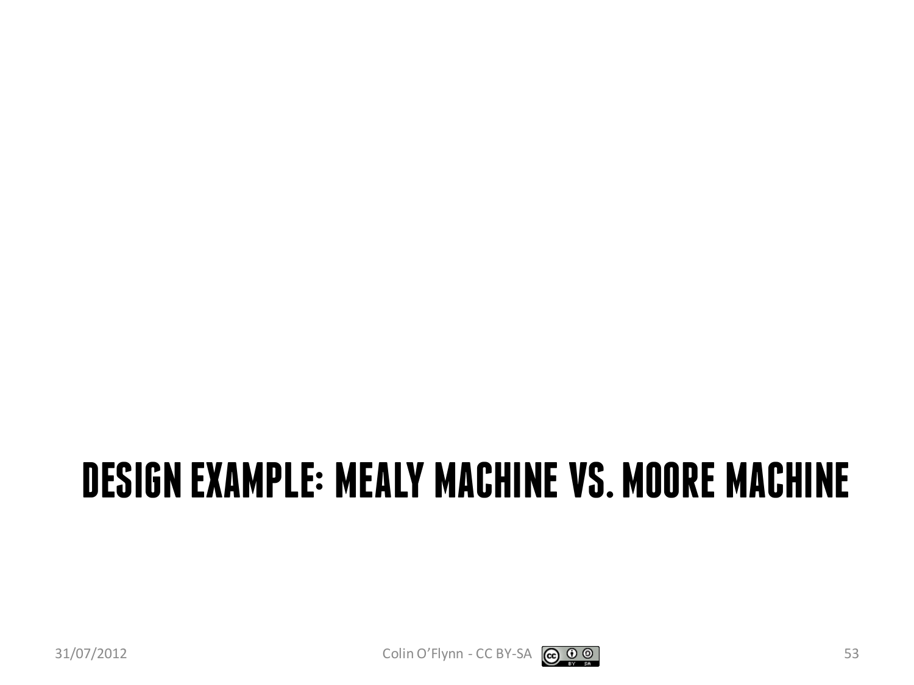# DESIGN EXAMPLE: MEALY MACHINE VS. MOORE MACHINE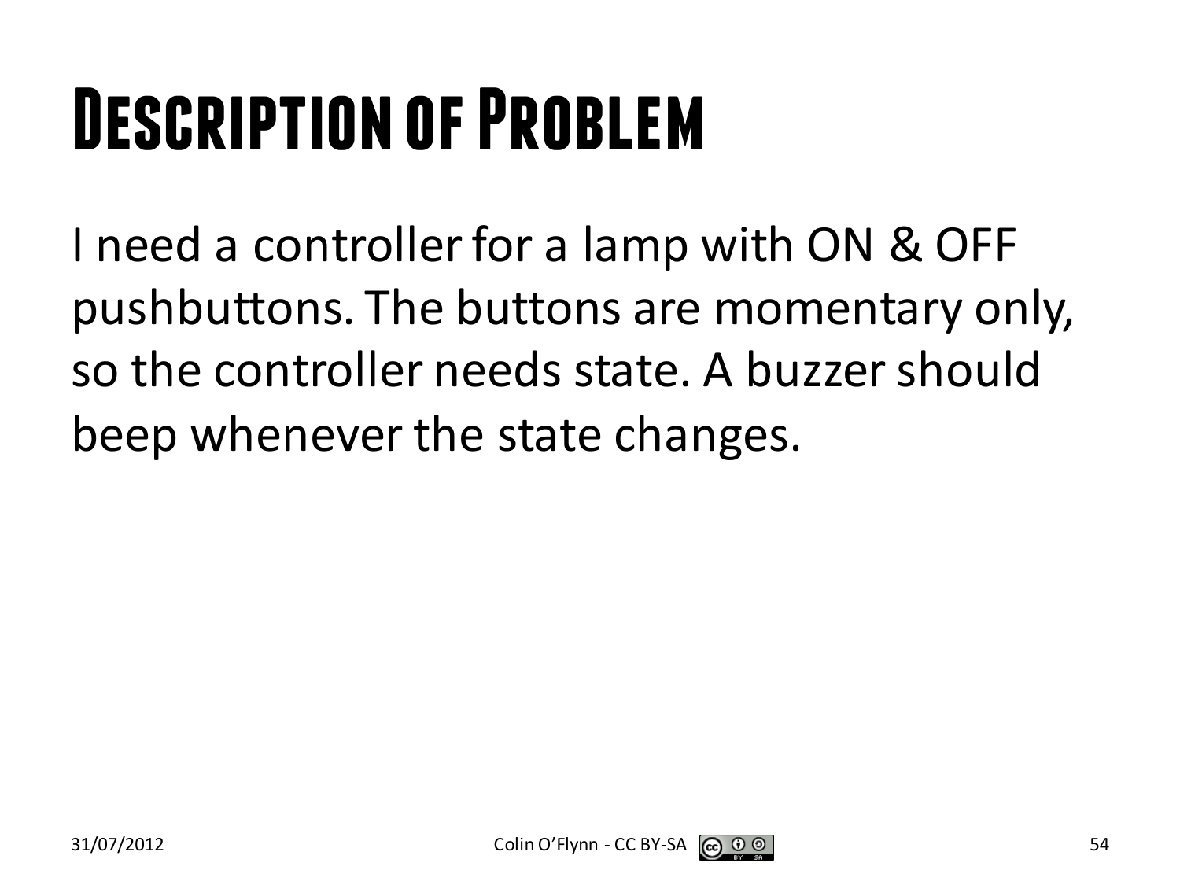# Description of Problem

I need a controller for a lamp with ON & OFF pushbuttons. The buttons are momentary only, so the controller needs state. A buzzer should beep whenever the state changes.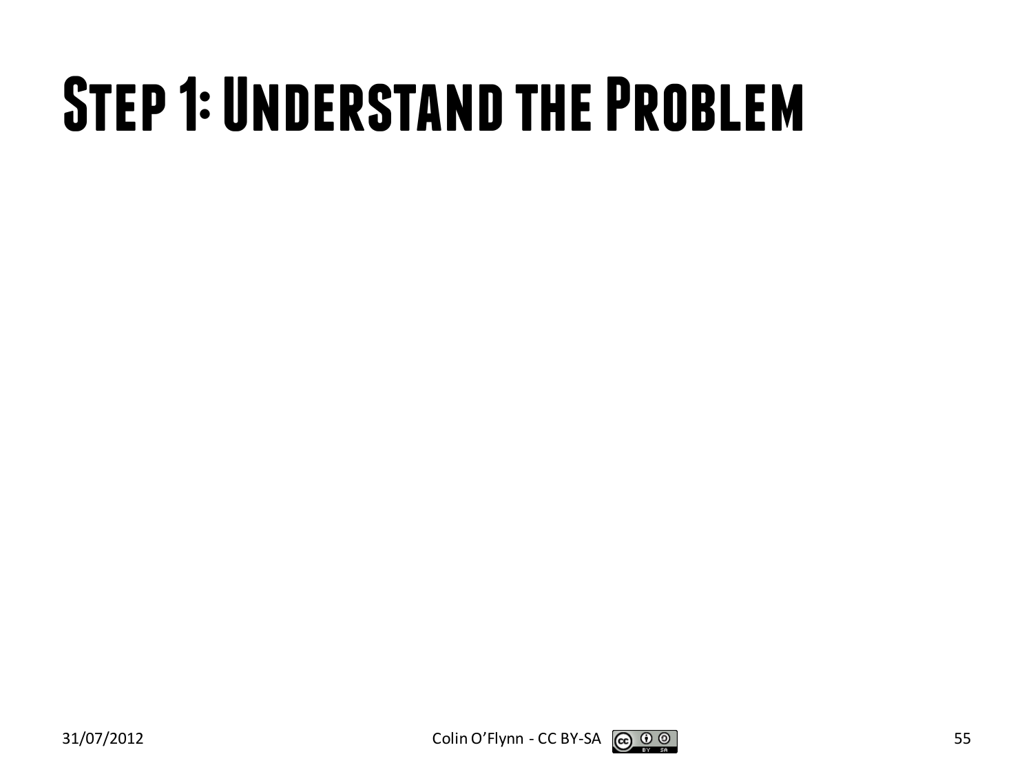# Step 1: Understand the Problem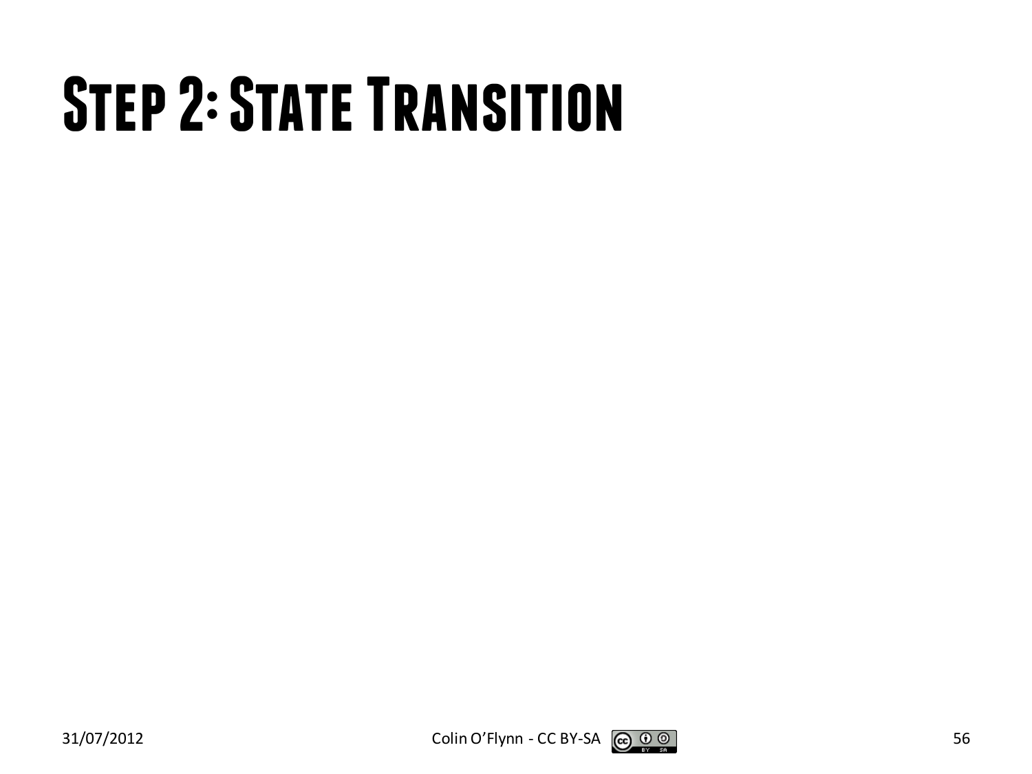# Step 2: State Transition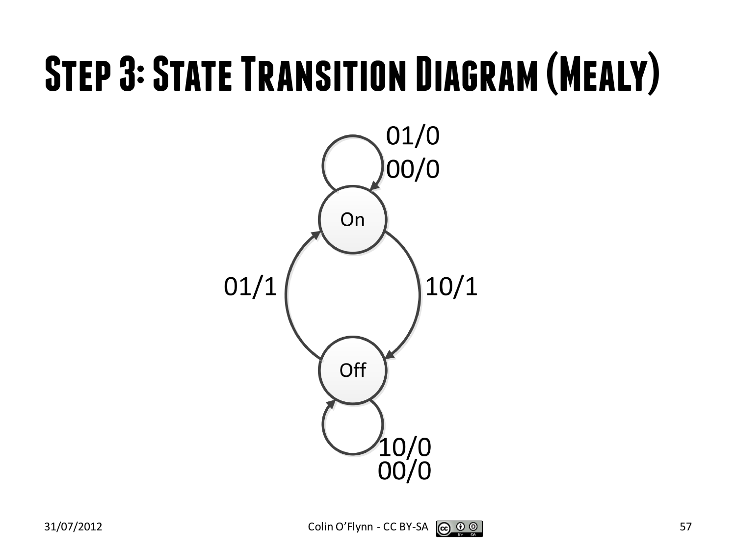# Step 3: State Transition Diagram (Mealy)

On

Off

01/0
00/0

01/1

10/1

10/0
00/0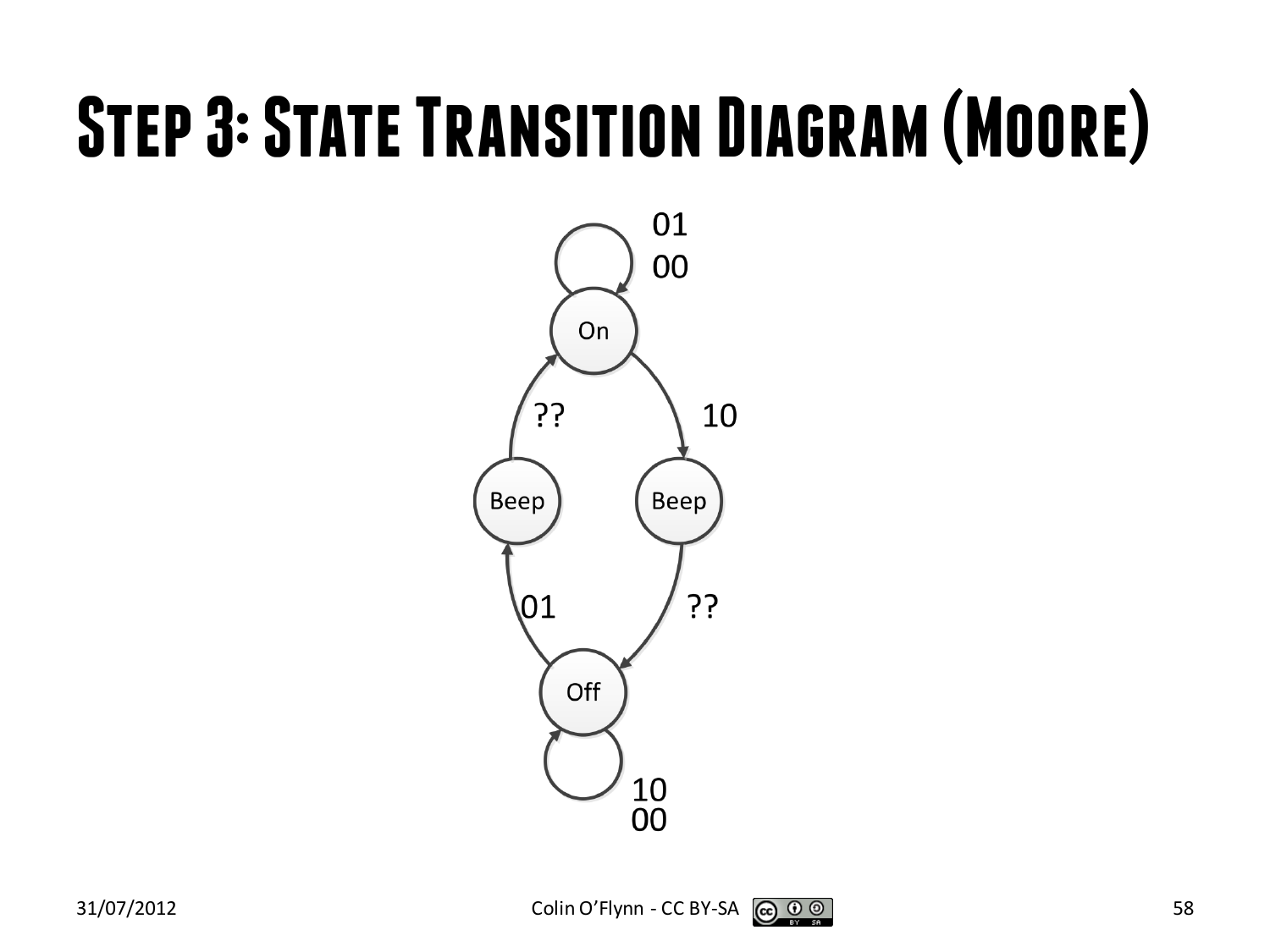# Step 3: State Transition Diagram (Moore)

On (self-loop: 01, 00)

On → Beep: 10

Beep → Off: ??

Off (self-loop: 10, 00)

Off → Beep: 01

Beep → On: ??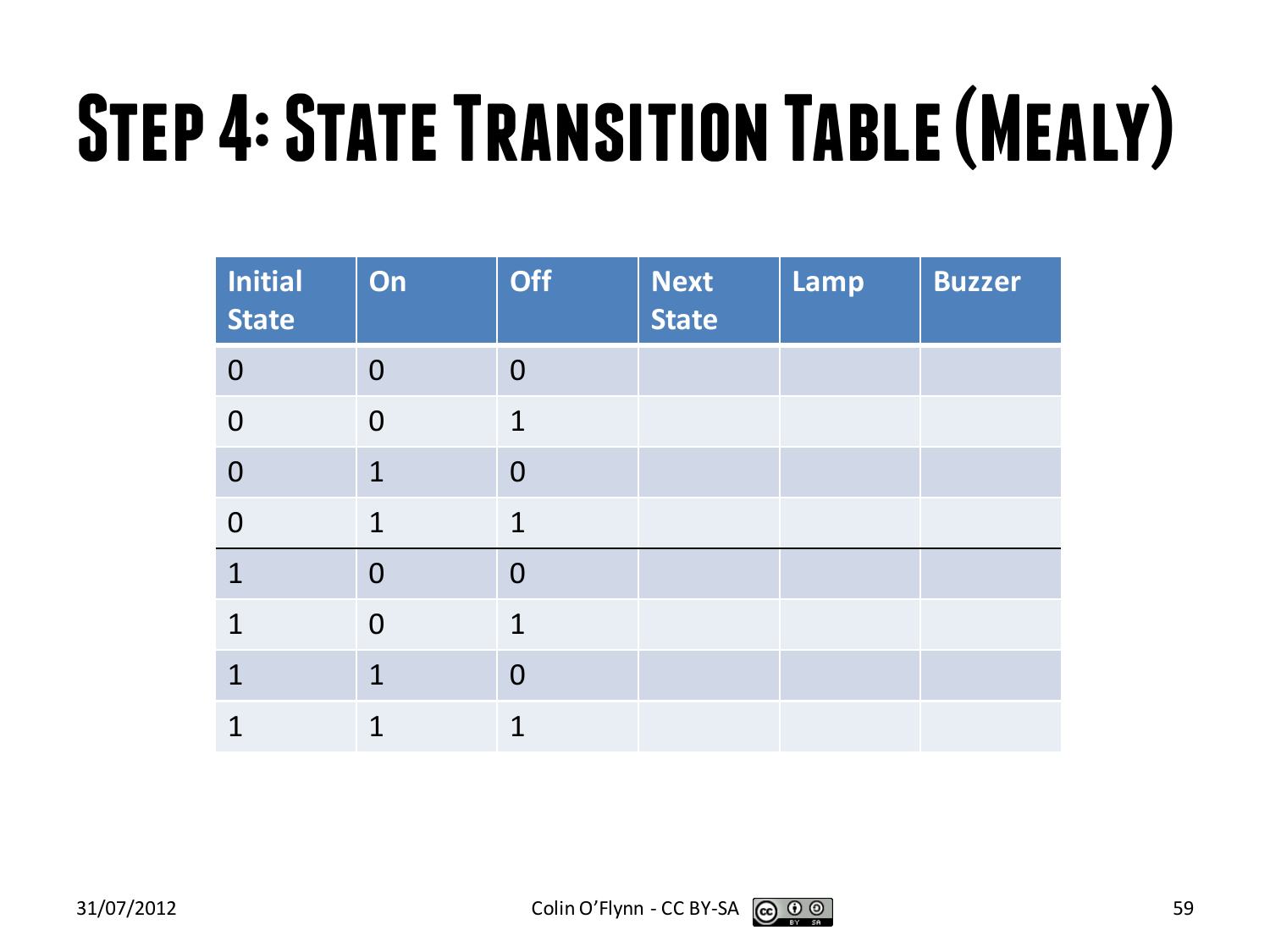# Step 4: State Transition Table (Mealy)

| Initial State | On | Off | Next State | Lamp | Buzzer |
|---|---|---|---|---|---|
| 0 | 0 | 0 | | | |
| 0 | 0 | 1 | | | |
| 0 | 1 | 0 | | | |
| 0 | 1 | 1 | | | |
| 1 | 0 | 0 | | | |
| 1 | 0 | 1 | | | |
| 1 | 1 | 0 | | | |
| 1 | 1 | 1 | | | |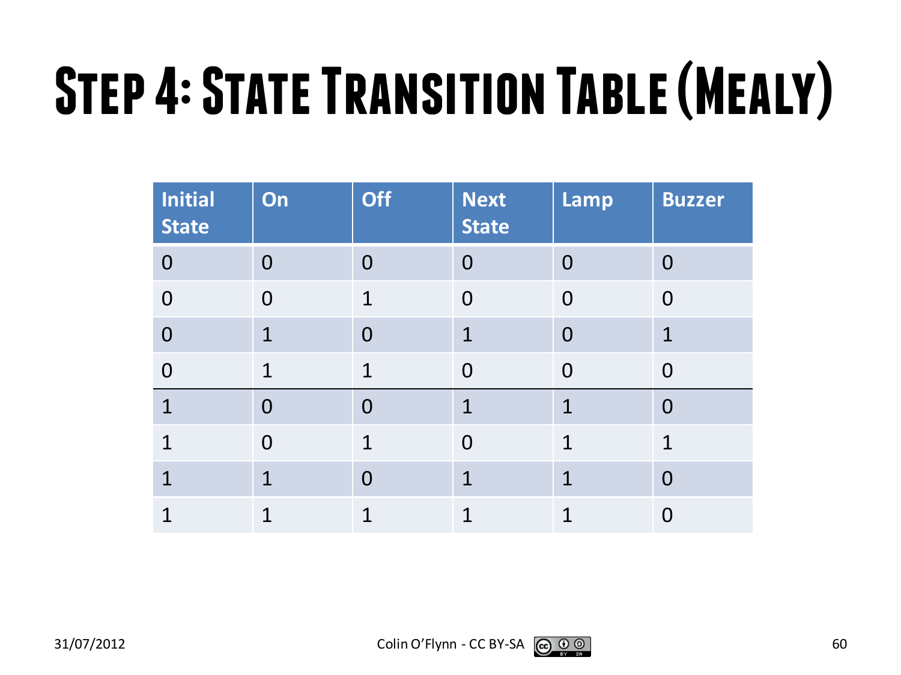# Step 4: State Transition Table (Mealy)

| Initial State | On | Off | Next State | Lamp | Buzzer |
|---|---|---|---|---|---|
| 0 | 0 | 0 | 0 | 0 | 0 |
| 0 | 0 | 1 | 0 | 0 | 0 |
| 0 | 1 | 0 | 1 | 0 | 1 |
| 0 | 1 | 1 | 0 | 0 | 0 |
| 1 | 0 | 0 | 1 | 1 | 0 |
| 1 | 0 | 1 | 0 | 1 | 1 |
| 1 | 1 | 0 | 1 | 1 | 0 |
| 1 | 1 | 1 | 1 | 1 | 0 |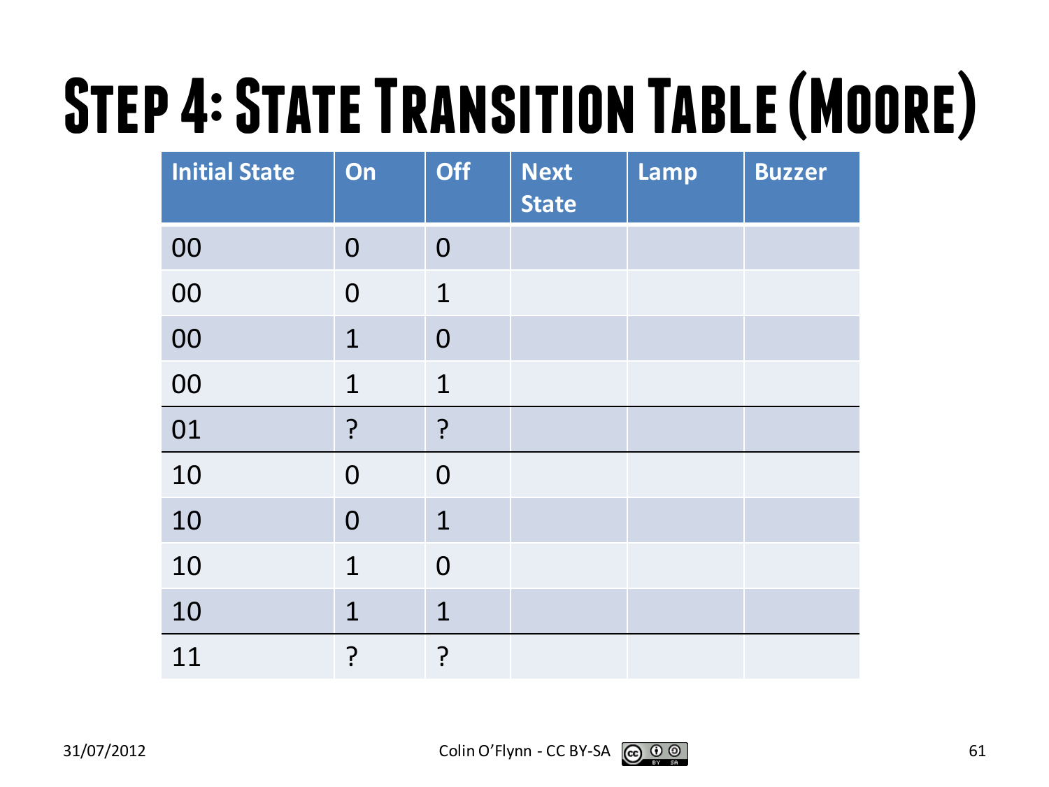# Step 4: State Transition Table (Moore)

| Initial State | On | Off | Next State | Lamp | Buzzer |
|---|---|---|---|---|---|
| 00 | 0 | 0 | | | |
| 00 | 0 | 1 | | | |
| 00 | 1 | 0 | | | |
| 00 | 1 | 1 | | | |
| 01 | ? | ? | | | |
| 10 | 0 | 0 | | | |
| 10 | 0 | 1 | | | |
| 10 | 1 | 0 | | | |
| 10 | 1 | 1 | | | |
| 11 | ? | ? | | | |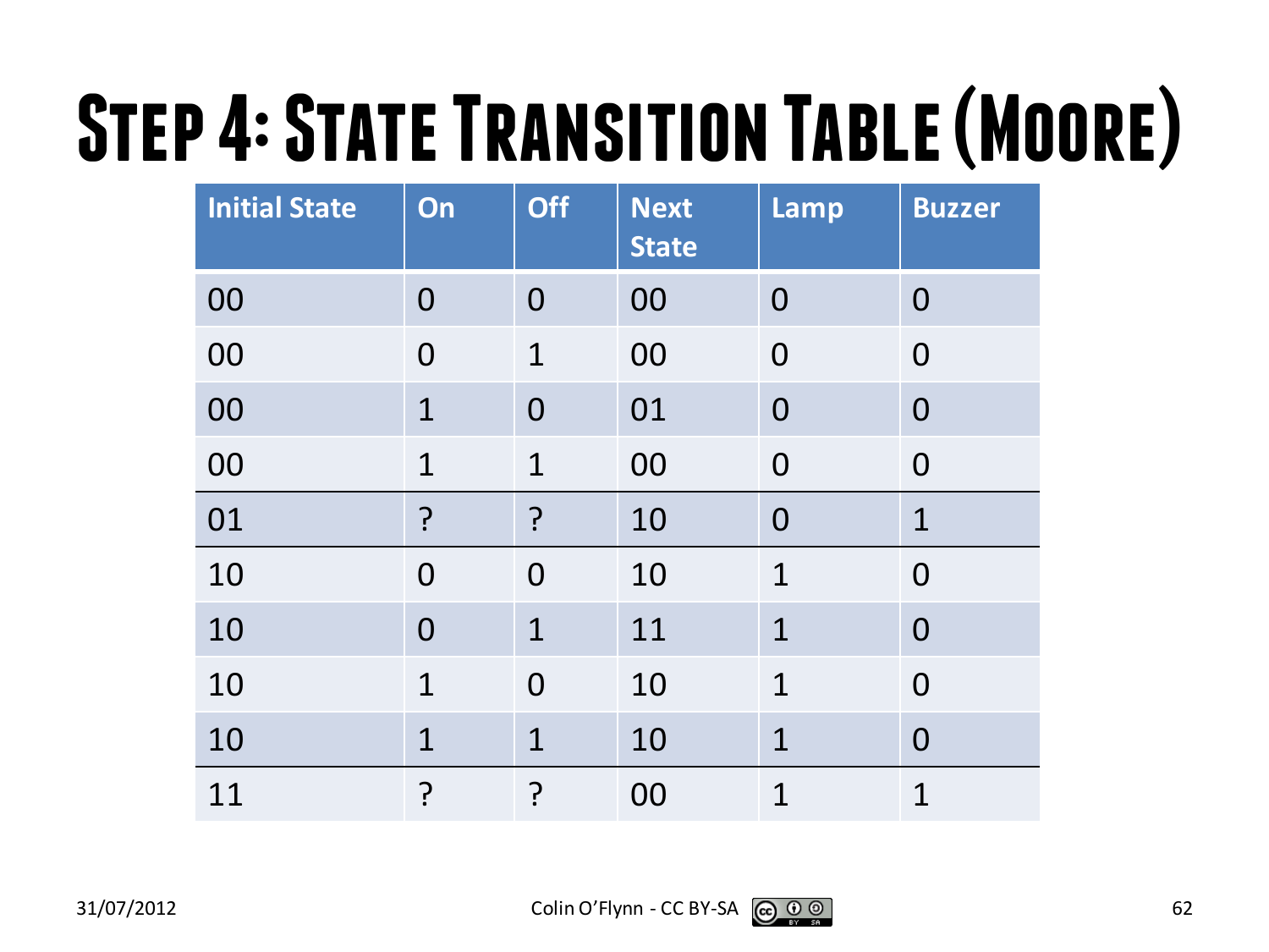# Step 4: State Transition Table (Moore)

| Initial State | On | Off | Next State | Lamp | Buzzer |
|---|---|---|---|---|---|
| 00 | 0 | 0 | 00 | 0 | 0 |
| 00 | 0 | 1 | 00 | 0 | 0 |
| 00 | 1 | 0 | 01 | 0 | 0 |
| 00 | 1 | 1 | 00 | 0 | 0 |
| 01 | ? | ? | 10 | 0 | 1 |
| 10 | 0 | 0 | 10 | 1 | 0 |
| 10 | 0 | 1 | 11 | 1 | 0 |
| 10 | 1 | 0 | 10 | 1 | 0 |
| 10 | 1 | 1 | 10 | 1 | 0 |
| 11 | ? | ? | 00 | 1 | 1 |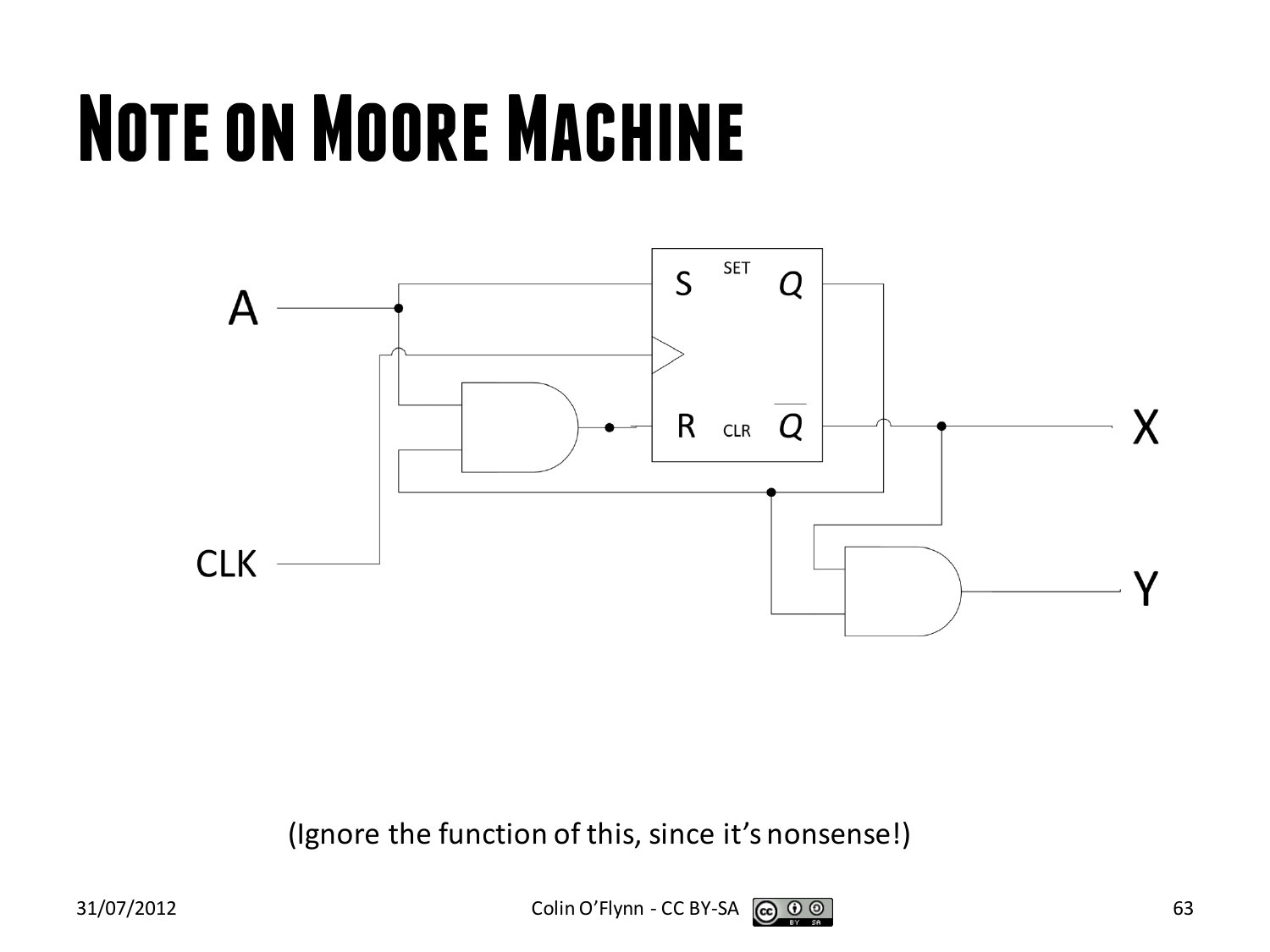# Note on Moore Machine

(Ignore the function of this, since it's nonsense!)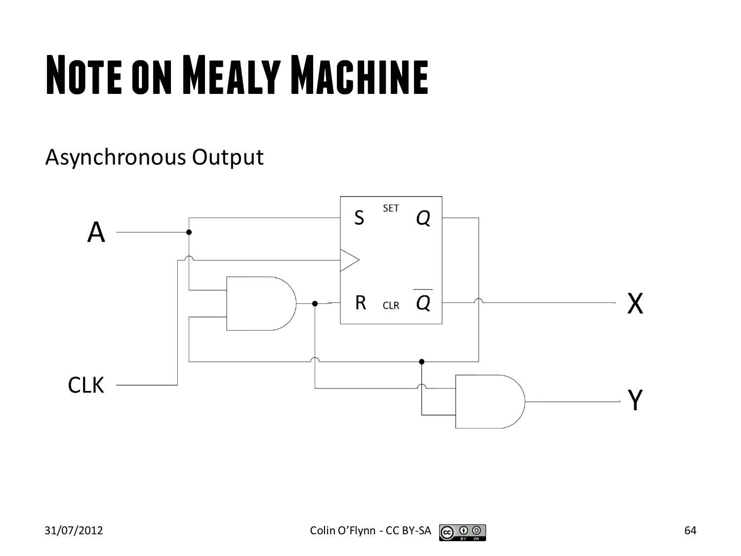# Note on Mealy Machine

Asynchronous Output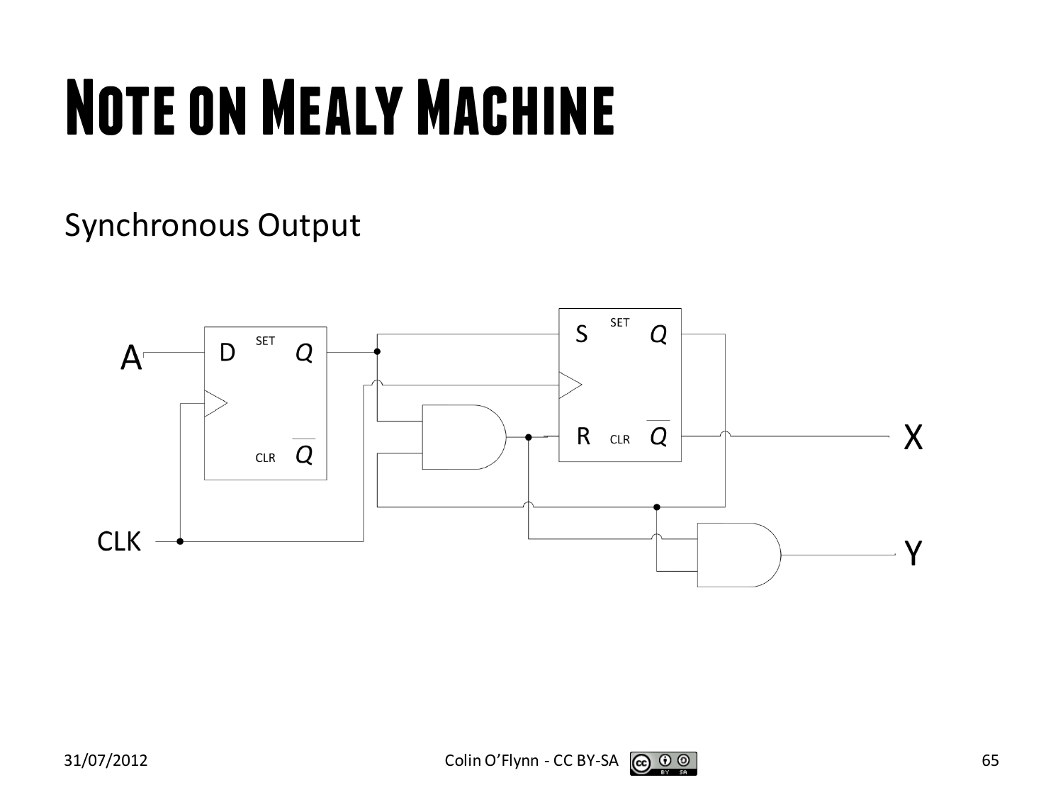# Note on Mealy Machine

Synchronous Output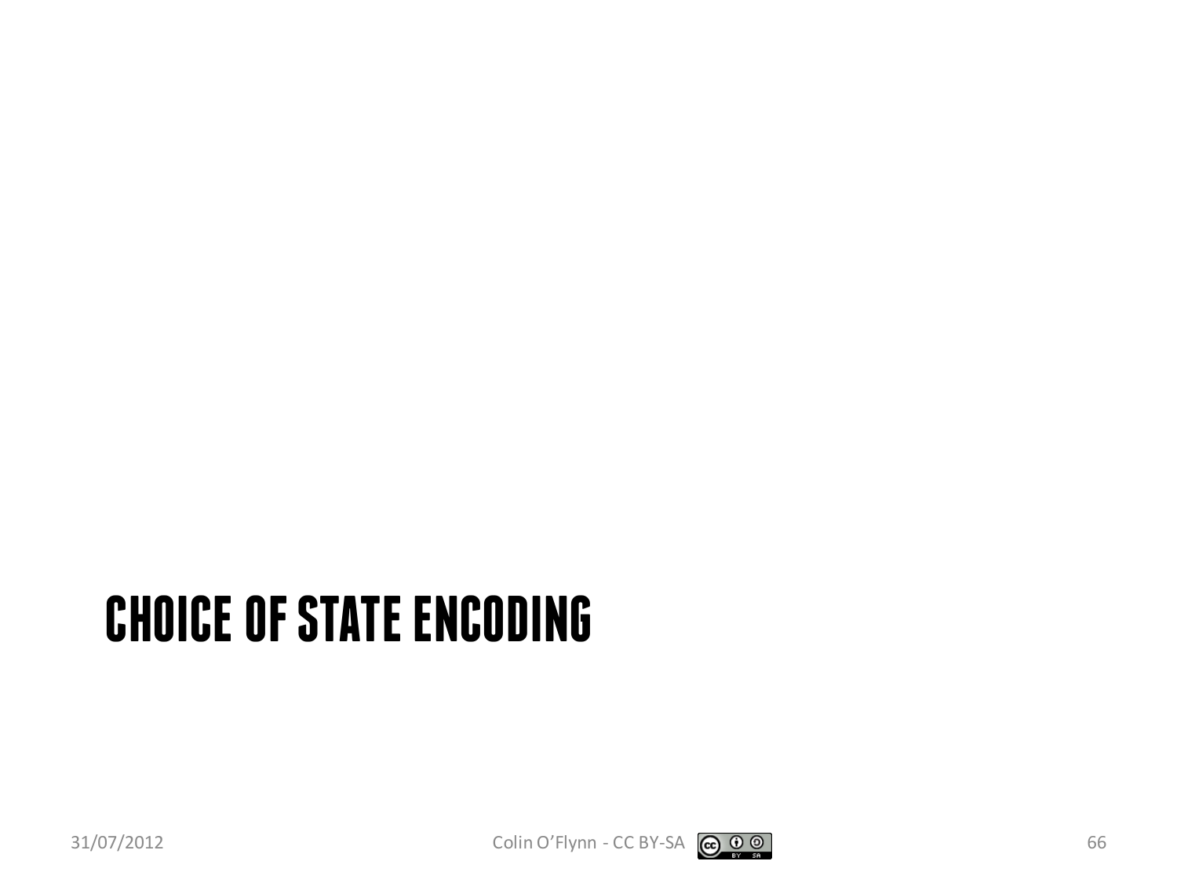# CHOICE OF STATE ENCODING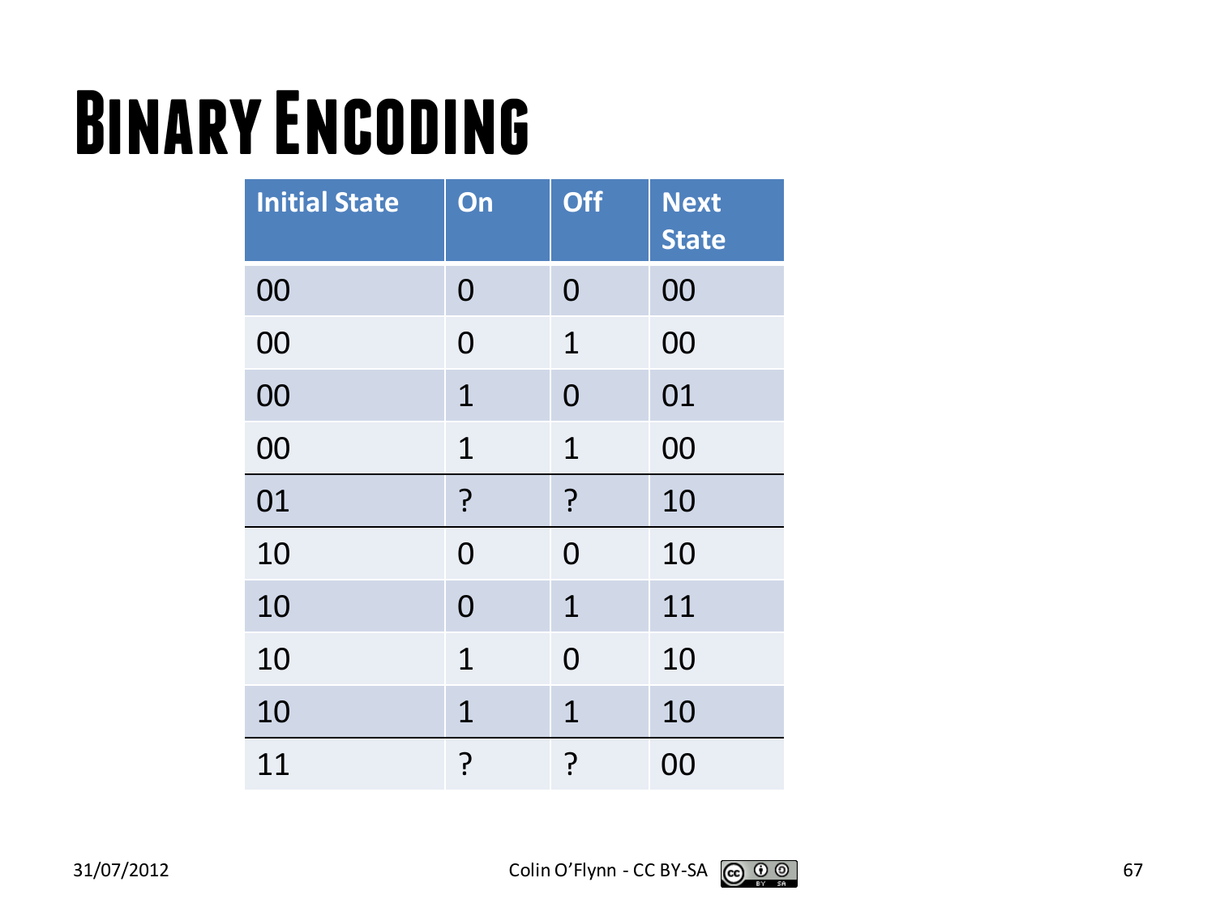# Binary Encoding

| Initial State | On | Off | Next State |
|---|---|---|---|
| 00 | 0 | 0 | 00 |
| 00 | 0 | 1 | 00 |
| 00 | 1 | 0 | 01 |
| 00 | 1 | 1 | 00 |
| 01 | ? | ? | 10 |
| 10 | 0 | 0 | 10 |
| 10 | 0 | 1 | 11 |
| 10 | 1 | 0 | 10 |
| 10 | 1 | 1 | 10 |
| 11 | ? | ? | 00 |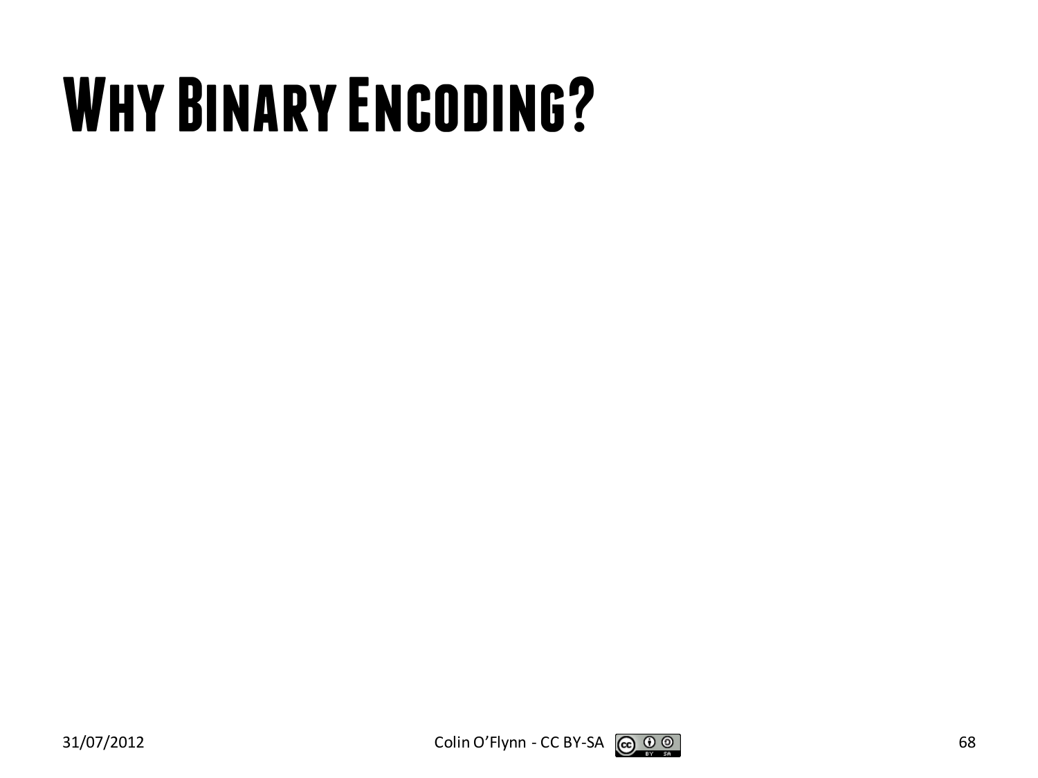# Why Binary Encoding?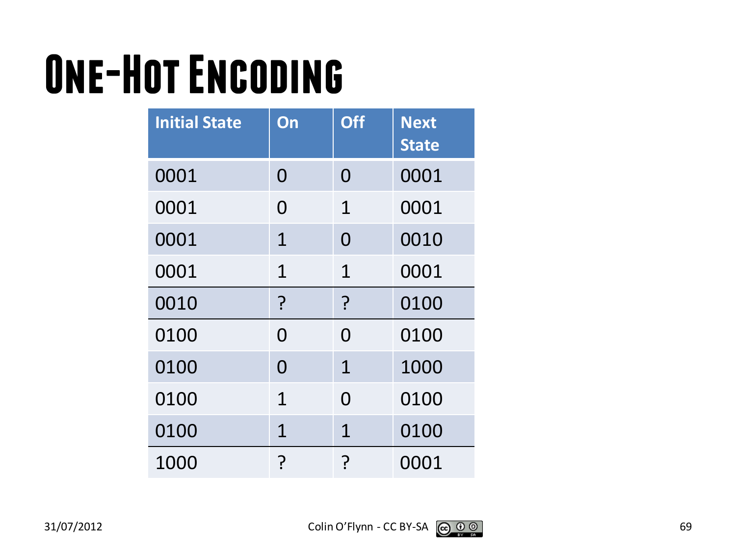# One-Hot Encoding

| Initial State | On | Off | Next State |
|---|---|---|---|
| 0001 | 0 | 0 | 0001 |
| 0001 | 0 | 1 | 0001 |
| 0001 | 1 | 0 | 0010 |
| 0001 | 1 | 1 | 0001 |
| 0010 | ? | ? | 0100 |
| 0100 | 0 | 0 | 0100 |
| 0100 | 0 | 1 | 1000 |
| 0100 | 1 | 0 | 0100 |
| 0100 | 1 | 1 | 0100 |
| 1000 | ? | ? | 0001 |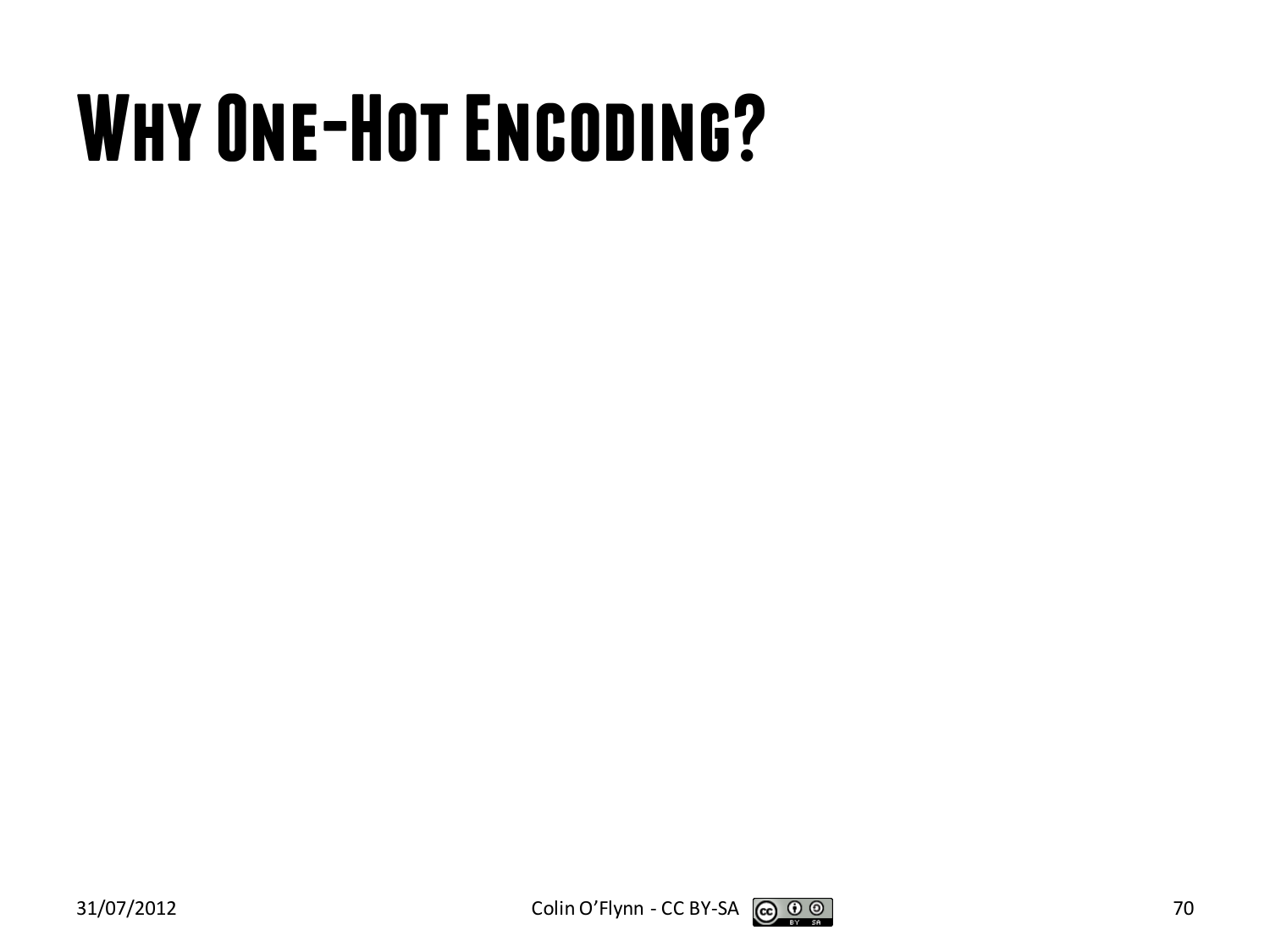# Why One-Hot Encoding?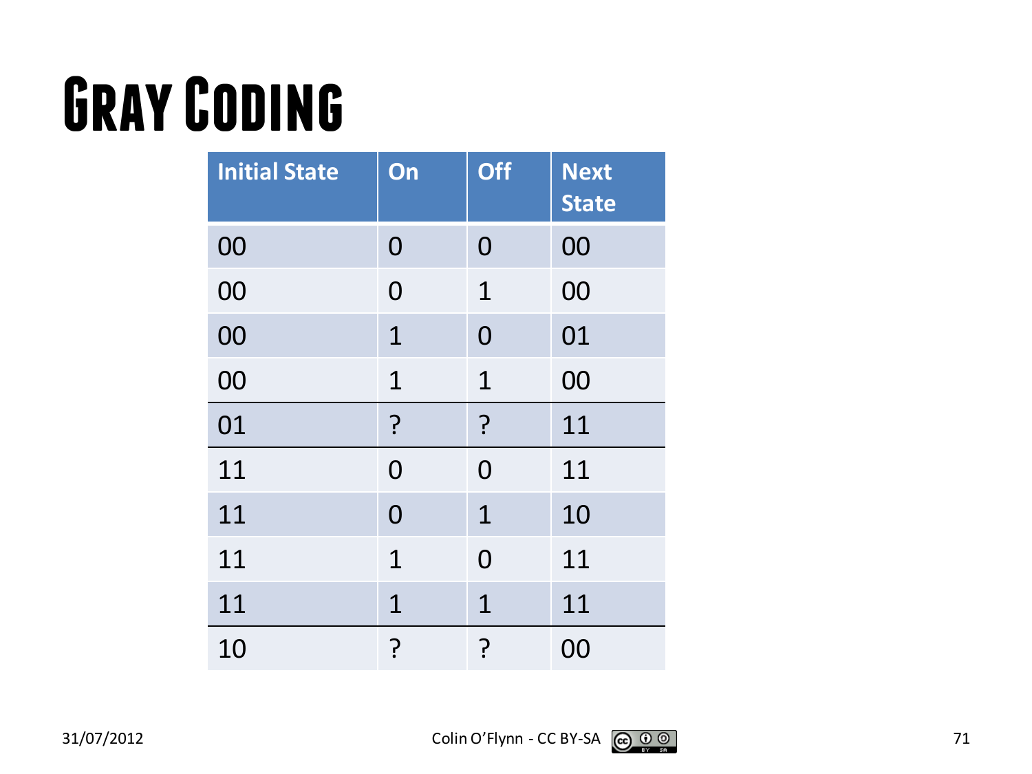# Gray Coding

| Initial State | On | Off | Next State |
| --- | --- | --- | --- |
| 00 | 0 | 0 | 00 |
| 00 | 0 | 1 | 00 |
| 00 | 1 | 0 | 01 |
| 00 | 1 | 1 | 00 |
| 01 | ? | ? | 11 |
| 11 | 0 | 0 | 11 |
| 11 | 0 | 1 | 10 |
| 11 | 1 | 0 | 11 |
| 11 | 1 | 1 | 11 |
| 10 | ? | ? | 00 |

31/07/2012

Colin O'Flynn - CC BY-SA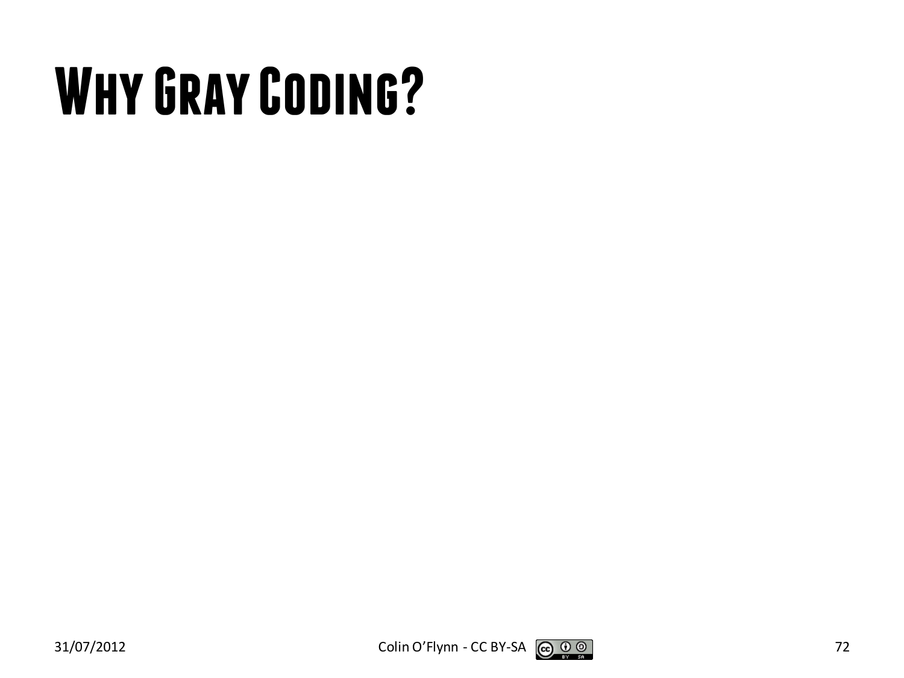# Why Gray Coding?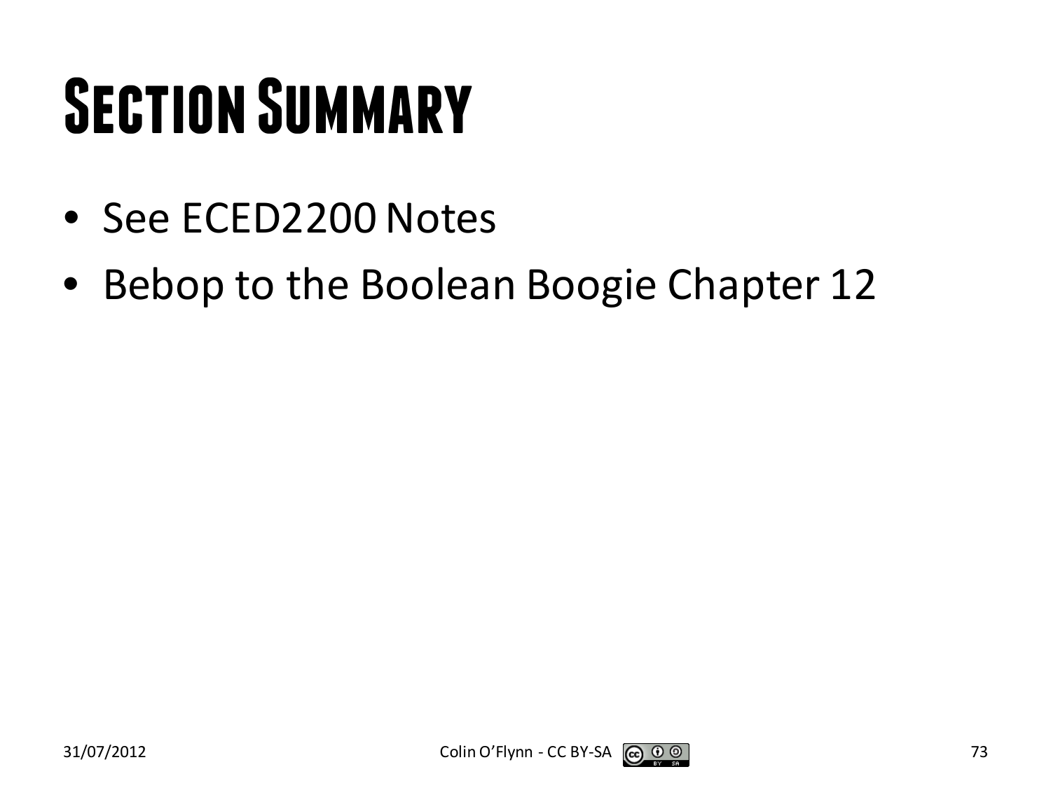# Section Summary

- See ECED2200 Notes
- Bebop to the Boolean Boogie Chapter 12